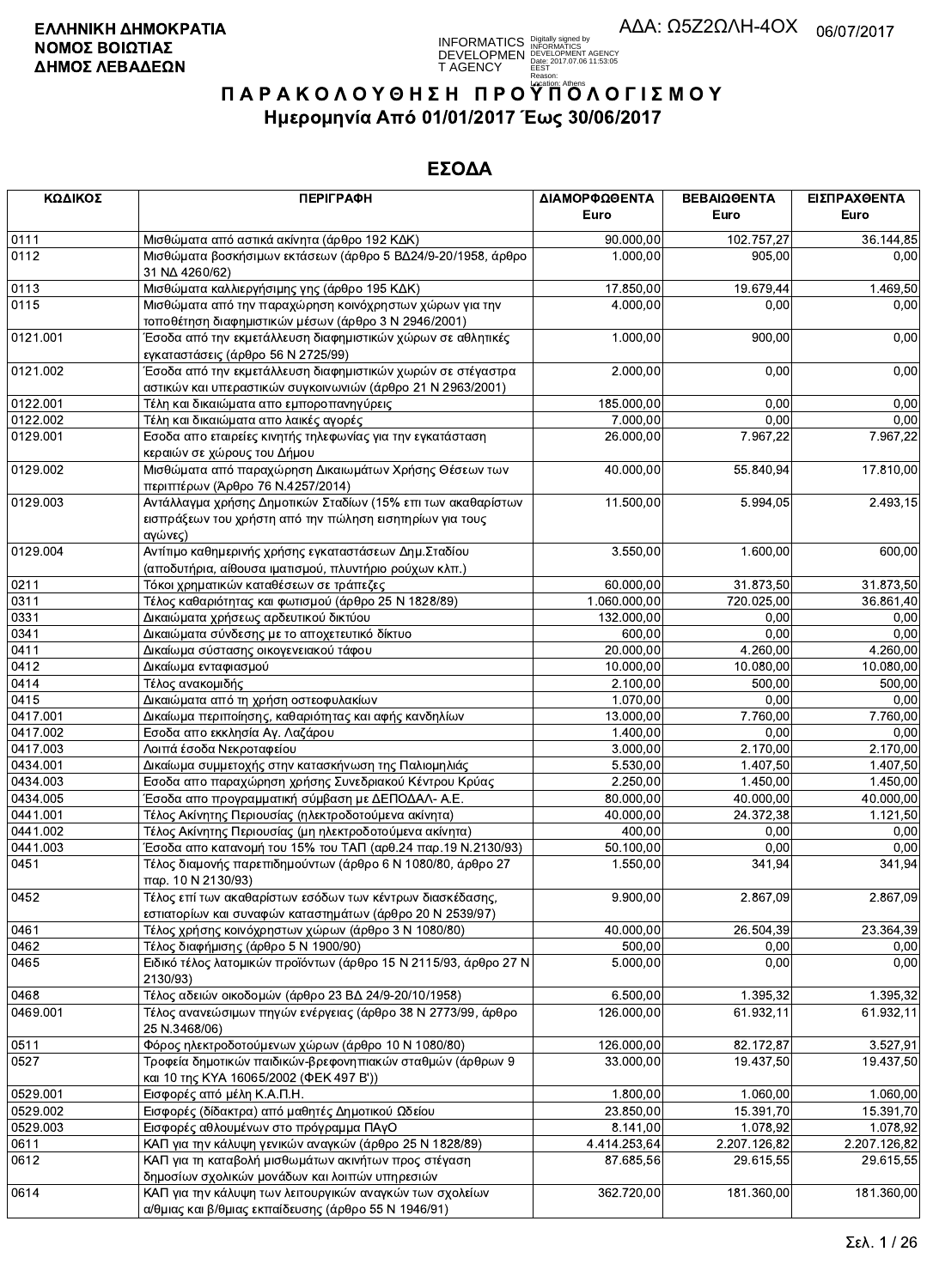**ΕΛΛΗΝΙΚΗ ΔΗΜΟΚΡΑΤΙΑ**
**ΝΟΜΟΣ ΒΟΙΩΤΙΑΣ**
**ΔΗΜΟΣ ΛΕΒΑΔΕΩΝ**

ΑΔΑ: Ω5Ζ2ΩΛΗ-4ΟΧ 06/07/2017

# Π Α Ρ Α Κ Ο Λ Ο Υ Θ Η Σ Η  Π Ρ Ο Υ Π Ο Λ Ο Γ Ι Σ Μ Ο Υ

## Ημερομηνία Από 01/01/2017 Έως 30/06/2017

## ΕΣΟΔΑ

| ΚΩΔΙΚΟΣ | ΠΕΡΙΓΡΑΦΗ | ΔΙΑΜΟΡΦΩΘΕΝΤΑ Euro | ΒΕΒΑΙΩΘΕΝΤΑ Euro | ΕΙΣΠΡΑΧΘΕΝΤΑ Euro |
|---|---|---|---|---|
| 0111 | Μισθώματα από αστικά ακίνητα (άρθρο 192 ΚΔΚ) | 90.000,00 | 102.757,27 | 36.144,85 |
| 0112 | Μισθώματα βοσκήσιμων εκτάσεων (άρθρο 5 ΒΔ24/9-20/1958, άρθρο 31 ΝΔ 4260/62) | 1.000,00 | 905,00 | 0,00 |
| 0113 | Μισθώματα καλλιεργήσιμης γης (άρθρο 195 ΚΔΚ) | 17.850,00 | 19.679,44 | 1.469,50 |
| 0115 | Μισθώματα από την παραχώρηση κοινόχρηστων χώρων για την τοποθέτηση διαφημιστικών μέσων (άρθρο 3 Ν 2946/2001) | 4.000,00 | 0,00 | 0,00 |
| 0121.001 | Έσοδα από την εκμετάλλευση διαφημιστικών χώρων σε αθλητικές εγκαταστάσεις (άρθρο 56 Ν 2725/99) | 1.000,00 | 900,00 | 0,00 |
| 0121.002 | Έσοδα από την εκμετάλλευση διαφημιστικών χωρών σε στέγαστρα αστικών και υπεραστικών συγκοινωνιών (άρθρο 21 Ν 2963/2001) | 2.000,00 | 0,00 | 0,00 |
| 0122.001 | Τέλη και δικαιώματα απο εμποροπανηγύρεις | 185.000,00 | 0,00 | 0,00 |
| 0122.002 | Τέλη και δικαιώματα απο λαικές αγορές | 7.000,00 | 0,00 | 0,00 |
| 0129.001 | Εσοδα απο εταιρείες κινητής τηλεφωνίας για την εγκατάσταση κεραιών σε χώρους του Δήμου | 26.000,00 | 7.967,22 | 7.967,22 |
| 0129.002 | Μισθώματα από παραχώρηση Δικαιωμάτων Χρήσης Θέσεων των περιπτέρων (Άρθρο 76 Ν.4257/2014) | 40.000,00 | 55.840,94 | 17.810,00 |
| 0129.003 | Αντάλλαγμα χρήσης Δημοτικών Σταδίων (15% επι των ακαθαρίστων εισπράξεων του χρήστη από την πώληση εισητηρίων για τους αγώνες) | 11.500,00 | 5.994,05 | 2.493,15 |
| 0129.004 | Αντίτιμο καθημερινής χρήσης εγκαταστάσεων Δημ.Σταδίου (αποδυτήρια, αίθουσα ιματισμού, πλυντήριο ρούχων κλπ.) | 3.550,00 | 1.600,00 | 600,00 |
| 0211 | Τόκοι χρηματικών καταθέσεων σε τράπεζες | 60.000,00 | 31.873,50 | 31.873,50 |
| 0311 | Τέλος καθαριότητας και φωτισμού (άρθρο 25 Ν 1828/89) | 1.060.000,00 | 720.025,00 | 36.861,40 |
| 0331 | Δικαιώματα χρήσεως αρδευτικού δικτύου | 132.000,00 | 0,00 | 0,00 |
| 0341 | Δικαίωμα σύνδεσης με το αποχετευτικό δίκτυο | 600,00 | 0,00 | 0,00 |
| 0411 | Δικαίωμα σύστασης οικογενειακού τάφου | 20.000,00 | 4.260,00 | 4.260,00 |
| 0412 | Δικαίωμα ενταφιασμού | 10.000,00 | 10.080,00 | 10.080,00 |
| 0414 | Τέλος ανακομιδής | 2.100,00 | 500,00 | 500,00 |
| 0415 | Δικαιώματα από τη χρήση οστεοφυλακίων | 1.070,00 | 0,00 | 0,00 |
| 0417.001 | Δικαίωμα περιποίησης, καθαριότητας και αφής κανδηλίων | 13.000,00 | 7.760,00 | 7.760,00 |
| 0417.002 | Εσοδα απο εκκλησία Αγ. Λαζάρου | 1.400,00 | 0,00 | 0,00 |
| 0417.003 | Λοιπά έσοδα Νεκροταφείου | 3.000,00 | 2.170,00 | 2.170,00 |
| 0434.001 | Δικαίωμα συμμετοχής στην κατασκήνωση της Παλιομηλιάς | 5.530,00 | 1.407,50 | 1.407,50 |
| 0434.003 | Εσοδα απο παραχώρηση χρήσης Συνεδριακού Κέντρου Κρύας | 2.250,00 | 1.450,00 | 1.450,00 |
| 0434.005 | Έσοδα από προγραμματική σύμβαση με ΔΕΠΟΔΑΛ- Α.Ε. | 80.000,00 | 40.000,00 | 40.000,00 |
| 0441.001 | Τέλος Ακίνητης Περιουσίας (ηλεκτροδοτούμενα ακίνητα) | 40.000,00 | 24.372,38 | 1.121,50 |
| 0441.002 | Τέλος Ακίνητης Περιουσίας (μη ηλεκτροδοτούμενα ακίνητα) | 400,00 | 0,00 | 0,00 |
| 0441.003 | Έσοδα απο κατανομή του 15% του ΤΑΠ (αρθ.24 παρ.19 Ν.2130/93) | 50.100,00 | 0,00 | 0,00 |
| 0451 | Τέλος διαμονής παρεπιδημούντων (άρθρο 6 Ν 1080/80, άρθρο 27 παρ. 10 Ν 2130/93) | 1.550,00 | 341,94 | 341,94 |
| 0452 | Τέλος επί των ακαθαρίστων εσόδων των κέντρων διασκέδασης, εστιατορίων και συναφών καταστημάτων (άρθρο 20 Ν 2539/97) | 9.900,00 | 2.867,09 | 2.867,09 |
| 0461 | Τέλος χρήσης κοινόχρηστων χώρων (άρθρο 3 Ν 1080/80) | 40.000,00 | 26.504,39 | 23.364,39 |
| 0462 | Τέλος διαφήμισης (άρθρο 5 Ν 1900/90) | 500,00 | 0,00 | 0,00 |
| 0465 | Ειδικό τέλος λατομικών προϊόντων (άρθρο 15 Ν 2115/93, άρθρο 27 Ν 2130/93) | 5.000,00 | 0,00 | 0,00 |
| 0468 | Τέλος αδειών οικοδομών (άρθρο 23 ΒΔ 24/9-20/10/1958) | 6.500,00 | 1.395,32 | 1.395,32 |
| 0469.001 | Τέλος ανανεώσιμων πηγών ενέργειας (άρθρο 38 Ν 2773/99, άρθρο 25 Ν.3468/06) | 126.000,00 | 61.932,11 | 61.932,11 |
| 0511 | Φόρος ηλεκτροδοτούμενων χώρων (άρθρο 10 Ν 1080/80) | 126.000,00 | 82.172,87 | 3.527,91 |
| 0527 | Τροφεία δημοτικών παιδικών-βρεφονηπιακών σταθμών (άρθρων 9 και 10 της ΚΥΑ 16065/2002 (ΦΕΚ 497 Β')) | 33.000,00 | 19.437,50 | 19.437,50 |
| 0529.001 | Εισφορές από μέλη Κ.Α.Π.Η. | 1.800,00 | 1.060,00 | 1.060,00 |
| 0529.002 | Εισφορές (δίδακτρα) από μαθητές Δημοτικού Ωδείου | 23.850,00 | 15.391,70 | 15.391,70 |
| 0529.003 | Εισφορές αθλουμένων στο πρόγραμμα ΠΑγΟ | 8.141,00 | 1.078,92 | 1.078,92 |
| 0611 | ΚΑΠ για την κάλυψη γενικών αναγκών (άρθρο 25 Ν 1828/89) | 4.414.253,64 | 2.207.126,82 | 2.207.126,82 |
| 0612 | ΚΑΠ για τη καταβολή μισθωμάτων ακινήτων προς στέγαση δημοσίων σχολικών μονάδων και λοιπών υπηρεσιών | 87.685,56 | 29.615,55 | 29.615,55 |
| 0614 | ΚΑΠ για την κάλυψη των λειτουργικών αναγκών των σχολείων α/θμιας και β/θμιας εκπαίδευσης (άρθρο 55 Ν 1946/91) | 362.720,00 | 181.360,00 | 181.360,00 |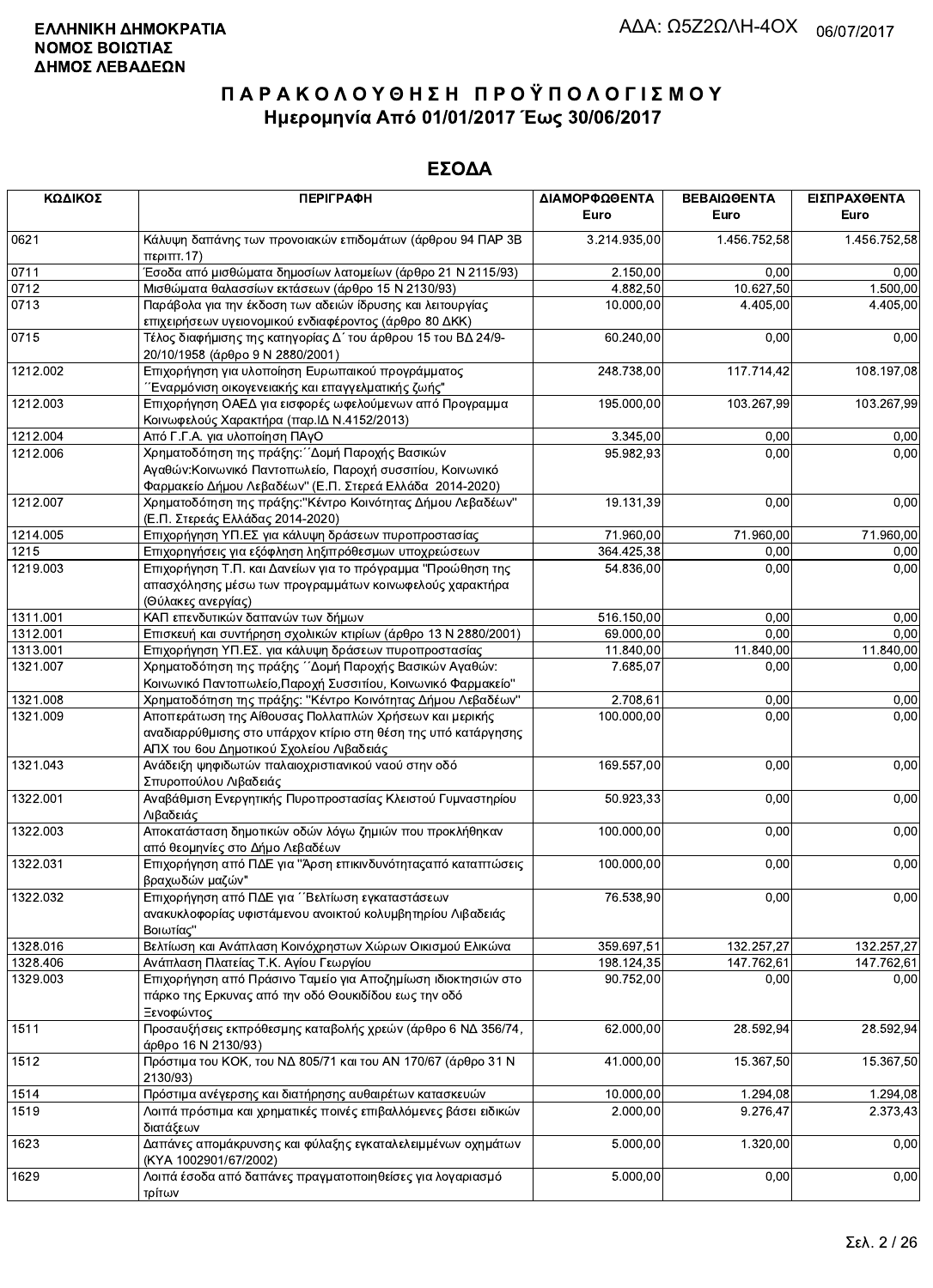**ΕΛΛΗΝΙΚΗ ΔΗΜΟΚΡΑΤΙΑ**
**ΝΟΜΟΣ ΒΟΙΩΤΙΑΣ**
**ΔΗΜΟΣ ΛΕΒΑΔΕΩΝ**

ΑΔΑ: Ω5Ζ2ΩΛΗ-4ΟΧ 06/07/2017

# ΠΑΡΑΚΟΛΟΥΘΗΣΗ ΠΡΟΫΠΟΛΟΓΙΣΜΟΥ

## Ημερομηνία Από 01/01/2017 Έως 30/06/2017

## ΕΣΟΔΑ

| ΚΩΔΙΚΟΣ | ΠΕΡΙΓΡΑΦΗ | ΔΙΑΜΟΡΦΩΘΕΝΤΑ Euro | ΒΕΒΑΙΩΘΕΝΤΑ Euro | ΕΙΣΠΡΑΧΘΕΝΤΑ Euro |
|---|---|---|---|---|
| 0621 | Κάλυψη δαπάνης των προνοιακών επιδομάτων (άρθρου 94 ΠΑΡ 3Β περιπτ.17) | 3.214.935,00 | 1.456.752,58 | 1.456.752,58 |
| 0711 | Έσοδα από μισθώματα δημοσίων λατομείων (άρθρο 21 Ν 2115/93) | 2.150,00 | 0,00 | 0,00 |
| 0712 | Μισθώματα θαλασσίων εκτάσεων (άρθρο 15 Ν 2130/93) | 4.882,50 | 10.627,50 | 1.500,00 |
| 0713 | Παράβολα για την έκδοση των αδειών ίδρυσης και λειτουργίας επιχειρήσεων υγειονομικού ενδιαφέροντος (άρθρο 80 ΔΚΚ) | 10.000,00 | 4.405,00 | 4.405,00 |
| 0715 | Τέλος διαφήμισης της κατηγορίας Δ΄ του άρθρου 15 του ΒΔ 24/9-20/10/1958 (άρθρο 9 Ν 2880/2001) | 60.240,00 | 0,00 | 0,00 |
| 1212.002 | Επιχορήγηση για υλοποίηση Ευρωπαικού προγράμματος ΄΄Εναρμόνιση οικογενειακής και επαγγελματικής ζωής" | 248.738,00 | 117.714,42 | 108.197,08 |
| 1212.003 | Επιχορήγηση ΟΑΕΔ για εισφορές ωφελούμενων από Προγραμμα Κοινωφελούς Χαρακτήρα (παρ.ΙΔ Ν.4152/2013) | 195.000,00 | 103.267,99 | 103.267,99 |
| 1212.004 | Από Γ.Γ.Α. για υλοποίηση ΠΑγΟ | 3.345,00 | 0,00 | 0,00 |
| 1212.006 | Χρηματοδότηση της πράξης:΄΄Δομή Παροχής Βασικών Αγαθών:Κοινωνικό Παντοπωλείο, Παροχή συσσιτίου, Κοινωνικό Φαρμακείο Δήμου Λεβαδέων" (Ε.Π. Στερεά Ελλάδα 2014-2020) | 95.982,93 | 0,00 | 0,00 |
| 1212.007 | Χρηματοδότηση της πράξης:"Κέντρο Κοινότητας Δήμου Λεβαδέων" (Ε.Π. Στερεάς Ελλάδας 2014-2020) | 19.131,39 | 0,00 | 0,00 |
| 1214.005 | Επιχορήγηση ΥΠ.ΕΣ για κάλυψη δράσεων πυροπροστασίας | 71.960,00 | 71.960,00 | 71.960,00 |
| 1215 | Επιχορηγήσεις για εξόφληση ληξιπρόθεσμων υποχρεώσεων | 364.425,38 | 0,00 | 0,00 |
| 1219.003 | Επιχορήγηση Τ.Π. και Δανείων για το πρόγραμμα "Προώθηση της απασχόλησης μέσω των προγραμμάτων κοινωφελούς χαρακτήρα (Θύλακες ανεργίας) | 54.836,00 | 0,00 | 0,00 |
| 1311.001 | ΚΑΠ επενδυτικών δαπανών των δήμων | 516.150,00 | 0,00 | 0,00 |
| 1312.001 | Επισκευή και συντήρηση σχολικών κτιρίων (άρθρο 13 Ν 2880/2001) | 69.000,00 | 0,00 | 0,00 |
| 1313.001 | Επιχορήγηση ΥΠ.ΕΣ. για κάλυψη δράσεων πυροπροστασίας | 11.840,00 | 11.840,00 | 11.840,00 |
| 1321.007 | Χρηματοδότηση της πράξης ΄΄Δομή Παροχής Βασικών Αγαθών: Κοινωνικό Παντοπωλείο,Παροχή Συσσιτίου, Κοινωνικό Φαρμακείο" | 7.685,07 | 0,00 | 0,00 |
| 1321.008 | Χρηματοδότηση της πράξης: "Κέντρο Κοινότητας Δήμου Λεβαδέων" | 2.708,61 | 0,00 | 0,00 |
| 1321.009 | Αποπεράτωση της Αίθουσας Πολλαπλών Χρήσεων και μερικής αναδιαρρύθμισης στο υπάρχον κτίριο στη θέση της υπό κατάργησης ΑΠΧ του 6ου Δημοτικού Σχολείου Λιβαδειάς | 100.000,00 | 0,00 | 0,00 |
| 1321.043 | Ανάδειξη ψηφιδωτών παλαιοχριστιανικού ναού στην οδό Σπυροπούλου Λιβαδειάς | 169.557,00 | 0,00 | 0,00 |
| 1322.001 | Αναβάθμιση Ενεργητικής Πυροπροστασίας Κλειστού Γυμναστηρίου Λιβαδειάς | 50.923,33 | 0,00 | 0,00 |
| 1322.003 | Αποκατάσταση δημοτικών οδών λόγω ζημιών που προκλήθηκαν από θεομηνίες στο Δήμο Λεβαδέων | 100.000,00 | 0,00 | 0,00 |
| 1322.031 | Επιχορήγηση από ΠΔΕ για "Άρση επικινδυνότηταςαπό καταπτώσεις βραχωδών μαζών" | 100.000,00 | 0,00 | 0,00 |
| 1322.032 | Επιχορήγηση από ΠΔΕ για ΄΄Βελτίωση εγκαταστάσεων ανακυκλοφορίας υφιστάμενου ανοικτού κολυμβητηρίου Λιβαδειάς Βοιωτίας" | 76.538,90 | 0,00 | 0,00 |
| 1328.016 | Βελτίωση και Ανάπλαση Κοινόχρηστων Χώρων Οικισμού Ελικώνα | 359.697,51 | 132.257,27 | 132.257,27 |
| 1328.406 | Ανάπλαση Πλατείας Τ.Κ. Αγίου Γεωργίου | 198.124,35 | 147.762,61 | 147.762,61 |
| 1329.003 | Επιχορήγηση από Πράσινο Ταμείο για Αποζημίωση ιδιοκτησιών στο πάρκο της Ερκυνας από την οδό Θουκιδίδου εως την οδό Ξενοφώντος | 90.752,00 | 0,00 | 0,00 |
| 1511 | Προσαυξήσεις εκπρόθεσμης καταβολής χρεών (άρθρο 6 ΝΔ 356/74, άρθρο 16 Ν 2130/93) | 62.000,00 | 28.592,94 | 28.592,94 |
| 1512 | Πρόστιμα του ΚΟΚ, του ΝΔ 805/71 και του ΑΝ 170/67 (άρθρο 31 Ν 2130/93) | 41.000,00 | 15.367,50 | 15.367,50 |
| 1514 | Πρόστιμα ανέγερσης και διατήρησης αυθαιρέτων κατασκευών | 10.000,00 | 1.294,08 | 1.294,08 |
| 1519 | Λοιπά πρόστιμα και χρηματικές ποινές επιβαλλόμενες βάσει ειδικών διατάξεων | 2.000,00 | 9.276,47 | 2.373,43 |
| 1623 | Δαπάνες απομάκρυνσης και φύλαξης εγκαταλελειμμένων οχημάτων (ΚΥΑ 1002901/67/2002) | 5.000,00 | 1.320,00 | 0,00 |
| 1629 | Λοιπά έσοδα από δαπάνες πραγματοποιηθείσες για λογαριασμό τρίτων | 5.000,00 | 0,00 | 0,00 |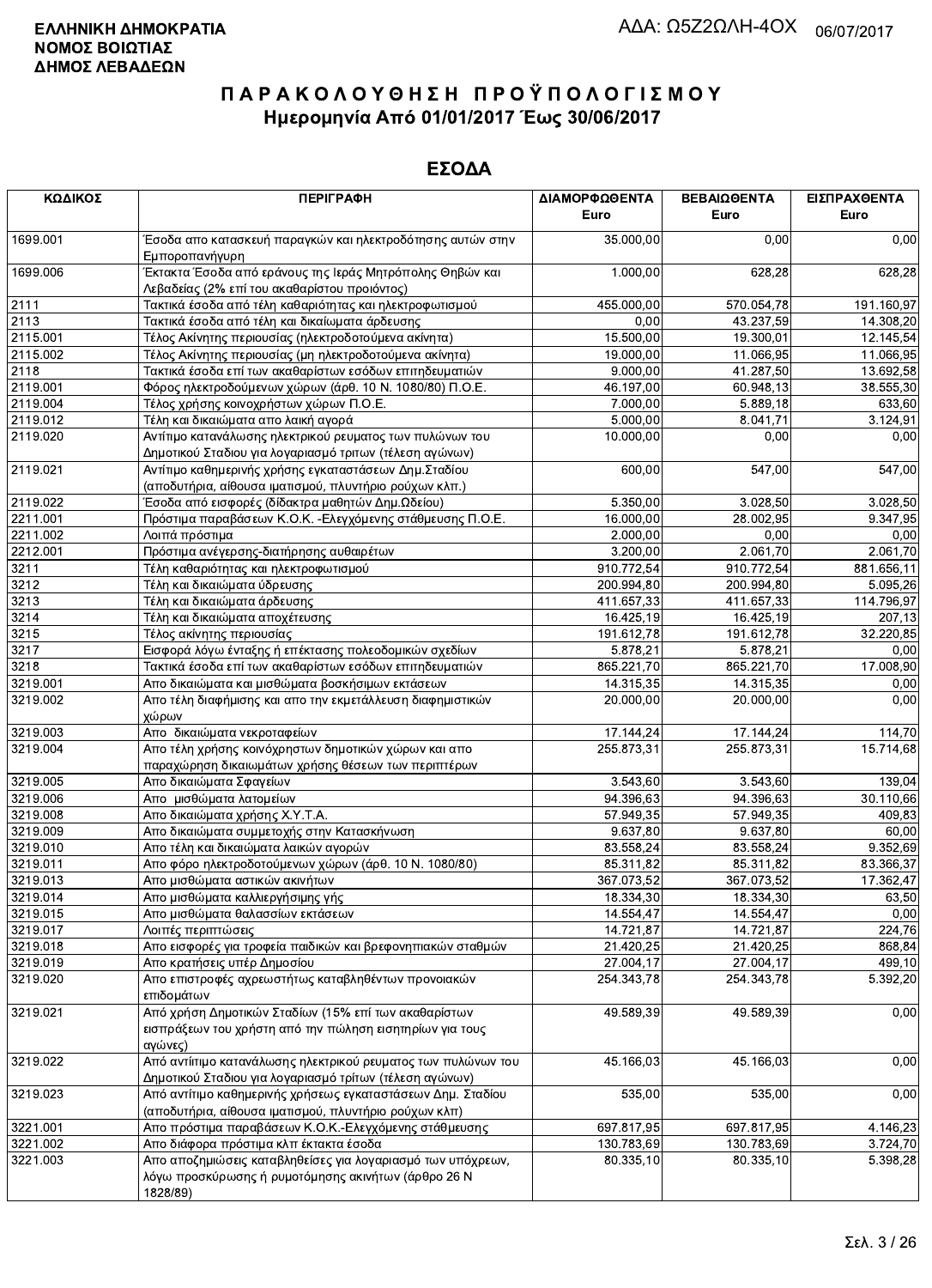**ΕΛΛΗΝΙΚΗ ΔΗΜΟΚΡΑΤΙΑ**
**ΝΟΜΟΣ ΒΟΙΩΤΙΑΣ**
**ΔΗΜΟΣ ΛΕΒΑΔΕΩΝ**

ΑΔΑ: Ω5Ζ2ΩΛΗ-4ΟΧ 06/07/2017

# ΠΑΡΑΚΟΛΟΥΘΗΣΗ ΠΡΟΫΠΟΛΟΓΙΣΜΟΥ

## Ημερομηνία Από 01/01/2017 Έως 30/06/2017

## ΕΣΟΔΑ

| ΚΩΔΙΚΟΣ | ΠΕΡΙΓΡΑΦΗ | ΔΙΑΜΟΡΦΩΘΕΝΤΑ Euro | ΒΕΒΑΙΩΘΕΝΤΑ Euro | ΕΙΣΠΡΑΧΘΕΝΤΑ Euro |
|---|---|---|---|---|
| 1699.001 | Έσοδα απο κατασκευή παραγκών και ηλεκτροδότησης αυτών στην Εμποροπανήγυρη | 35.000,00 | 0,00 | 0,00 |
| 1699.006 | Έκτακτα Έσοδα από εράνους της Ιεράς Μητρόπολης Θηβών και Λεβαδείας (2% επί του ακαθαρίστου προιόντος) | 1.000,00 | 628,28 | 628,28 |
| 2111 | Τακτικά έσοδα από τέλη καθαριότητας και ηλεκτροφωτισμού | 455.000,00 | 570.054,78 | 191.160,97 |
| 2113 | Τακτικά έσοδα από τέλη και δικαίωματα άρδευσης | 0,00 | 43.237,59 | 14.308,20 |
| 2115.001 | Τέλος Ακίνητης περιουσίας (ηλεκτροδοτούμενα ακίνητα) | 15.500,00 | 19.300,01 | 12.145,54 |
| 2115.002 | Τέλος Ακίνητης περιουσίας (μη ηλεκτροδοτούμενα ακίνητα) | 19.000,00 | 11.066,95 | 11.066,95 |
| 2118 | Τακτικά έσοδα επί των ακαθαρίστων εσόδων επιτηδευματιών | 9.000,00 | 41.287,50 | 13.692,58 |
| 2119.001 | Φόρος ηλεκτροδοτούμενων χώρων (άρθ. 10 Ν. 1080/80) Π.Ο.Ε. | 46.197,00 | 60.948,13 | 38.555,30 |
| 2119.004 | Τέλος χρήσης κοινοχρήστων χώρων Π.Ο.Ε. | 7.000,00 | 5.889,18 | 633,60 |
| 2119.012 | Τέλη και δικαιώματα απο λαική αγορά | 5.000,00 | 8.041,71 | 3.124,91 |
| 2119.020 | Αντίτιμο κατανάλωσης ηλεκτρικού ρευματος των πυλώνων του Δημοτικού Σταδιου για λογαριασμό τριτων (τέλεση αγώνων) | 10.000,00 | 0,00 | 0,00 |
| 2119.021 | Αντίτιμο καθημερινής χρήσης εγκαταστάσεων Δημ.Σταδίου (αποδυτήρια, αίθουσα ιματισμού, πλυντήριο ρούχων κλπ.) | 600,00 | 547,00 | 547,00 |
| 2119.022 | Έσοδα από εισφορές (δίδακτρα μαθητών Δημ.Ωδείου) | 5.350,00 | 3.028,50 | 3.028,50 |
| 2211.001 | Πρόστιμα παραβάσεων Κ.Ο.Κ. -Ελεγχόμενης στάθμευσης Π.Ο.Ε. | 16.000,00 | 28.002,95 | 9.347,95 |
| 2211.002 | Λοιπά πρόστιμα | 2.000,00 | 0,00 | 0,00 |
| 2212.001 | Πρόστιμα ανέγερσης-διατήρησης αυθαιρέτων | 3.200,00 | 2.061,70 | 2.061,70 |
| 3211 | Τέλη καθαριότητας και ηλεκτροφωτισμού | 910.772,54 | 910.772,54 | 881.656,11 |
| 3212 | Τέλη και δικαιώματα ύδρευσης | 200.994,80 | 200.994,80 | 5.095,26 |
| 3213 | Τέλη και δικαιώματα άρδευσης | 411.657,33 | 411.657,33 | 114.796,97 |
| 3214 | Τέλη και δικαιώματα αποχέτευσης | 16.425,19 | 16.425,19 | 207,13 |
| 3215 | Τέλος ακίνητης περιουσίας | 191.612,78 | 191.612,78 | 32.220,85 |
| 3217 | Εισφορά λόγω ένταξης ή επέκτασης πολεοδομικών σχεδίων | 5.878,21 | 5.878,21 | 0,00 |
| 3218 | Τακτικά έσοδα επί των ακαθαρίστων εσόδων επιτηδευματιών | 865.221,70 | 865.221,70 | 17.008,90 |
| 3219.001 | Απο δικαιώματα και μισθώματα βοσκήσιμων εκτάσεων | 14.315,35 | 14.315,35 | 0,00 |
| 3219.002 | Απο τέλη διαφήμισης και απο την εκμετάλλευση διαφημιστικών χώρων | 20.000,00 | 20.000,00 | 0,00 |
| 3219.003 | Απο δικαιώματα νεκροταφείων | 17.144,24 | 17.144,24 | 114,70 |
| 3219.004 | Απο τέλη χρήσης κοινόχρηστων δημοτικών χώρων και απο παραχώρηση δικαιωμάτων χρήσης θέσεων των περιπτέρων | 255.873,31 | 255.873,31 | 15.714,68 |
| 3219.005 | Απο δικαιώματα Σφαγείων | 3.543,60 | 3.543,60 | 139,04 |
| 3219.006 | Απο μισθώματα λατομείων | 94.396,63 | 94.396,63 | 30.110,66 |
| 3219.008 | Απο δικαιώματα χρήσης Χ.Υ.Τ.Α. | 57.949,35 | 57.949,35 | 409,83 |
| 3219.009 | Απο δικαιώματα συμμετοχής στην Κατασκήνωση | 9.637,80 | 9.637,80 | 60,00 |
| 3219.010 | Απο τέλη και δικαιώματα λαικών αγορών | 83.558,24 | 83.558,24 | 9.352,69 |
| 3219.011 | Απο φόρο ηλεκτροδοτούμενων χώρων (άρθ. 10 Ν. 1080/80) | 85.311,82 | 85.311,82 | 83.366,37 |
| 3219.013 | Απο μισθώματα αστικών ακινήτων | 367.073,52 | 367.073,52 | 17.362,47 |
| 3219.014 | Απο μισθώματα καλλιεργήσιμης γής | 18.334,30 | 18.334,30 | 63,50 |
| 3219.015 | Απο μισθώματα θαλασσίων εκτάσεων | 14.554,47 | 14.554,47 | 0,00 |
| 3219.017 | Λοιπές περιπτώσεις | 14.721,87 | 14.721,87 | 224,76 |
| 3219.018 | Απο εισφορές για τροφεία παιδικών και βρεφονηπιακών σταθμών | 21.420,25 | 21.420,25 | 868,84 |
| 3219.019 | Απο κρατήσεις υπέρ Δημοσίου | 27.004,17 | 27.004,17 | 499,10 |
| 3219.020 | Απο επιστροφές αχρεωστήτως καταβληθέντων προνοιακών επιδομάτων | 254.343,78 | 254.343,78 | 5.392,20 |
| 3219.021 | Από χρήση Δημοτικών Σταδίων (15% επί των ακαθαρίστων εισπράξεων του χρήστη από την πώληση εισητηρίων για τους αγώνες) | 49.589,39 | 49.589,39 | 0,00 |
| 3219.022 | Από αντίτιμο κατανάλωσης ηλεκτρικού ρευματος των πυλώνων του Δημοτικού Σταδιου για λογαριασμό τρίτων (τέλεση αγώνων) | 45.166,03 | 45.166,03 | 0,00 |
| 3219.023 | Από αντίτιμο καθημερινής χρήσεως εγκαταστάσεων Δημ. Σταδίου (αποδυτήρια, αίθουσα ιματισμού, πλυντήριο ρούχων κλπ) | 535,00 | 535,00 | 0,00 |
| 3221.001 | Απο πρόστιμα παραβάσεων Κ.Ο.Κ.-Ελεγχόμενης στάθμευσης | 697.817,95 | 697.817,95 | 4.146,23 |
| 3221.002 | Απο διάφορα πρόστιμα κλπ έκτακτα έσοδα | 130.783,69 | 130.783,69 | 3.724,70 |
| 3221.003 | Απο αποζημιώσεις καταβληθείσες για λογαριασμό των υπόχρεων, λόγω προσκύρωσης ή ρυμοτόμησης ακινήτων (άρθρο 26 Ν 1828/89) | 80.335,10 | 80.335,10 | 5.398,28 |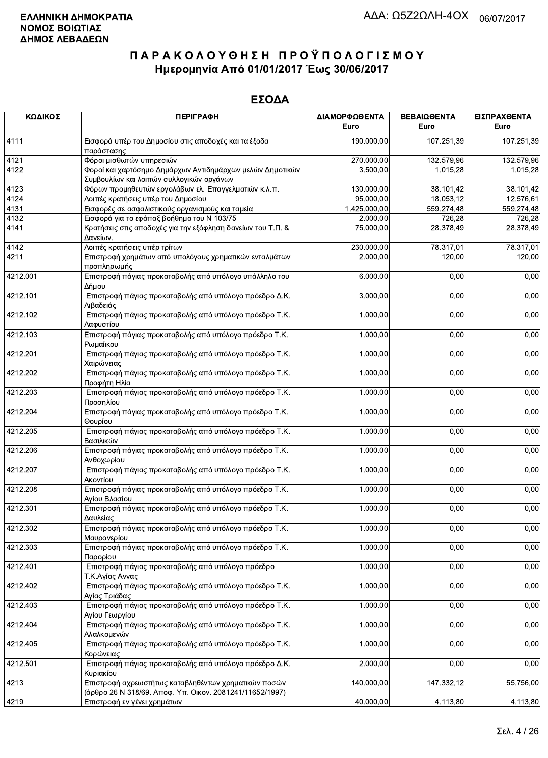**ΕΛΛΗΝΙΚΗ ΔΗΜΟΚΡΑΤΙΑ**
**ΝΟΜΟΣ ΒΟΙΩΤΙΑΣ**
**ΔΗΜΟΣ ΛΕΒΑΔΕΩΝ**

ΑΔΑ: Ω5Ζ2ΩΛΗ-4ΟΧ 06/07/2017

# ΠΑΡΑΚΟΛΟΥΘΗΣΗ ΠΡΟΫΠΟΛΟΓΙΣΜΟΥ
## Ημερομηνία Από 01/01/2017 Έως 30/06/2017

## ΕΣΟΔΑ

| ΚΩΔΙΚΟΣ | ΠΕΡΙΓΡΑΦΗ | ΔΙΑΜΟΡΦΩΘΕΝΤΑ Euro | ΒΕΒΑΙΩΘΕΝΤΑ Euro | ΕΙΣΠΡΑΧΘΕΝΤΑ Euro |
|---|---|---|---|---|
| 4111 | Εισφορά υπέρ του Δημοσίου στις αποδοχές και τα έξοδα παράστασης | 190.000,00 | 107.251,39 | 107.251,39 |
| 4121 | Φόροι μισθωτών υπηρεσιών | 270.000,00 | 132.579,96 | 132.579,96 |
| 4122 | Φοροί και χαρτόσημο Δημάρχων Αντιδημάρχων μελών Δημοτικών Συμβουλίων και λοιπών συλλογικών οργάνων | 3.500,00 | 1.015,28 | 1.015,28 |
| 4123 | Φόρων προμηθευτών εργολάβων ελ. Επαγγελματιών κ.λ.π. | 130.000,00 | 38.101,42 | 38.101,42 |
| 4124 | Λοιπές κρατήσεις υπέρ του Δημοσίου | 95.000,00 | 18.053,12 | 12.576,61 |
| 4131 | Εισφορές σε ασφαλιστικούς οργανισμούς και ταμεία | 1.425.000,00 | 559.274,48 | 559.274,48 |
| 4132 | Εισφορά για το εφάπαξ βοήθημα του Ν 103/75 | 2.000,00 | 726,28 | 726,28 |
| 4141 | Κρατήσεις στις αποδοχές για την εξόφληση δανείων του Τ.Π. & Δανείων. | 75.000,00 | 28.378,49 | 28.378,49 |
| 4142 | Λοιπές κρατήσεις υπέρ τρίτων | 230.000,00 | 78.317,01 | 78.317,01 |
| 4211 | Επιστροφή χρημάτων από υπόλογους χρηματικών ενταλμάτων προπληρωμής | 2.000,00 | 120,00 | 120,00 |
| 4212.001 | Επιστροφή πάγιας προκαταβολής από υπόλογο υπάλληλο του Δήμου | 6.000,00 | 0,00 | 0,00 |
| 4212.101 | Επιστροφή πάγιας προκαταβολής από υπόλογο πρόεδρο Δ.Κ. Λιβαδειάς | 3.000,00 | 0,00 | 0,00 |
| 4212.102 | Επιστροφή πάγιας προκαταβολής από υπόλογο πρόεδρο Τ.Κ. Λαφυστίου | 1.000,00 | 0,00 | 0,00 |
| 4212.103 | Επιστροφή πάγιας προκαταβολής από υπόλογο πρόεδρο Τ.Κ. Ρωμαίικου | 1.000,00 | 0,00 | 0,00 |
| 4212.201 | Επιστροφή πάγιας προκαταβολής από υπόλογο πρόεδρο Τ.Κ. Χαιρώνειας | 1.000,00 | 0,00 | 0,00 |
| 4212.202 | Επιστροφή πάγιας προκαταβολής από υπόλογο πρόεδρο Τ.Κ. Προφήτη Ηλία | 1.000,00 | 0,00 | 0,00 |
| 4212.203 | Επιστροφή πάγιας προκαταβολής από υπόλογο πρόεδρο Τ.Κ. Προσηλίου | 1.000,00 | 0,00 | 0,00 |
| 4212.204 | Επιστροφή πάγιας προκαταβολής από υπόλογο πρόεδρο Τ.Κ. Θουρίου | 1.000,00 | 0,00 | 0,00 |
| 4212.205 | Επιστροφή πάγιας προκαταβολής από υπόλογο πρόεδρο Τ.Κ. Βασιλικών | 1.000,00 | 0,00 | 0,00 |
| 4212.206 | Επιστροφή πάγιας προκαταβολής από υπόλογο πρόεδρο Τ.Κ. Ανθοχωρίου | 1.000,00 | 0,00 | 0,00 |
| 4212.207 | Επιστροφή πάγιας προκαταβολής από υπόλογο πρόεδρο Τ.Κ. Ακοντίου | 1.000,00 | 0,00 | 0,00 |
| 4212.208 | Επιστροφή πάγιας προκαταβολής από υπόλογο πρόεδρο Τ.Κ. Αγίου Βλασίου | 1.000,00 | 0,00 | 0,00 |
| 4212.301 | Επιστροφή πάγιας προκαταβολής από υπόλογο πρόεδρο Τ.Κ. Δαυλείας | 1.000,00 | 0,00 | 0,00 |
| 4212.302 | Επιστροφή πάγιας προκαταβολής από υπόλογο πρόεδρο Τ.Κ. Μαυρονερίου | 1.000,00 | 0,00 | 0,00 |
| 4212.303 | Επιστροφή πάγιας προκαταβολής από υπόλογο πρόεδρο Τ.Κ. Παρορίου | 1.000,00 | 0,00 | 0,00 |
| 4212.401 | Επιστροφή πάγιας προκαταβολής από υπόλογο πρόεδρο Τ.Κ.Αγίας Αννας | 1.000,00 | 0,00 | 0,00 |
| 4212.402 | Επιστροφή πάγιας προκαταβολής από υπόλογο πρόεδρο Τ.Κ. Αγίας Τριάδας | 1.000,00 | 0,00 | 0,00 |
| 4212.403 | Επιστροφή πάγιας προκαταβολής από υπόλογο πρόεδρο Τ.Κ. Αγίου Γεωργίου | 1.000,00 | 0,00 | 0,00 |
| 4212.404 | Επιστροφή πάγιας προκαταβολής από υπόλογο πρόεδρο Τ.Κ. Αλαλκομενών | 1.000,00 | 0,00 | 0,00 |
| 4212.405 | Επιστροφή πάγιας προκαταβολής από υπόλογο πρόεδρο Τ.Κ. Κορώνειας | 1.000,00 | 0,00 | 0,00 |
| 4212.501 | Επιστροφή πάγιας προκαταβολής από υπόλογο πρόεδρο Δ.Κ. Κυριακίου | 2.000,00 | 0,00 | 0,00 |
| 4213 | Επιστροφή αχρεωστήτως καταβληθέντων χρηματικών ποσών (άρθρο 26 Ν 318/69, Αποφ. Υπ. Οικον. 2081241/11652/1997) | 140.000,00 | 147.332,12 | 55.756,00 |
| 4219 | Επιστροφή εν γένει χρημάτων | 40.000,00 | 4.113,80 | 4.113,80 |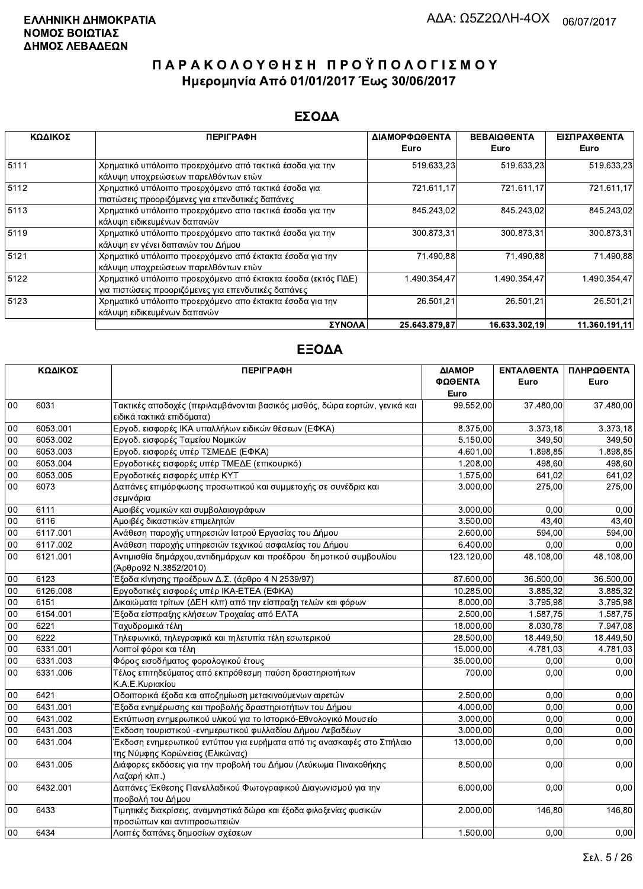**ΕΛΛΗΝΙΚΗ ΔΗΜΟΚΡΑΤΙΑ**
**ΝΟΜΟΣ ΒΟΙΩΤΙΑΣ**
**ΔΗΜΟΣ ΛΕΒΑΔΕΩΝ**

ΑΔΑ: Ω5Ζ2ΩΛΗ-4ΟΧ 06/07/2017

# ΠΑΡΑΚΟΛΟΥΘΗΣΗ ΠΡΟΫΠΟΛΟΓΙΣΜΟΥ

## Ημερομηνία Από 01/01/2017 Έως 30/06/2017

## ΕΣΟΔΑ

| ΚΩΔΙΚΟΣ | ΠΕΡΙΓΡΑΦΗ | ΔΙΑΜΟΡΦΩΘΕΝΤΑ Euro | ΒΕΒΑΙΩΘΕΝΤΑ Euro | ΕΙΣΠΡΑΧΘΕΝΤΑ Euro |
|---|---|---|---|---|
| 5111 | Χρηματικό υπόλοιπο προερχόμενο από τακτικά έσοδα για την κάλυψη υποχρεώσεων παρελθόντων ετών | 519.633,23 | 519.633,23 | 519.633,23 |
| 5112 | Χρηματικό υπόλοιπο προερχόμενο από τακτικά έσοδα για πιστώσεις προοριζόμενες για επενδυτικές δαπάνες | 721.611,17 | 721.611,17 | 721.611,17 |
| 5113 | Χρηματικό υπόλοιπο προερχόμενο απο τακτικά έσοδα για την κάλυψη ειδικευμένων δαπανών | 845.243,02 | 845.243,02 | 845.243,02 |
| 5119 | Χρηματικό υπόλοιπο προερχόμενο απο τακτικά έσοδα για την κάλυψη εν γένει δαπανών του Δήμου | 300.873,31 | 300.873,31 | 300.873,31 |
| 5121 | Χρηματικό υπόλοιπο προερχόμενο από έκτακτα έσοδα για την κάλυψη υποχρεώσεων παρελθόντων ετών | 71.490,88 | 71.490,88 | 71.490,88 |
| 5122 | Χρηματικό υπόλοιπο προερχόμενο από έκτακτα έσοδα (εκτός ΠΔΕ) για πιστώσεις προοριζόμενες για επενδυτικές δαπάνες | 1.490.354,47 | 1.490.354,47 | 1.490.354,47 |
| 5123 | Χρηματικό υπόλοιπο προερχόμενο απο έκτακτα έσοδα για την κάλυψη ειδικευμένων δαπανών | 26.501,21 | 26.501,21 | 26.501,21 |
| | **ΣΥΝΟΛΑ** | **25.643.879,87** | **16.633.302,19** | **11.360.191,11** |

## ΕΞΟΔΑ

| ΚΩΔΙΚΟΣ | | ΠΕΡΙΓΡΑΦΗ | ΔΙΑΜΟΡΦΩΘΕΝΤΑ Euro | ΕΝΤΑΛΘΕΝΤΑ Euro | ΠΛΗΡΩΘΕΝΤΑ Euro |
|---|---|---|---|---|---|
| 00 | 6031 | Τακτικές αποδοχές (περιλαμβάνονται βασικός μισθός, δώρα εορτών, γενικά και ειδικά τακτικά επιδόματα) | 99.552,00 | 37.480,00 | 37.480,00 |
| 00 | 6053.001 | Εργοδ. εισφορές ΙΚΑ υπαλλήλων ειδικών θέσεων (ΕΦΚΑ) | 8.375,00 | 3.373,18 | 3.373,18 |
| 00 | 6053.002 | Εργοδ. εισφορές Ταμείου Νομικών | 5.150,00 | 349,50 | 349,50 |
| 00 | 6053.003 | Εργοδ. εισφορές υπέρ ΤΣΜΕΔΕ (ΕΦΚΑ) | 4.601,00 | 1.898,85 | 1.898,85 |
| 00 | 6053.004 | Εργοδοτικές εισφορές υπέρ ΤΜΕΔΕ (επικουρικό) | 1.208,00 | 498,60 | 498,60 |
| 00 | 6053.005 | Εργοδοτικές εισφορές υπέρ ΚΥΤ | 1.575,00 | 641,02 | 641,02 |
| 00 | 6073 | Δαπάνες επιμόρφωσης προσωπικού και συμμετοχής σε συνέδρια και σεμινάρια | 3.000,00 | 275,00 | 275,00 |
| 00 | 6111 | Αμοιβές νομικών και συμβολαιογράφων | 3.000,00 | 0,00 | 0,00 |
| 00 | 6116 | Αμοιβές δικαστικών επιμελητών | 3.500,00 | 43,40 | 43,40 |
| 00 | 6117.001 | Ανάθεση παροχής υπηρεσιών Ιατρού Εργασίας του Δήμου | 2.600,00 | 594,00 | 594,00 |
| 00 | 6117.002 | Ανάθεση παροχής υπηρεσιών τεχνικού ασφαλείας του Δήμου | 6.400,00 | 0,00 | 0,00 |
| 00 | 6121.001 | Αντιμισθία δημάρχου,αντιδημάρχων και προέδρου δημοτικού συμβουλίου (Άρθρο92 Ν.3852/2010) | 123.120,00 | 48.108,00 | 48.108,00 |
| 00 | 6123 | Έξοδα κίνησης προέδρων Δ.Σ. (άρθρο 4 Ν 2539/97) | 87.600,00 | 36.500,00 | 36.500,00 |
| 00 | 6126.008 | Εργοδοτικές εισφορές υπέρ ΙΚΑ-ΕΤΕΑ (ΕΦΚΑ) | 10.285,00 | 3.885,32 | 3.885,32 |
| 00 | 6151 | Δικαιώματα τρίτων (ΔΕΗ κλπ) από την είσπραξη τελών και φόρων | 8.000,00 | 3.795,98 | 3.795,98 |
| 00 | 6154.001 | Έξοδα είσπραξης κλήσεων Τροχαίας από ΕΛΤΑ | 2.500,00 | 1.587,75 | 1.587,75 |
| 00 | 6221 | Ταχυδρομικά τέλη | 18.000,00 | 8.030,78 | 7.947,08 |
| 00 | 6222 | Τηλεφωνικά, τηλεγραφικά και τηλετυπία τέλη εσωτερικού | 28.500,00 | 18.449,50 | 18.449,50 |
| 00 | 6331.001 | Λοιποί φόροι και τέλη | 15.000,00 | 4.781,03 | 4.781,03 |
| 00 | 6331.003 | Φόρος εισοδήματος φορολογικού έτους | 35.000,00 | 0,00 | 0,00 |
| 00 | 6331.006 | Τέλος επιτηδεύματος από εκπρόθεσμη παύση δραστηριοτήτων Κ.Α.Ε.Κυριακίου | 700,00 | 0,00 | 0,00 |
| 00 | 6421 | Οδοιπορικά έξοδα και αποζημίωση μετακινούμενων αιρετών | 2.500,00 | 0,00 | 0,00 |
| 00 | 6431.001 | Έξοδα ενημέρωσης και προβολής δραστηριοτήτων του Δήμου | 4.000,00 | 0,00 | 0,00 |
| 00 | 6431.002 | Εκτύπωση ενημερωτικού υλικού για το Ιστορικό-Εθνολογικό Μουσείο | 3.000,00 | 0,00 | 0,00 |
| 00 | 6431.003 | Έκδοση τουριστικού -ενημερωτικού φυλλαδίου Δήμου Λεβαδέων | 3.000,00 | 0,00 | 0,00 |
| 00 | 6431.004 | Έκδοση ενημερωτικού εντύπου για ευρήματα από τις ανασκαφές στο Σπήλαιο της Νύμφης Κορώνειας (Ελικώνας) | 13.000,00 | 0,00 | 0,00 |
| 00 | 6431.005 | Διάφορες εκδόσεις για την προβολή του Δήμου (Λεύκωμα Πινακοθήκης Λαζαρή κλπ.) | 8.500,00 | 0,00 | 0,00 |
| 00 | 6432.001 | Δαπάνες Έκθεσης Πανελλαδικού Φωτογραφικού Διαγωνισμού για την προβολή του Δήμου | 6.000,00 | 0,00 | 0,00 |
| 00 | 6433 | Τιμητικές διακρίσεις, αναμνηστικά δώρα και έξοδα φιλοξενίας φυσικών προσώπων και αντιπροσωπειών | 2.000,00 | 146,80 | 146,80 |
| 00 | 6434 | Λοιπές δαπάνες δημοσίων σχέσεων | 1.500,00 | 0,00 | 0,00 |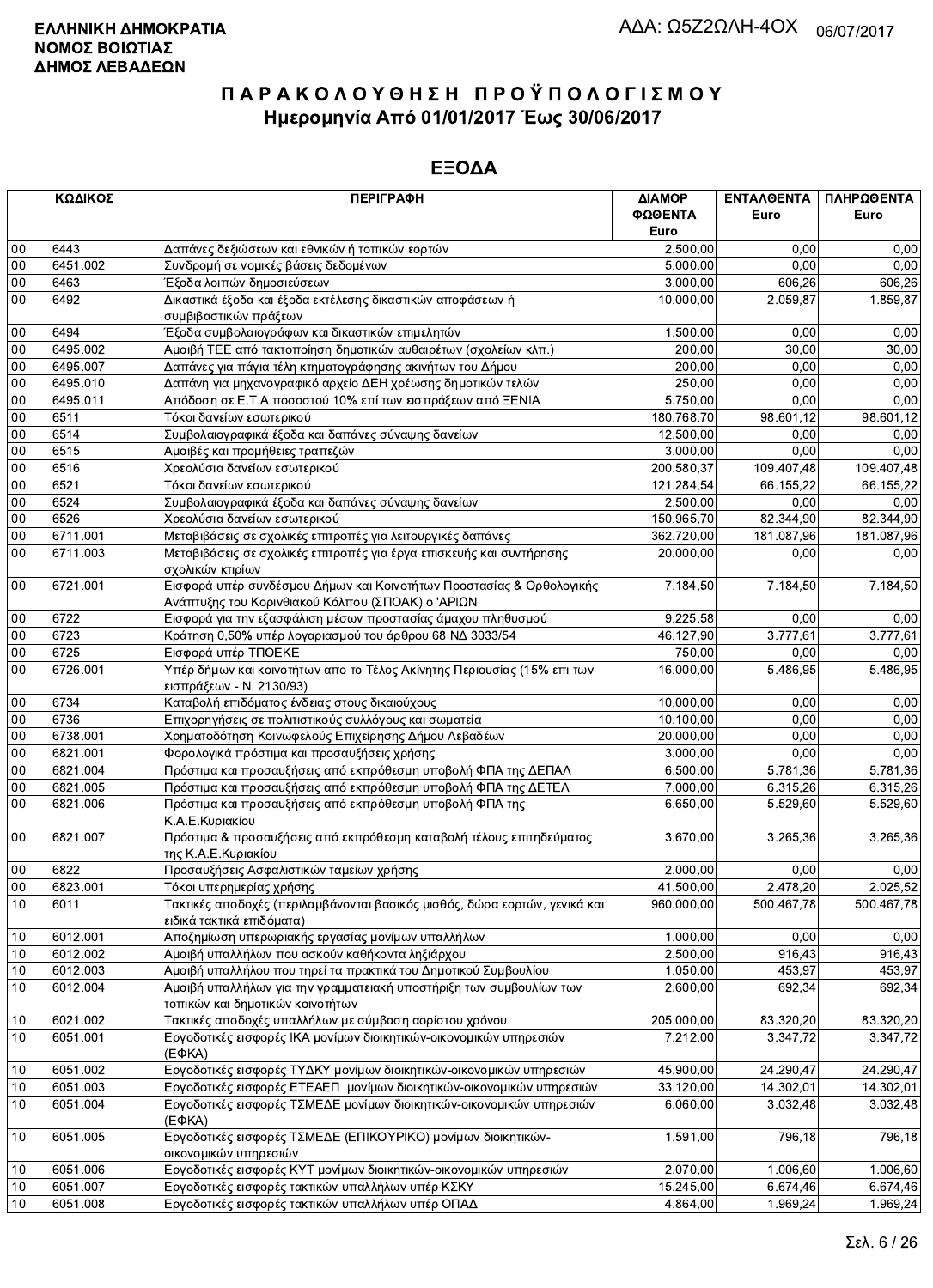**ΕΛΛΗΝΙΚΗ ΔΗΜΟΚΡΑΤΙΑ**
**ΝΟΜΟΣ ΒΟΙΩΤΙΑΣ**
**ΔΗΜΟΣ ΛΕΒΑΔΕΩΝ**

ΑΔΑ: Ω5Ζ2ΩΛΗ-4ΟΧ 06/07/2017

# ΠΑΡΑΚΟΛΟΥΘΗΣΗ ΠΡΟΫΠΟΛΟΓΙΣΜΟΥ

## Ημερομηνία Από 01/01/2017 Έως 30/06/2017

## ΕΞΟΔΑ

| ΚΩΔΙΚΟΣ | | ΠΕΡΙΓΡΑΦΗ | ΔΙΑΜΟΡΦΩΘΕΝΤΑ Euro | ΕΝΤΑΛΘΕΝΤΑ Euro | ΠΛΗΡΩΘΕΝΤΑ Euro |
|---|---|---|---|---|---|
| 00 | 6443 | Δαπάνες δεξιώσεων και εθνικών ή τοπικών εορτών | 2.500,00 | 0,00 | 0,00 |
| 00 | 6451.002 | Συνδρομή σε νομικές βάσεις δεδομένων | 5.000,00 | 0,00 | 0,00 |
| 00 | 6463 | Έξοδα λοιπών δημοσιεύσεων | 3.000,00 | 606,26 | 606,26 |
| 00 | 6492 | Δικαστικά έξοδα και έξοδα εκτέλεσης δικαστικών αποφάσεων ή συμβιβαστικών πράξεων | 10.000,00 | 2.059,87 | 1.859,87 |
| 00 | 6494 | Έξοδα συμβολαιογράφων και δικαστικών επιμελητών | 1.500,00 | 0,00 | 0,00 |
| 00 | 6495.002 | Αμοιβή ΤΕΕ από τακτοποίηση δημοτικών αυθαιρέτων (σχολείων κλπ.) | 200,00 | 30,00 | 30,00 |
| 00 | 6495.007 | Δαπάνες για πάγια τέλη κτηματογράφησης ακινήτων του Δήμου | 200,00 | 0,00 | 0,00 |
| 00 | 6495.010 | Δαπάνη για μηχανογραφικό αρχείο ΔΕΗ χρέωσης δημοτικών τελών | 250,00 | 0,00 | 0,00 |
| 00 | 6495.011 | Απόδοση σε Ε.Τ.Α ποσοστού 10% επί των εισπράξεων από ΞΕΝΙΑ | 5.750,00 | 0,00 | 0,00 |
| 00 | 6511 | Τόκοι δανείων εσωτερικού | 180.768,70 | 98.601,12 | 98.601,12 |
| 00 | 6514 | Συμβολαιογραφικά έξοδα και δαπάνες σύναψης δανείων | 12.500,00 | 0,00 | 0,00 |
| 00 | 6515 | Αμοιβές και προμήθειες τραπεζών | 3.000,00 | 0,00 | 0,00 |
| 00 | 6516 | Χρεολύσια δανείων εσωτερικού | 200.580,37 | 109.407,48 | 109.407,48 |
| 00 | 6521 | Τόκοι δανείων εσωτερικού | 121.284,54 | 66.155,22 | 66.155,22 |
| 00 | 6524 | Συμβολαιογραφικά έξοδα και δαπάνες σύναψης δανείων | 2.500,00 | 0,00 | 0,00 |
| 00 | 6526 | Χρεολύσια δανείων εσωτερικού | 150.965,70 | 82.344,90 | 82.344,90 |
| 00 | 6711.001 | Μεταβιβάσεις σε σχολικές επιτροπές για λειτουργικές δαπάνες | 362.720,00 | 181.087,96 | 181.087,96 |
| 00 | 6711.003 | Μεταβιβάσεις σε σχολικές επιτροπές για έργα επισκευής και συντήρησης σχολικών κτιρίων | 20.000,00 | 0,00 | 0,00 |
| 00 | 6721.001 | Εισφορά υπέρ συνδέσμου Δήμων και Κοινοτήτων Προστασίας & Ορθολογικής Ανάπτυξης του Κορινθιακού Κόλπου (ΣΠΟΑΚ) ο 'ΑΡΙΩΝ | 7.184,50 | 7.184,50 | 7.184,50 |
| 00 | 6722 | Εισφορά για την εξασφάλιση μέσων προστασίας άμαχου πληθυσμού | 9.225,58 | 0,00 | 0,00 |
| 00 | 6723 | Κράτηση 0,50% υπέρ λογαριασμού του άρθρου 68 ΝΔ 3033/54 | 46.127,90 | 3.777,61 | 3.777,61 |
| 00 | 6725 | Εισφορά υπέρ ΤΠΟΕΚΕ | 750,00 | 0,00 | 0,00 |
| 00 | 6726.001 | Υπέρ δήμων και κοινοτήτων απο το Τέλος Ακίνητης Περιουσίας (15% επι των εισπράξεων - Ν. 2130/93) | 16.000,00 | 5.486,95 | 5.486,95 |
| 00 | 6734 | Καταβολή επιδόματος ένδειας στους δικαιούχους | 10.000,00 | 0,00 | 0,00 |
| 00 | 6736 | Επιχορηγήσεις σε πολιτιστικούς συλλόγους και σωματεία | 10.100,00 | 0,00 | 0,00 |
| 00 | 6738.001 | Χρηματοδότηση Κοινωφελούς Επιχείρησης Δήμου Λεβαδέων | 20.000,00 | 0,00 | 0,00 |
| 00 | 6821.001 | Φορολογικά πρόστιμα και προσαυξήσεις χρήσης | 3.000,00 | 0,00 | 0,00 |
| 00 | 6821.004 | Πρόστιμα και προσαυξήσεις από εκπρόθεσμη υποβολή ΦΠΑ της ΔΕΠΑΛ | 6.500,00 | 5.781,36 | 5.781,36 |
| 00 | 6821.005 | Πρόστιμα και προσαυξήσεις από εκπρόθεσμη υποβολή ΦΠΑ της ΔΕΤΕΛ | 7.000,00 | 6.315,26 | 6.315,26 |
| 00 | 6821.006 | Πρόστιμα και προσαυξήσεις από εκπρόθεσμη υποβολή ΦΠΑ της Κ.Α.Ε.Κυριακίου | 6.650,00 | 5.529,60 | 5.529,60 |
| 00 | 6821.007 | Πρόστιμα & προσαυξήσεις από εκπρόθεσμη καταβολή τέλους επιτηδεύματος της Κ.Α.Ε.Κυριακίου | 3.670,00 | 3.265,36 | 3.265,36 |
| 00 | 6822 | Προσαυξήσεις Ασφαλιστικών ταμείων χρήσης | 2.000,00 | 0,00 | 0,00 |
| 00 | 6823.001 | Τόκοι υπερημερίας χρήσης | 41.500,00 | 2.478,20 | 2.025,52 |
| 10 | 6011 | Τακτικές αποδοχές (περιλαμβάνονται βασικός μισθός, δώρα εορτών, γενικά και ειδικά τακτικά επιδόματα) | 960.000,00 | 500.467,78 | 500.467,78 |
| 10 | 6012.001 | Αποζημίωση υπερωριακής εργασίας μονίμων υπαλλήλων | 1.000,00 | 0,00 | 0,00 |
| 10 | 6012.002 | Αμοιβή υπαλλήλων που ασκούν καθήκοντα ληξιάρχου | 2.500,00 | 916,43 | 916,43 |
| 10 | 6012.003 | Αμοιβή υπαλλήλου που τηρεί τα πρακτικά του Δημοτικού Συμβουλίου | 1.050,00 | 453,97 | 453,97 |
| 10 | 6012.004 | Αμοιβή υπαλλήλων για την γραμματειακή υποστήριξη των συμβουλίων των τοπικών και δημοτικών κοινοτήτων | 2.600,00 | 692,34 | 692,34 |
| 10 | 6021.002 | Τακτικές αποδοχές υπαλλήλων με σύμβαση αορίστου χρόνου | 205.000,00 | 83.320,20 | 83.320,20 |
| 10 | 6051.001 | Εργοδοτικές εισφορές ΙΚΑ μονίμων διοικητικών-οικονομικών υπηρεσιών (ΕΦΚΑ) | 7.212,00 | 3.347,72 | 3.347,72 |
| 10 | 6051.002 | Εργοδοτικές εισφορές ΤΥΔΚΥ μονίμων διοικητικών-οικονομικών υπηρεσιών | 45.900,00 | 24.290,47 | 24.290,47 |
| 10 | 6051.003 | Εργοδοτικές εισφορές ΕΤΕΑΕΠ μονίμων διοικητικών-οικονομικών υπηρεσιών | 33.120,00 | 14.302,01 | 14.302,01 |
| 10 | 6051.004 | Εργοδοτικές εισφορές ΤΣΜΕΔΕ μονίμων διοικητικών-οικονομικών υπηρεσιών (ΕΦΚΑ) | 6.060,00 | 3.032,48 | 3.032,48 |
| 10 | 6051.005 | Εργοδοτικές εισφορές ΤΣΜΕΔΕ (ΕΠΙΚΟΥΡΙΚΟ) μονίμων διοικητικών-οικονομικών υπηρεσιών | 1.591,00 | 796,18 | 796,18 |
| 10 | 6051.006 | Εργοδοτικές εισφορές ΚΥΤ μονίμων διοικητικών-οικονομικών υπηρεσιών | 2.070,00 | 1.006,60 | 1.006,60 |
| 10 | 6051.007 | Εργοδοτικές εισφορές τακτικών υπαλλήλων υπέρ ΚΣΚΥ | 15.245,00 | 6.674,46 | 6.674,46 |
| 10 | 6051.008 | Εργοδοτικές εισφορές τακτικών υπαλλήλων υπέρ ΟΠΑΔ | 4.864,00 | 1.969,24 | 1.969,24 |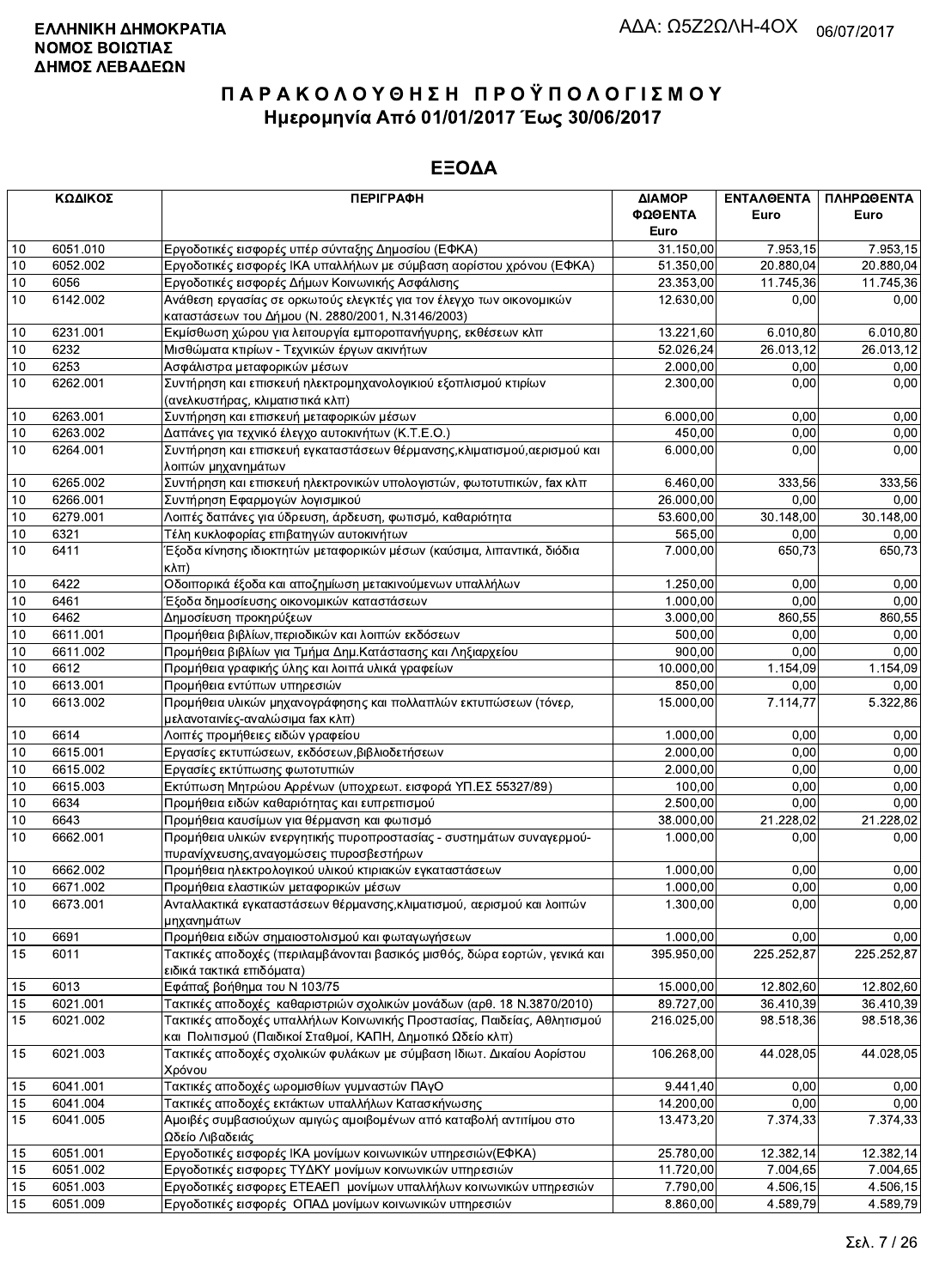**ΕΛΛΗΝΙΚΗ ΔΗΜΟΚΡΑΤΙΑ**
**ΝΟΜΟΣ ΒΟΙΩΤΙΑΣ**
**ΔΗΜΟΣ ΛΕΒΑΔΕΩΝ**

ΑΔΑ: Ω5Ζ2ΩΛΗ-4ΟΧ 06/07/2017

# ΠΑΡΑΚΟΛΟΥΘΗΣΗ ΠΡΟΫΠΟΛΟΓΙΣΜΟΥ
## Ημερομηνία Από 01/01/2017 Έως 30/06/2017

## ΕΞΟΔΑ

| ΚΩΔΙΚΟΣ | | ΠΕΡΙΓΡΑΦΗ | ΔΙΑΜΟΡΦΩΘΕΝΤΑ Euro | ΕΝΤΑΛΘΕΝΤΑ Euro | ΠΛΗΡΩΘΕΝΤΑ Euro |
|---|---|---|---|---|---|
| 10 | 6051.010 | Εργοδοτικές εισφορές υπέρ σύνταξης Δημοσίου (ΕΦΚΑ) | 31.150,00 | 7.953,15 | 7.953,15 |
| 10 | 6052.002 | Εργοδοτικές εισφορές ΙΚΑ υπαλλήλων με σύμβαση αορίστου χρόνου (ΕΦΚΑ) | 51.350,00 | 20.880,04 | 20.880,04 |
| 10 | 6056 | Εργοδοτικές εισφορές Δήμων Κοινωνικής Ασφάλισης | 23.353,00 | 11.745,36 | 11.745,36 |
| 10 | 6142.002 | Ανάθεση εργασίας σε ορκωτούς ελεγκτές για τον έλεγχο των οικονομικών καταστάσεων του Δήμου (Ν. 2880/2001, Ν.3146/2003) | 12.630,00 | 0,00 | 0,00 |
| 10 | 6231.001 | Εκμίσθωση χώρου για λειτουργία εμποροπανήγυρης, εκθέσεων κλπ | 13.221,60 | 6.010,80 | 6.010,80 |
| 10 | 6232 | Μισθώματα κτιρίων - Τεχνικών έργων ακινήτων | 52.026,24 | 26.013,12 | 26.013,12 |
| 10 | 6253 | Ασφάλιστρα μεταφορικών μέσων | 2.000,00 | 0,00 | 0,00 |
| 10 | 6262.001 | Συντήρηση και επισκευή ηλεκτρομηχανολογικιού εξοπλισμού κτιρίων (ανελκυστήρας, κλιματιστικά κλπ) | 2.300,00 | 0,00 | 0,00 |
| 10 | 6263.001 | Συντήρηση και επισκευή μεταφορικών μέσων | 6.000,00 | 0,00 | 0,00 |
| 10 | 6263.002 | Δαπάνες για τεχνικό έλεγχο αυτοκινήτων (Κ.Τ.Ε.Ο.) | 450,00 | 0,00 | 0,00 |
| 10 | 6264.001 | Συντήρηση και επισκευή εγκαταστάσεων θέρμανσης,κλιματισμού,αερισμού και λοιπών μηχανημάτων | 6.000,00 | 0,00 | 0,00 |
| 10 | 6265.002 | Συντήρηση και επισκευή ηλεκτρονικών υπολογιστών, φωτοτυπικών, fax κλπ | 6.460,00 | 333,56 | 333,56 |
| 10 | 6266.001 | Συντήρηση Εφαρμογών λογισμικού | 26.000,00 | 0,00 | 0,00 |
| 10 | 6279.001 | Λοιπές δαπάνες για ύδρευση, άρδευση, φωτισμό, καθαριότητα | 53.600,00 | 30.148,00 | 30.148,00 |
| 10 | 6321 | Τέλη κυκλοφορίας επιβατηγών αυτοκινήτων | 565,00 | 0,00 | 0,00 |
| 10 | 6411 | Έξοδα κίνησης ιδιοκτητών μεταφορικών μέσων (καύσιμα, λιπαντικά, διόδια κλπ) | 7.000,00 | 650,73 | 650,73 |
| 10 | 6422 | Οδοιπορικά έξοδα και αποζημίωση μετακινούμενων υπαλλήλων | 1.250,00 | 0,00 | 0,00 |
| 10 | 6461 | Έξοδα δημοσίευσης οικονομικών καταστάσεων | 1.000,00 | 0,00 | 0,00 |
| 10 | 6462 | Δημοσίευση προκηρύξεων | 3.000,00 | 860,55 | 860,55 |
| 10 | 6611.001 | Προμήθεια βιβλίων,περιοδικών και λοιπών εκδόσεων | 500,00 | 0,00 | 0,00 |
| 10 | 6611.002 | Προμήθεια βιβλίων για Τμήμα Δημ.Κατάστασης και Ληξιαρχείου | 900,00 | 0,00 | 0,00 |
| 10 | 6612 | Προμήθεια γραφικής ύλης και λοιπά υλικά γραφείων | 10.000,00 | 1.154,09 | 1.154,09 |
| 10 | 6613.001 | Προμήθεια εντύπων υπηρεσιών | 850,00 | 0,00 | 0,00 |
| 10 | 6613.002 | Προμήθεια υλικών μηχανογράφησης και πολλαπλών εκτυπώσεων (τόνερ, μελανοταινίες-αναλώσιμα fax κλπ) | 15.000,00 | 7.114,77 | 5.322,86 |
| 10 | 6614 | Λοιπές προμήθειες ειδών γραφείου | 1.000,00 | 0,00 | 0,00 |
| 10 | 6615.001 | Εργασίες εκτυπώσεων, εκδόσεων,βιβλιοδετήσεων | 2.000,00 | 0,00 | 0,00 |
| 10 | 6615.002 | Εργασίες εκτύπωσης φωτοτυπιών | 2.000,00 | 0,00 | 0,00 |
| 10 | 6615.003 | Εκτύπωση Μητρώου Αρρένων (υποχρεωτ. εισφορά ΥΠ.ΕΣ 55327/89) | 100,00 | 0,00 | 0,00 |
| 10 | 6634 | Προμήθεια ειδών καθαριότητας και ευπρεπισμού | 2.500,00 | 0,00 | 0,00 |
| 10 | 6643 | Προμήθεια καυσίμων για θέρμανση και φωτισμό | 38.000,00 | 21.228,02 | 21.228,02 |
| 10 | 6662.001 | Προμήθεια υλικών ενεργητικής πυροπροστασίας - συστημάτων συναγερμού-πυρανίχνευσης,αναγομώσεις πυροσβεστήρων | 1.000,00 | 0,00 | 0,00 |
| 10 | 6662.002 | Προμήθεια ηλεκτρολογικού υλικού κτιριακών εγκαταστάσεων | 1.000,00 | 0,00 | 0,00 |
| 10 | 6671.002 | Προμήθεια ελαστικών μεταφορικών μέσων | 1.000,00 | 0,00 | 0,00 |
| 10 | 6673.001 | Ανταλλακτικά εγκαταστάσεων θέρμανσης,κλιματισμού, αερισμού και λοιπών μηχανημάτων | 1.300,00 | 0,00 | 0,00 |
| 10 | 6691 | Προμήθεια ειδών σημαιοστολισμού και φωταγωγήσεων | 1.000,00 | 0,00 | 0,00 |
| 15 | 6011 | Τακτικές αποδοχές (περιλαμβάνονται βασικός μισθός, δώρα εορτών, γενικά και ειδικά τακτικά επιδόματα) | 395.950,00 | 225.252,87 | 225.252,87 |
| 15 | 6013 | Εφάπαξ βοήθημα του Ν 103/75 | 15.000,00 | 12.802,60 | 12.802,60 |
| 15 | 6021.001 | Τακτικές αποδοχές καθαριστριών σχολικών μονάδων (αρθ. 18 Ν.3870/2010) | 89.727,00 | 36.410,39 | 36.410,39 |
| 15 | 6021.002 | Τακτικές αποδοχές υπαλλήλων Κοινωνικής Προστασίας, Παιδείας, Αθλητισμού και Πολιτισμού (Παιδικοί Σταθμοί, ΚΑΠΗ, Δημοτικό Ωδείο κλπ) | 216.025,00 | 98.518,36 | 98.518,36 |
| 15 | 6021.003 | Τακτικές αποδοχές σχολικών φυλάκων με σύμβαση Ιδιωτ. Δικαίου Αορίστου Χρόνου | 106.268,00 | 44.028,05 | 44.028,05 |
| 15 | 6041.001 | Τακτικές αποδοχές ωρομισθίων γυμναστών ΠΑγΟ | 9.441,40 | 0,00 | 0,00 |
| 15 | 6041.004 | Τακτικές αποδοχές εκτάκτων υπαλλήλων Κατασκήνωσης | 14.200,00 | 0,00 | 0,00 |
| 15 | 6041.005 | Αμοιβές συμβασιούχων αμιγώς αμοιβομένων από καταβολή αντιτίμου στο Ωδείο Λιβαδειάς | 13.473,20 | 7.374,33 | 7.374,33 |
| 15 | 6051.001 | Εργοδοτικές εισφορές ΙΚΑ μονίμων κοινωνικών υπηρεσιών(ΕΦΚΑ) | 25.780,00 | 12.382,14 | 12.382,14 |
| 15 | 6051.002 | Εργοδοτικές εισφορές ΤΥΔΚΥ μονίμων κοινωνικών υπηρεσιών | 11.720,00 | 7.004,65 | 7.004,65 |
| 15 | 6051.003 | Εργοδοτικές εισφορές ΕΤΕΑΕΠ μονίμων υπαλλήλων κοινωνικών υπηρεσιών | 7.790,00 | 4.506,15 | 4.506,15 |
| 15 | 6051.009 | Εργοδοτικές εισφορές ΟΠΑΔ μονίμων κοινωνικών υπηρεσιών | 8.860,00 | 4.589,79 | 4.589,79 |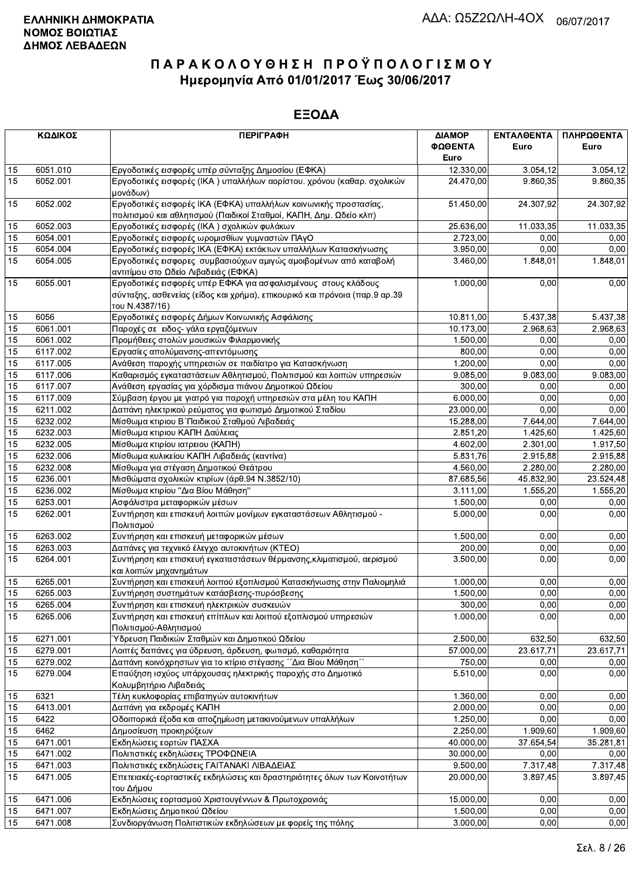ΕΛΛΗΝΙΚΗ ΔΗΜΟΚΡΑΤΙΑ
ΝΟΜΟΣ ΒΟΙΩΤΙΑΣ
ΔΗΜΟΣ ΛΕΒΑΔΕΩΝ

ΑΔΑ: Ω5Ζ2ΩΛΗ-4ΟΧ 06/07/2017

# ΠΑΡΑΚΟΛΟΥΘΗΣΗ ΠΡΟΫΠΟΛΟΓΙΣΜΟΥ
## Ημερομηνία Από 01/01/2017 Έως 30/06/2017

## ΕΞΟΔΑ

| ΚΩΔΙΚΟΣ | | ΠΕΡΙΓΡΑΦΗ | ΔΙΑΜΟΡΦΩΘΕΝΤΑ Euro | ΕΝΤΑΛΘΕΝΤΑ Euro | ΠΛΗΡΩΘΕΝΤΑ Euro |
|---|---|---|---|---|---|
| 15 | 6051.010 | Εργοδοτικές εισφορές υπέρ σύνταξης Δημοσίου (ΕΦΚΑ) | 12.330,00 | 3.054,12 | 3.054,12 |
| 15 | 6052.001 | Εργοδοτικές εισφορές (ΙΚΑ ) υπαλλήλων αορίστου. χρόνου (καθαρ. σχολικών μονάδων) | 24.470,00 | 9.860,35 | 9.860,35 |
| 15 | 6052.002 | Εργοδοτικές εισφορές ΙΚΑ (ΕΦΚΑ) υπαλλήλων κοινωνικής προστασίας, πολιτισμού και αθλητισμού (Παιδικοί Σταθμοί, ΚΑΠΗ, Δημ. Ωδείο κλπ) | 51.450,00 | 24.307,92 | 24.307,92 |
| 15 | 6052.003 | Εργοδοτικές εισφορές (ΙΚΑ ) σχολικών φυλάκων | 25.636,00 | 11.033,35 | 11.033,35 |
| 15 | 6054.001 | Εργοδοτικές εισφορές ωρομισθίων γυμναστών ΠΑγΟ | 2.723,00 | 0,00 | 0,00 |
| 15 | 6054.004 | Εργοδοτικές εισφορές ΙΚΑ (ΕΦΚΑ) εκτάκτων υπαλλήλων Κατασκήνωσης | 3.950,00 | 0,00 | 0,00 |
| 15 | 6054.005 | Εργοδοτικές εισφορες συμβασιούχων αμιγώς αμοιβομένων από καταβολή αντιτίμου στο Ωδείο Λιβαδειάς (ΕΦΚΑ) | 3.460,00 | 1.848,01 | 1.848,01 |
| 15 | 6055.001 | Εργοδοτικές εισφορές υπέρ ΕΦΚΑ για ασφαλισμένους στους κλάδους σύνταξης, ασθενείας (είδος και χρήμα), επικουρικό και πρόνοια (παρ.9 αρ.39 του Ν.4387/16) | 1.000,00 | 0,00 | 0,00 |
| 15 | 6056 | Εργοδοτικές εισφορές Δήμων Κοινωνικής Ασφάλισης | 10.811,00 | 5.437,38 | 5.437,38 |
| 15 | 6061.001 | Παροχές σε ειδος- γάλα εργαζόμενων | 10.173,00 | 2.968,63 | 2.968,63 |
| 15 | 6061.002 | Προμήθειες στολών μουσικών Φιλαρμονικής | 1.500,00 | 0,00 | 0,00 |
| 15 | 6117.002 | Εργασίες απολύμανσης-απεντόμωσης | 800,00 | 0,00 | 0,00 |
| 15 | 6117.005 | Ανάθεση παροχής υπηρεσιών σε παιδίατρο για Κατασκήνωση | 1.200,00 | 0,00 | 0,00 |
| 15 | 6117.006 | Καθαρισμός εγκαταστάσεων Αθλητισμού, Πολιτισμού και λοιπών υπηρεσιών | 9.085,00 | 9.083,00 | 9.083,00 |
| 15 | 6117.007 | Ανάθεση εργασίας για χόρδισμα πιάνου Δημοτικού Ωδείου | 300,00 | 0,00 | 0,00 |
| 15 | 6117.009 | Σύμβαση έργου με γιατρό για παροχή υπηρεσιών στα μέλη του ΚΑΠΗ | 6.000,00 | 0,00 | 0,00 |
| 15 | 6211.002 | Δαπάνη ηλεκτρικού ρεύματος για φωτισμό Δημοτικού Σταδίου | 23.000,00 | 0,00 | 0,00 |
| 15 | 6232.002 | Μίσθωμα κτιριου Β΄Παιδικού Σταθμού Λιβαδειάς | 15.288,00 | 7.644,00 | 7.644,00 |
| 15 | 6232.003 | Μίσθωμα κτιριου ΚΑΠΗ Δαύλειας | 2.851,20 | 1.425,60 | 1.425,60 |
| 15 | 6232.005 | Μίσθωμα κτιρίου ιατρειου (ΚΑΠΗ) | 4.602,00 | 2.301,00 | 1.917,50 |
| 15 | 6232.006 | Μίσθωμα κυλικείου ΚΑΠΗ Λιβαδειάς (καντίνα) | 5.831,76 | 2.915,88 | 2.915,88 |
| 15 | 6232.008 | Μίσθωμα για στέγαση Δημοτικού Θεάτρου | 4.560,00 | 2.280,00 | 2.280,00 |
| 15 | 6236.001 | Μισθώματα σχολικών κτιρίων (άρθ.94 Ν.3852/10) | 87.685,56 | 45.832,90 | 23.524,48 |
| 15 | 6236.002 | Μίσθωμα κτιρίου "Δια Βίου Μάθηση" | 3.111,00 | 1.555,20 | 1.555,20 |
| 15 | 6253.001 | Ασφάλιστρα μεταφορικών μέσων | 1.500,00 | 0,00 | 0,00 |
| 15 | 6262.001 | Συντήρηση και επισκευή λοιπών μονίμων εγκαταστάσεων Αθλητισμού - Πολιτισμού | 5.000,00 | 0,00 | 0,00 |
| 15 | 6263.002 | Συντήρηση και επισκευή μεταφορικών μέσων | 1.500,00 | 0,00 | 0,00 |
| 15 | 6263.003 | Δαπάνες για τεχνιικό έλεγχο αυτοκινήτων (ΚΤΕΟ) | 200,00 | 0,00 | 0,00 |
| 15 | 6264.001 | Συντήρηση και επισκευή εγκαταστάσεων θέρμανσης,κλιματισμού, αερισμού και λοιπών μηχανημάτων | 3.500,00 | 0,00 | 0,00 |
| 15 | 6265.001 | Συντήρηση και επισκευή λοιπού εξοπλισμού Κατασκήνωσης στην Παλιομηλιά | 1.000,00 | 0,00 | 0,00 |
| 15 | 6265.003 | Συντήρηση συστημάτων κατάσβεσης-πυρόσβεσης | 1.500,00 | 0,00 | 0,00 |
| 15 | 6265.004 | Συντήρηση και επισκευή ηλεκτρικών συσκευών | 300,00 | 0,00 | 0,00 |
| 15 | 6265.006 | Συντήρηση και επισκευή επίπλων και λοιπού εξοπλισμού υπηρεσιών Πολιτισμού-Αθλητισμού | 1.000,00 | 0,00 | 0,00 |
| 15 | 6271.001 | Ύδρευση Παιδικών Σταθμών και Δημοτικού Ωδείου | 2.500,00 | 632,50 | 632,50 |
| 15 | 6279.001 | Λοιπές δαπάνες για ύδρευση, άρδευση, φωτισμό, καθαριότητα | 57.000,00 | 23.617,71 | 23.617,71 |
| 15 | 6279.002 | Δαπάνη κοινόχρηστων για το κτίριο στέγασης ΄΄Δια Βίου Μάθηση΄΄ | 750,00 | 0,00 | 0,00 |
| 15 | 6279.004 | Επαύξηση ισχύος υπάρχουσας ηλεκτρικής παροχής στο Δημοτικό Κολυμβητήριο Λιβαδειάς | 5.510,00 | 0,00 | 0,00 |
| 15 | 6321 | Τέλη κυκλοφορίας επιβατηγών αυτοκινήτων | 1.360,00 | 0,00 | 0,00 |
| 15 | 6413.001 | Δαπάνη για εκδρομές ΚΑΠΗ | 2.000,00 | 0,00 | 0,00 |
| 15 | 6422 | Οδοιπορικά έξοδα και αποζημίωση μετακινούμενων υπαλλήλων | 1.250,00 | 0,00 | 0,00 |
| 15 | 6462 | Δημοσίευση προκηρύξεων | 2.250,00 | 1.909,60 | 1.909,60 |
| 15 | 6471.001 | Εκδηλώσεις εορτών ΠΑΣΧΑ | 40.000,00 | 37.654,54 | 35.281,81 |
| 15 | 6471.002 | Πολιτιστικές εκδηλώσεις ΤΡΟΦΩΝΕΙΑ | 30.000,00 | 0,00 | 0,00 |
| 15 | 6471.003 | Πολιτιστικές εκδηλώσεις ΓΑΙΤΑΝΑΚΙ ΛΙΒΑΔΕΙΑΣ | 9.500,00 | 7.317,48 | 7.317,48 |
| 15 | 6471.005 | Επετειακές-εορταστικές εκδηλώσεις και δραστηριότητες όλων των Κοινοτήτων του Δήμου | 20.000,00 | 3.897,45 | 3.897,45 |
| 15 | 6471.006 | Εκδηλώσεις εορτασμού Χριστουγέννων & Πρωτοχρονιάς | 15.000,00 | 0,00 | 0,00 |
| 15 | 6471.007 | Εκδηλώσεις Δημοτικού Ωδείου | 1.500,00 | 0,00 | 0,00 |
| 15 | 6471.008 | Συνδιοργάνωση Πολιτιστικών εκδηλώσεων με φορείς της πόλης | 3.000,00 | 0,00 | 0,00 |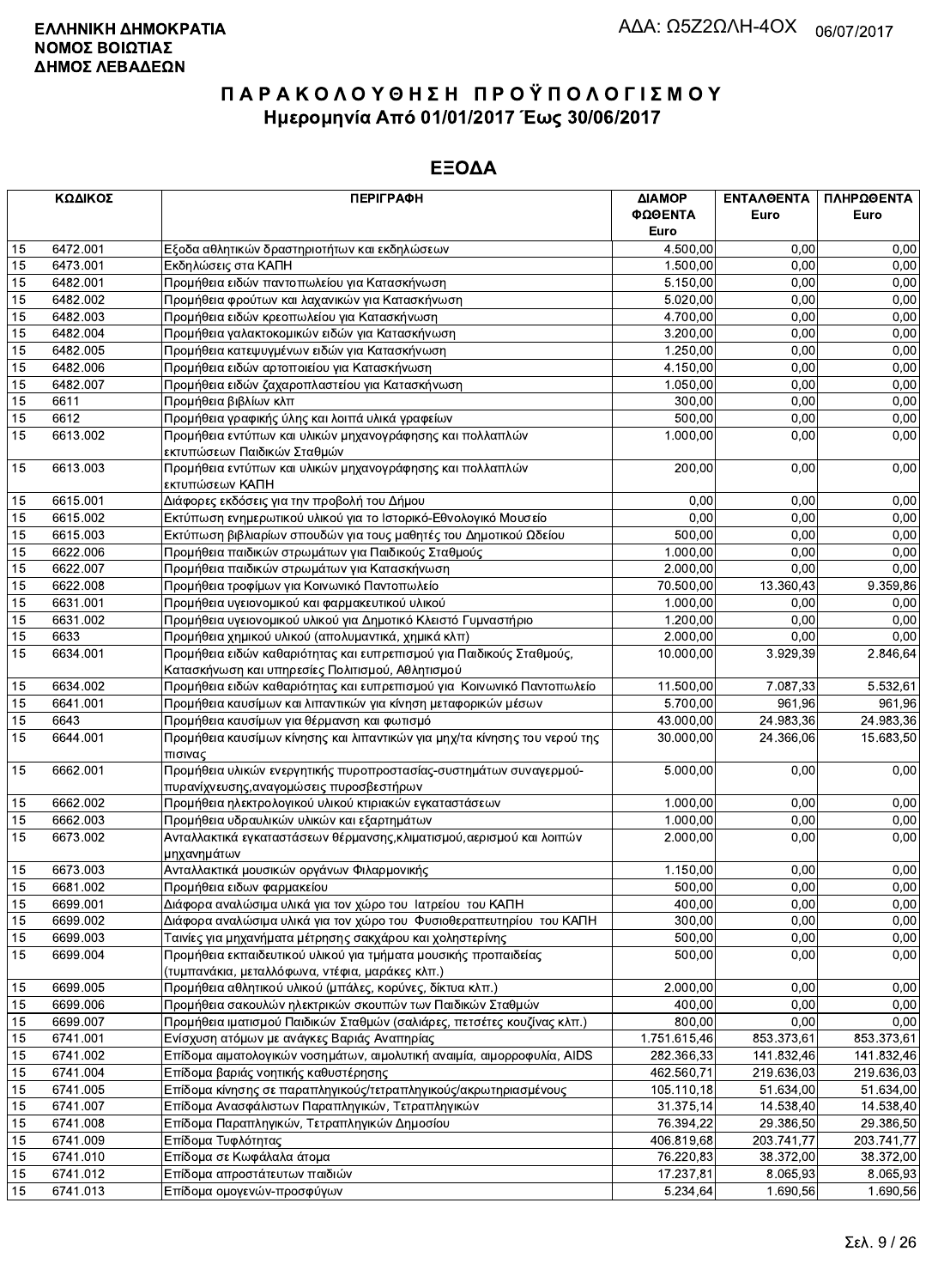**ΕΛΛΗΝΙΚΗ ΔΗΜΟΚΡΑΤΙΑ**
**ΝΟΜΟΣ ΒΟΙΩΤΙΑΣ**
**ΔΗΜΟΣ ΛΕΒΑΔΕΩΝ**

ΑΔΑ: Ω5Ζ2ΩΛΗ-4ΟΧ 06/07/2017

# ΠΑΡΑΚΟΛΟΥΘΗΣΗ ΠΡΟΫΠΟΛΟΓΙΣΜΟΥ

## Ημερομηνία Από 01/01/2017 Έως 30/06/2017

## ΕΞΟΔΑ

| ΚΩΔΙΚΟΣ | | ΠΕΡΙΓΡΑΦΗ | ΔΙΑΜΟΡ ΦΩΘΕΝΤΑ Euro | ΕΝΤΑΛΘΕΝΤΑ Euro | ΠΛΗΡΩΘΕΝΤΑ Euro |
|---|---|---|---|---|---|
| 15 | 6472.001 | Εξοδα αθλητικών δραστηριοτήτων και εκδηλώσεων | 4.500,00 | 0,00 | 0,00 |
| 15 | 6473.001 | Εκδηλώσεις στα ΚΑΠΗ | 1.500,00 | 0,00 | 0,00 |
| 15 | 6482.001 | Προμήθεια ειδών παντοπωλείου για Κατασκήνωση | 5.150,00 | 0,00 | 0,00 |
| 15 | 6482.002 | Προμήθεια φρούτων και λαχανικών για Κατασκήνωση | 5.020,00 | 0,00 | 0,00 |
| 15 | 6482.003 | Προμήθεια ειδών κρεοπωλείου για Κατασκήνωση | 4.700,00 | 0,00 | 0,00 |
| 15 | 6482.004 | Προμήθεια γαλακτοκομικών ειδών για Κατασκήνωση | 3.200,00 | 0,00 | 0,00 |
| 15 | 6482.005 | Προμήθεια κατεψυγμένων ειδών για Κατασκήνωση | 1.250,00 | 0,00 | 0,00 |
| 15 | 6482.006 | Προμήθεια ειδών αρτοποιείου για Κατασκήνωση | 4.150,00 | 0,00 | 0,00 |
| 15 | 6482.007 | Προμήθεια ειδών ζαχαροπλαστείου για Κατασκήνωση | 1.050,00 | 0,00 | 0,00 |
| 15 | 6611 | Προμήθεια βιβλίων κλπ | 300,00 | 0,00 | 0,00 |
| 15 | 6612 | Προμήθεια γραφικής ύλης και λοιπά υλικά γραφείων | 500,00 | 0,00 | 0,00 |
| 15 | 6613.002 | Προμήθεια εντύπων και υλικών μηχανογράφησης και πολλαπλών εκτυπώσεων Παιδικών Σταθμών | 1.000,00 | 0,00 | 0,00 |
| 15 | 6613.003 | Προμήθεια εντύπων και υλικών μηχανογράφησης και πολλαπλών εκτυπώσεων ΚΑΠΗ | 200,00 | 0,00 | 0,00 |
| 15 | 6615.001 | Διάφορες εκδόσεις για την προβολή του Δήμου | 0,00 | 0,00 | 0,00 |
| 15 | 6615.002 | Εκτύπωση ενημερωτικού υλικού για το Ιστορικό-Εθνολογικό Μουσείο | 0,00 | 0,00 | 0,00 |
| 15 | 6615.003 | Εκτύπωση βιβλιαρίων σπουδών για τους μαθητές του Δημοτικού Ωδείου | 500,00 | 0,00 | 0,00 |
| 15 | 6622.006 | Προμήθεια παιδικών στρωμάτων για Παιδικούς Σταθμούς | 1.000,00 | 0,00 | 0,00 |
| 15 | 6622.007 | Προμήθεια παιδικών στρωμάτων για Κατασκήνωση | 2.000,00 | 0,00 | 0,00 |
| 15 | 6622.008 | Προμήθεια τροφίμων για Κοινωνικό Παντοπωλείο | 70.500,00 | 13.360,43 | 9.359,86 |
| 15 | 6631.001 | Προμήθεια υγειονομικού και φαρμακευτικού υλικού | 1.000,00 | 0,00 | 0,00 |
| 15 | 6631.002 | Προμήθεια υγειονομικού υλικού για Δημοτικό Κλειστό Γυμναστήριο | 1.200,00 | 0,00 | 0,00 |
| 15 | 6633 | Προμήθεια χημικού υλικού (απολυμαντικά, χημικά κλπ) | 2.000,00 | 0,00 | 0,00 |
| 15 | 6634.001 | Προμήθεια ειδών καθαριότητας και ευπρεπισμού για Παιδικούς Σταθμούς, Κατασκήνωση και υπηρεσίες Πολιτισμού, Αθλητισμού | 10.000,00 | 3.929,39 | 2.846,64 |
| 15 | 6634.002 | Προμήθεια ειδών καθαριότητας και ευπρεπισμού για Κοινωνικό Παντοπωλείο | 11.500,00 | 7.087,33 | 5.532,61 |
| 15 | 6641.001 | Προμήθεια καυσίμων και λιπαντικών για κίνηση μεταφορικών μέσων | 5.700,00 | 961,96 | 961,96 |
| 15 | 6643 | Προμήθεια καυσίμων για θέρμανση και φωτισμό | 43.000,00 | 24.983,36 | 24.983,36 |
| 15 | 6644.001 | Προμήθεια καυσίμων κίνησης και λιπαντικών για μηχ/τα κίνησης του νερού της πισινας | 30.000,00 | 24.366,06 | 15.683,50 |
| 15 | 6662.001 | Προμήθεια υλικών ενεργητικής πυροπροστασίας-συστημάτων συναγερμού-πυρανίχνευσης,αναγομώσεις πυροσβεστήρων | 5.000,00 | 0,00 | 0,00 |
| 15 | 6662.002 | Προμήθεια ηλεκτρολογικού υλικού κτιριακών εγκαταστάσεων | 1.000,00 | 0,00 | 0,00 |
| 15 | 6662.003 | Προμήθεια υδραυλικών υλικών και εξαρτημάτων | 1.000,00 | 0,00 | 0,00 |
| 15 | 6673.002 | Ανταλλακτικά εγκαταστάσεων θέρμανσης,κλιματισμού,αερισμού και λοιπών μηχανημάτων | 2.000,00 | 0,00 | 0,00 |
| 15 | 6673.003 | Ανταλλακτικά μουσικών οργάνων Φιλαρμονικής | 1.150,00 | 0,00 | 0,00 |
| 15 | 6681.002 | Προμήθεια ειδων φαρμακείου | 500,00 | 0,00 | 0,00 |
| 15 | 6699.001 | Διάφορα αναλώσιμα υλικά για τον χώρο του Ιατρείου του ΚΑΠΗ | 400,00 | 0,00 | 0,00 |
| 15 | 6699.002 | Διάφορα αναλώσιμα υλικά για τον χώρο του Φυσιοθεραπευτηρίου του ΚΑΠΗ | 300,00 | 0,00 | 0,00 |
| 15 | 6699.003 | Ταινίες για μηχανήματα μέτρησης σακχάρου και χοληστερίνης | 500,00 | 0,00 | 0,00 |
| 15 | 6699.004 | Προμήθεια εκπαιδευτικού υλικού για τμήματα μουσικής προπαιδείας (τυμπανάκια, μεταλλόφωνα, ντέφια, μαράκες κλπ.) | 500,00 | 0,00 | 0,00 |
| 15 | 6699.005 | Προμήθεια αθλητικού υλικού (μπάλες, κορύνες, δίκτυα κλπ.) | 2.000,00 | 0,00 | 0,00 |
| 15 | 6699.006 | Προμήθεια σακουλών ηλεκτρικών σκουπών των Παιδικών Σταθμών | 400,00 | 0,00 | 0,00 |
| 15 | 6699.007 | Προμήθεια ιματισμού Παιδικών Σταθμών (σαλιάρες, πετσέτες κουζίνας κλπ.) | 800,00 | 0,00 | 0,00 |
| 15 | 6741.001 | Ενίσχυση ατόμων με ανάγκες Βαριάς Αναπηρίας | 1.751.615,46 | 853.373,61 | 853.373,61 |
| 15 | 6741.002 | Επίδομα αιματολογικών νοσημάτων, αιμολυτική αναιμία, αιμορροφυλία, AIDS | 282.366,33 | 141.832,46 | 141.832,46 |
| 15 | 6741.004 | Επίδομα βαριάς νοητικής καθυστέρησης | 462.560,71 | 219.636,03 | 219.636,03 |
| 15 | 6741.005 | Επίδομα κίνησης σε παραπληγικούς/τετραπληγικούς/ακρωτηριασμένους | 105.110,18 | 51.634,00 | 51.634,00 |
| 15 | 6741.007 | Επίδομα Ανασφάλιστων Παραπληγικών, Τετραπληγικών | 31.375,14 | 14.538,40 | 14.538,40 |
| 15 | 6741.008 | Επίδομα Παραπληγικών, Τετραπληγικών Δημοσίου | 76.394,22 | 29.386,50 | 29.386,50 |
| 15 | 6741.009 | Επίδομα Τυφλότητας | 406.819,68 | 203.741,77 | 203.741,77 |
| 15 | 6741.010 | Επίδομα σε Κωφάλαλα άτομα | 76.220,83 | 38.372,00 | 38.372,00 |
| 15 | 6741.012 | Επίδομα απροστάτευτων παιδιών | 17.237,81 | 8.065,93 | 8.065,93 |
| 15 | 6741.013 | Επίδομα ομογενών-προσφύγων | 5.234,64 | 1.690,56 | 1.690,56 |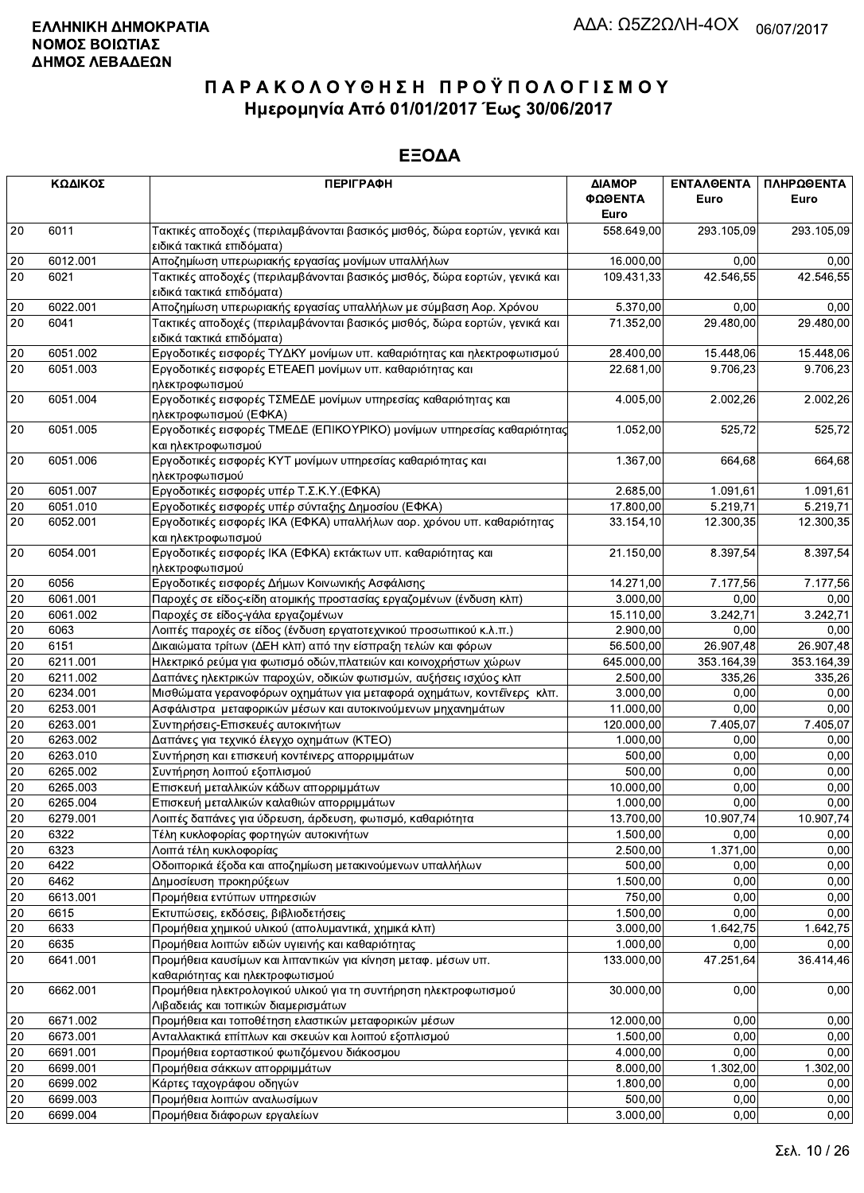**ΕΛΛΗΝΙΚΗ ΔΗΜΟΚΡΑΤΙΑ**
**ΝΟΜΟΣ ΒΟΙΩΤΙΑΣ**
**ΔΗΜΟΣ ΛΕΒΑΔΕΩΝ**

ΑΔΑ: Ω5Ζ2ΩΛΗ-4ΟΧ 06/07/2017

# ΠΑΡΑΚΟΛΟΥΘΗΣΗ ΠΡΟΫΠΟΛΟΓΙΣΜΟΥ
## Ημερομηνία Από 01/01/2017 Έως 30/06/2017

## ΕΞΟΔΑ

| ΚΩΔΙΚΟΣ | | ΠΕΡΙΓΡΑΦΗ | ΔΙΑΜΟΡΦΩΘΕΝΤΑ Euro | ΕΝΤΑΛΘΕΝΤΑ Euro | ΠΛΗΡΩΘΕΝΤΑ Euro |
|---|---|---|---|---|---|
| 20 | 6011 | Τακτικές αποδοχές (περιλαμβάνονται βασικός μισθός, δώρα εορτών, γενικά και ειδικά τακτικά επιδόματα) | 558.649,00 | 293.105,09 | 293.105,09 |
| 20 | 6012.001 | Αποζημίωση υπερωριακής εργασίας μονίμων υπαλλήλων | 16.000,00 | 0,00 | 0,00 |
| 20 | 6021 | Τακτικές αποδοχές (περιλαμβάνονται βασικός μισθός, δώρα εορτών, γενικά και ειδικά τακτικά επιδόματα) | 109.431,33 | 42.546,55 | 42.546,55 |
| 20 | 6022.001 | Αποζημίωση υπερωριακής εργασίας υπαλλήλων με σύμβαση Αορ. Χρόνου | 5.370,00 | 0,00 | 0,00 |
| 20 | 6041 | Τακτικές αποδοχές (περιλαμβάνονται βασικός μισθός, δώρα εορτών, γενικά και ειδικά τακτικά επιδόματα) | 71.352,00 | 29.480,00 | 29.480,00 |
| 20 | 6051.002 | Εργοδοτικές εισφορές ΤΥΔΚΥ μονίμων υπ. καθαριότητας και ηλεκτροφωτισμού | 28.400,00 | 15.448,06 | 15.448,06 |
| 20 | 6051.003 | Εργοδοτικές εισφορές ΕΤΕΑΕΠ μονίμων υπ. καθαριότητας και ηλεκτροφωτισμού | 22.681,00 | 9.706,23 | 9.706,23 |
| 20 | 6051.004 | Εργοδοτικές εισφορές ΤΣΜΕΔΕ μονίμων υπηρεσίας καθαριότητας και ηλεκτροφωτισμού (ΕΦΚΑ) | 4.005,00 | 2.002,26 | 2.002,26 |
| 20 | 6051.005 | Εργοδοτικές εισφορές ΤΜΕΔΕ (ΕΠΙΚΟΥΡΙΚΟ) μονίμων υπηρεσίας καθαριότητας και ηλεκτροφωτισμού | 1.052,00 | 525,72 | 525,72 |
| 20 | 6051.006 | Εργοδοτικές εισφορές ΚΥΤ μονίμων υπηρεσίας καθαριότητας και ηλεκτροφωτισμού | 1.367,00 | 664,68 | 664,68 |
| 20 | 6051.007 | Εργοδοτικές εισφορές υπέρ Τ.Σ.Κ.Υ.(ΕΦΚΑ) | 2.685,00 | 1.091,61 | 1.091,61 |
| 20 | 6051.010 | Εργοδοτικές εισφορές υπέρ σύνταξης Δημοσίου (ΕΦΚΑ) | 17.800,00 | 5.219,71 | 5.219,71 |
| 20 | 6052.001 | Εργοδοτικές εισφορές ΙΚΑ (ΕΦΚΑ) υπαλλήλων αορ. χρόνου υπ. καθαριότητας και ηλεκτροφωτισμού | 33.154,10 | 12.300,35 | 12.300,35 |
| 20 | 6054.001 | Εργοδοτικές εισφορές ΙΚΑ (ΕΦΚΑ) εκτάκτων υπ. καθαριότητας και ηλεκτροφωτισμού | 21.150,00 | 8.397,54 | 8.397,54 |
| 20 | 6056 | Εργοδοτικές εισφορές Δήμων Κοινωνικής Ασφάλισης | 14.271,00 | 7.177,56 | 7.177,56 |
| 20 | 6061.001 | Παροχές σε είδος-είδη ατομικής προστασίας εργαζομένων (ένδυση κλπ) | 3.000,00 | 0,00 | 0,00 |
| 20 | 6061.002 | Παροχές σε είδος-γάλα εργαζομένων | 15.110,00 | 3.242,71 | 3.242,71 |
| 20 | 6063 | Λοιπές παροχές σε είδος (ένδυση εργατοτεχνικού προσωπικού κ.λ.π.) | 2.900,00 | 0,00 | 0,00 |
| 20 | 6151 | Δικαιώματα τρίτων (ΔΕΗ κλπ) από την είσπραξη τελών και φόρων | 56.500,00 | 26.907,48 | 26.907,48 |
| 20 | 6211.001 | Ηλεκτρικό ρεύμα για φωτισμό οδών,πλατειών και κοινοχρήστων χώρων | 645.000,00 | 353.164,39 | 353.164,39 |
| 20 | 6211.002 | Δαπάνες ηλεκτρικών παροχών, οδικών φωτισμών, αυξήσεις ισχύος κλπ | 2.500,00 | 335,26 | 335,26 |
| 20 | 6234.001 | Μισθώματα γερανοφόρων οχημάτων για μεταφορά οχημάτων, κοντέινερς κλπ. | 3.000,00 | 0,00 | 0,00 |
| 20 | 6253.001 | Ασφάλιστρα μεταφορικών μέσων και αυτοκινούμενων μηχανημάτων | 11.000,00 | 0,00 | 0,00 |
| 20 | 6263.001 | Συντηρήσεις-Επισκευές αυτοκινήτων | 120.000,00 | 7.405,07 | 7.405,07 |
| 20 | 6263.002 | Δαπάνες για τεχνικό έλεγχο οχημάτων (ΚΤΕΟ) | 1.000,00 | 0,00 | 0,00 |
| 20 | 6263.010 | Συντήρηση και επισκευή κοντέινερς απορριμμάτων | 500,00 | 0,00 | 0,00 |
| 20 | 6265.002 | Συντήρηση λοιπού εξοπλισμού | 500,00 | 0,00 | 0,00 |
| 20 | 6265.003 | Επισκευή μεταλλικών κάδων απορριμμάτων | 10.000,00 | 0,00 | 0,00 |
| 20 | 6265.004 | Επισκευή μεταλλικών καλαθιών απορριμμάτων | 1.000,00 | 0,00 | 0,00 |
| 20 | 6279.001 | Λοιπές δαπάνες για ύδρευση, άρδευση, φωτισμό, καθαριότητα | 13.700,00 | 10.907,74 | 10.907,74 |
| 20 | 6322 | Τέλη κυκλοφορίας φορτηγών αυτοκινήτων | 1.500,00 | 0,00 | 0,00 |
| 20 | 6323 | Λοιπά τέλη κυκλοφορίας | 2.500,00 | 1.371,00 | 0,00 |
| 20 | 6422 | Οδοιπορικά έξοδα και αποζημίωση μετακινούμενων υπαλλήλων | 500,00 | 0,00 | 0,00 |
| 20 | 6462 | Δημοσίευση προκηρύξεων | 1.500,00 | 0,00 | 0,00 |
| 20 | 6613.001 | Προμήθεια εντύπων υπηρεσιών | 750,00 | 0,00 | 0,00 |
| 20 | 6615 | Εκτυπώσεις, εκδόσεις, βιβλιοδετήσεις | 1.500,00 | 0,00 | 0,00 |
| 20 | 6633 | Προμήθεια χημικού υλικού (απολυμαντικά, χημικά κλπ) | 3.000,00 | 1.642,75 | 1.642,75 |
| 20 | 6635 | Προμήθεια λοιπών ειδών υγιεινής και καθαριότητας | 1.000,00 | 0,00 | 0,00 |
| 20 | 6641.001 | Προμήθεια καυσίμων και λιπαντικών για κίνηση μεταφ. μέσων υπ. καθαριότητας και ηλεκτροφωτισμού | 133.000,00 | 47.251,64 | 36.414,46 |
| 20 | 6662.001 | Προμήθεια ηλεκτρολογικού υλικού για τη συντήρηση ηλεκτροφωτισμού Λιβαδειάς και τοπικών διαμερισμάτων | 30.000,00 | 0,00 | 0,00 |
| 20 | 6671.002 | Προμήθεια και τοποθέτηση ελαστικών μεταφορικών μέσων | 12.000,00 | 0,00 | 0,00 |
| 20 | 6673.001 | Ανταλλακτικά επίπλων και σκευών και λοιπού εξοπλισμού | 1.500,00 | 0,00 | 0,00 |
| 20 | 6691.001 | Προμήθεια εορταστικού φωτιζόμενου διάκοσμου | 4.000,00 | 0,00 | 0,00 |
| 20 | 6699.001 | Προμήθεια σάκκων απορριμμάτων | 8.000,00 | 1.302,00 | 1.302,00 |
| 20 | 6699.002 | Κάρτες ταχογράφου οδηγών | 1.800,00 | 0,00 | 0,00 |
| 20 | 6699.003 | Προμήθεια λοιπών αναλωσίμων | 500,00 | 0,00 | 0,00 |
| 20 | 6699.004 | Προμήθεια διάφορων εργαλείων | 3.000,00 | 0,00 | 0,00 |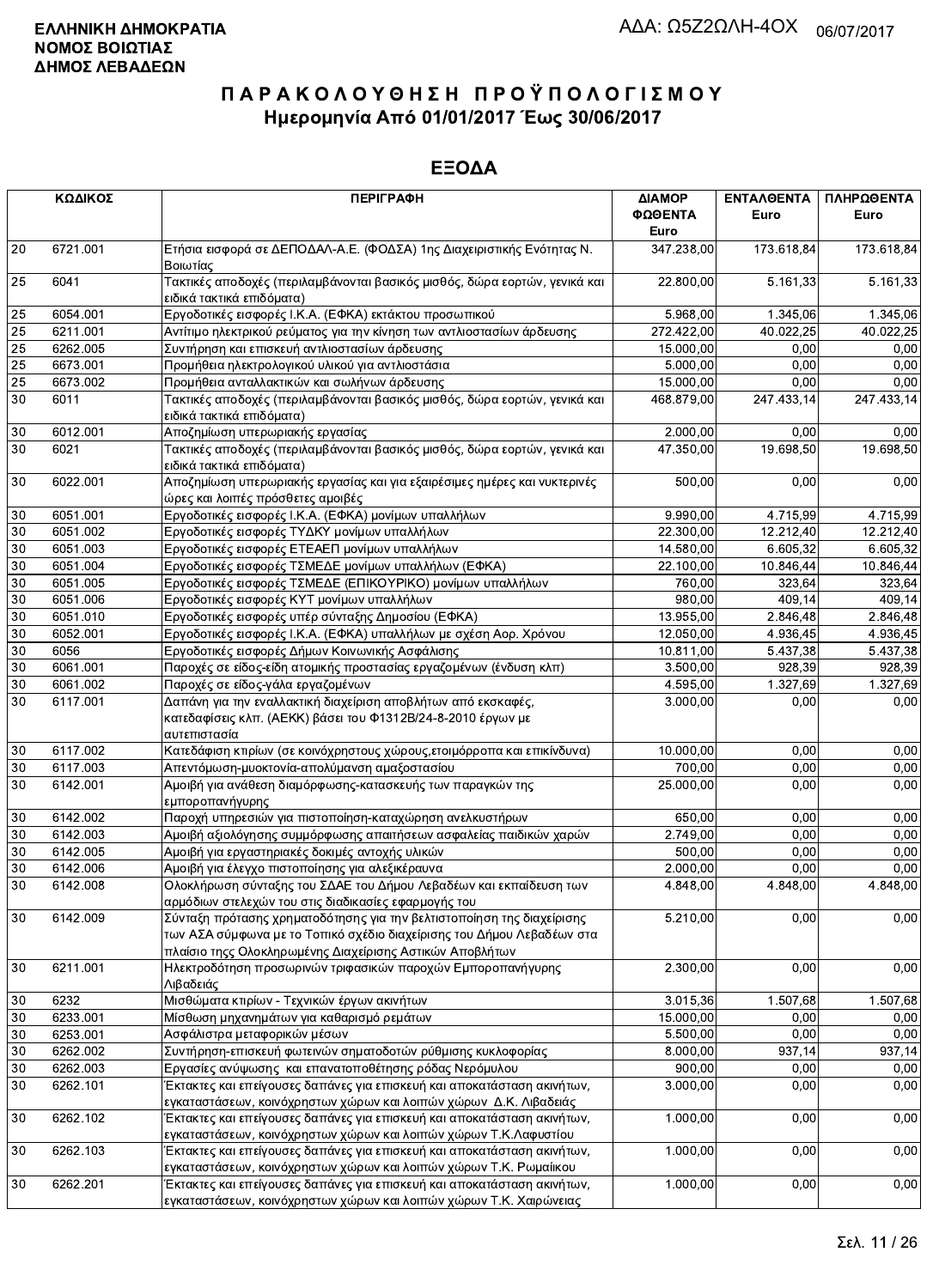**ΕΛΛΗΝΙΚΗ ΔΗΜΟΚΡΑΤΙΑ**
**ΝΟΜΟΣ ΒΟΙΩΤΙΑΣ**
**ΔΗΜΟΣ ΛΕΒΑΔΕΩΝ**

ΑΔΑ: Ω5Ζ2ΩΛΗ-4ΟΧ 06/07/2017

# ΠΑΡΑΚΟΛΟΥΘΗΣΗ ΠΡΟΫΠΟΛΟΓΙΣΜΟΥ
## Ημερομηνία Από 01/01/2017 Έως 30/06/2017

## ΕΞΟΔΑ

| ΚΩΔΙΚΟΣ | | ΠΕΡΙΓΡΑΦΗ | ΔΙΑΜΟΡ ΦΩΘΕΝΤΑ Euro | ΕΝΤΑΛΘΕΝΤΑ Euro | ΠΛΗΡΩΘΕΝΤΑ Euro |
|---|---|---|---|---|---|
| 20 | 6721.001 | Ετήσια εισφορά σε ΔΕΠΟΔΑΛ-Α.Ε. (ΦΟΔΣΑ) 1ης Διαχειριστικής Ενότητας Ν. Βοιωτίας | 347.238,00 | 173.618,84 | 173.618,84 |
| 25 | 6041 | Τακτικές αποδοχές (περιλαμβάνονται βασικός μισθός, δώρα εορτών, γενικά και ειδικά τακτικά επιδόματα) | 22.800,00 | 5.161,33 | 5.161,33 |
| 25 | 6054.001 | Εργοδοτικές εισφορές Ι.Κ.Α. (ΕΦΚΑ) εκτάκτου προσωπικού | 5.968,00 | 1.345,06 | 1.345,06 |
| 25 | 6211.001 | Αντίτιμο ηλεκτρικού ρεύματος για την κίνηση των αντλιοστασίων άρδευσης | 272.422,00 | 40.022,25 | 40.022,25 |
| 25 | 6262.005 | Συντήρηση και επισκευή αντλιοστασίων άρδευσης | 15.000,00 | 0,00 | 0,00 |
| 25 | 6673.001 | Προμήθεια ηλεκτρολογικού υλικού για αντλιοστάσια | 5.000,00 | 0,00 | 0,00 |
| 25 | 6673.002 | Προμήθεια ανταλλακτικών και σωλήνων άρδευσης | 15.000,00 | 0,00 | 0,00 |
| 30 | 6011 | Τακτικές αποδοχές (περιλαμβάνονται βασικός μισθός, δώρα εορτών, γενικά και ειδικά τακτικά επιδόματα) | 468.879,00 | 247.433,14 | 247.433,14 |
| 30 | 6012.001 | Αποζημίωση υπερωριακής εργασίας | 2.000,00 | 0,00 | 0,00 |
| 30 | 6021 | Τακτικές αποδοχές (περιλαμβάνονται βασικός μισθός, δώρα εορτών, γενικά και ειδικά τακτικά επιδόματα) | 47.350,00 | 19.698,50 | 19.698,50 |
| 30 | 6022.001 | Αποζημίωση υπερωριακής εργασίας και για εξαιρέσιμες ημέρες και νυκτερινές ώρες και λοιπές πρόσθετες αμοιβές | 500,00 | 0,00 | 0,00 |
| 30 | 6051.001 | Εργοδοτικές εισφορές Ι.Κ.Α. (ΕΦΚΑ) μονίμων υπαλλήλων | 9.990,00 | 4.715,99 | 4.715,99 |
| 30 | 6051.002 | Εργοδοτικές εισφορές ΤΥΔΚΥ μονίμων υπαλλήλων | 22.300,00 | 12.212,40 | 12.212,40 |
| 30 | 6051.003 | Εργοδοτικές εισφορές ΕΤΕΑΕΠ μονίμων υπαλλήλων | 14.580,00 | 6.605,32 | 6.605,32 |
| 30 | 6051.004 | Εργοδοτικές εισφορές ΤΣΜΕΔΕ μονίμων υπαλλήλων (ΕΦΚΑ) | 22.100,00 | 10.846,44 | 10.846,44 |
| 30 | 6051.005 | Εργοδοτικές εισφορές ΤΣΜΕΔΕ (ΕΠΙΚΟΥΡΙΚΟ) μονίμων υπαλλήλων | 760,00 | 323,64 | 323,64 |
| 30 | 6051.006 | Εργοδοτικές εισφορές ΚΥΤ μονίμων υπαλλήλων | 980,00 | 409,14 | 409,14 |
| 30 | 6051.010 | Εργοδοτικές εισφορές υπέρ σύνταξης Δημοσίου (ΕΦΚΑ) | 13.955,00 | 2.846,48 | 2.846,48 |
| 30 | 6052.001 | Εργοδοτικές εισφορές Ι.Κ.Α. (ΕΦΚΑ) υπαλλήλων με σχέση Αορ. Χρόνου | 12.050,00 | 4.936,45 | 4.936,45 |
| 30 | 6056 | Εργοδοτικές εισφορές Δήμων Κοινωνικής Ασφάλισης | 10.811,00 | 5.437,38 | 5.437,38 |
| 30 | 6061.001 | Παροχές σε είδος-είδη ατομικής προστασίας εργαζομένων (ένδυση κλπ) | 3.500,00 | 928,39 | 928,39 |
| 30 | 6061.002 | Παροχές σε είδος-γάλα εργαζομένων | 4.595,00 | 1.327,69 | 1.327,69 |
| 30 | 6117.001 | Δαπάνη για την εναλλακτική διαχείριση αποβλήτων από εκσκαφές, κατεδαφίσεις κλπ. (ΑΕΚΚ) βάσει του Φ1312Β/24-8-2010 έργων με αυτεπιστασία | 3.000,00 | 0,00 | 0,00 |
| 30 | 6117.002 | Κατεδάφιση κτιρίων (σε κοινόχρηστους χώρους,ετοιμόρροπα και επικίνδυνα) | 10.000,00 | 0,00 | 0,00 |
| 30 | 6117.003 | Απεντόμωση-μυοκτονία-απολύμανση αμαξοστασίου | 700,00 | 0,00 | 0,00 |
| 30 | 6142.001 | Αμοιβή για ανάθεση διαμόρφωσης-κατασκευής των παραγκών της εμποροπανήγυρης | 25.000,00 | 0,00 | 0,00 |
| 30 | 6142.002 | Παροχή υπηρεσιών για πιστοποίηση-καταχώρηση ανελκυστήρων | 650,00 | 0,00 | 0,00 |
| 30 | 6142.003 | Αμοιβή αξιολόγησης συμμόρφωσης απαιτήσεων ασφαλείας παιδικών χαρών | 2.749,00 | 0,00 | 0,00 |
| 30 | 6142.005 | Αμοιβή για εργαστηριακές δοκιμές αντοχής υλικών | 500,00 | 0,00 | 0,00 |
| 30 | 6142.006 | Αμοιβή για έλεγχο πιστοποίησης για αλεξικέραυνα | 2.000,00 | 0,00 | 0,00 |
| 30 | 6142.008 | Ολοκλήρωση σύνταξης του ΣΔΑΕ του Δήμου Λεβαδέων και εκπαίδευση των αρμόδιων στελεχών του στις διαδικασίες εφαρμογής του | 4.848,00 | 4.848,00 | 4.848,00 |
| 30 | 6142.009 | Σύνταξη πρότασης χρηματοδότησης για την βελτιστοποίηση της διαχείρισης των ΑΣΑ σύμφωνα με το Τοπικό σχέδιο διαχείρισης του Δήμου Λεβαδέων στα πλαίσιο τηςς Ολοκληρωμένης Διαχείρισης Αστικών Αποβλήτων | 5.210,00 | 0,00 | 0,00 |
| 30 | 6211.001 | Ηλεκτροδότηση προσωρινών τριφασικών παροχών Εμποροπανήγυρης Λιβαδειάς | 2.300,00 | 0,00 | 0,00 |
| 30 | 6232 | Μισθώματα κτιρίων - Τεχνικών έργων ακινήτων | 3.015,36 | 1.507,68 | 1.507,68 |
| 30 | 6233.001 | Μίσθωση μηχανημάτων για καθαρισμό ρεμάτων | 15.000,00 | 0,00 | 0,00 |
| 30 | 6253.001 | Ασφάλιστρα μεταφορικών μέσων | 5.500,00 | 0,00 | 0,00 |
| 30 | 6262.002 | Συντήρηση-επισκευή φωτεινών σηματοδοτών ρύθμισης κυκλοφορίας | 8.000,00 | 937,14 | 937,14 |
| 30 | 6262.003 | Εργασίες ανύψωσης και επανατοποθέτησης ρόδας Νερόμυλου | 900,00 | 0,00 | 0,00 |
| 30 | 6262.101 | Έκτακτες και επείγουσες δαπάνες για επισκευή και αποκατάσταση ακινήτων, εγκαταστάσεων, κοινόχρηστων χώρων και λοιπών χώρων Δ.Κ. Λιβαδειάς | 3.000,00 | 0,00 | 0,00 |
| 30 | 6262.102 | Έκτακτες και επείγουσες δαπάνες για επισκευή και αποκατάσταση ακινήτων, εγκαταστάσεων, κοινόχρηστων χώρων και λοιπών χώρων Τ.Κ.Λαφυστίου | 1.000,00 | 0,00 | 0,00 |
| 30 | 6262.103 | Έκτακτες και επείγουσες δαπάνες για επισκευή και αποκατάσταση ακινήτων, εγκαταστάσεων, κοινόχρηστων χώρων και λοιπών χώρων Τ.Κ. Ρωμαϊκου | 1.000,00 | 0,00 | 0,00 |
| 30 | 6262.201 | Έκτακτες και επείγουσες δαπάνες για επισκευή και αποκατάσταση ακινήτων, εγκαταστάσεων, κοινόχρηστων χώρων και λοιπών χώρων Τ.Κ. Χαιρώνειας | 1.000,00 | 0,00 | 0,00 |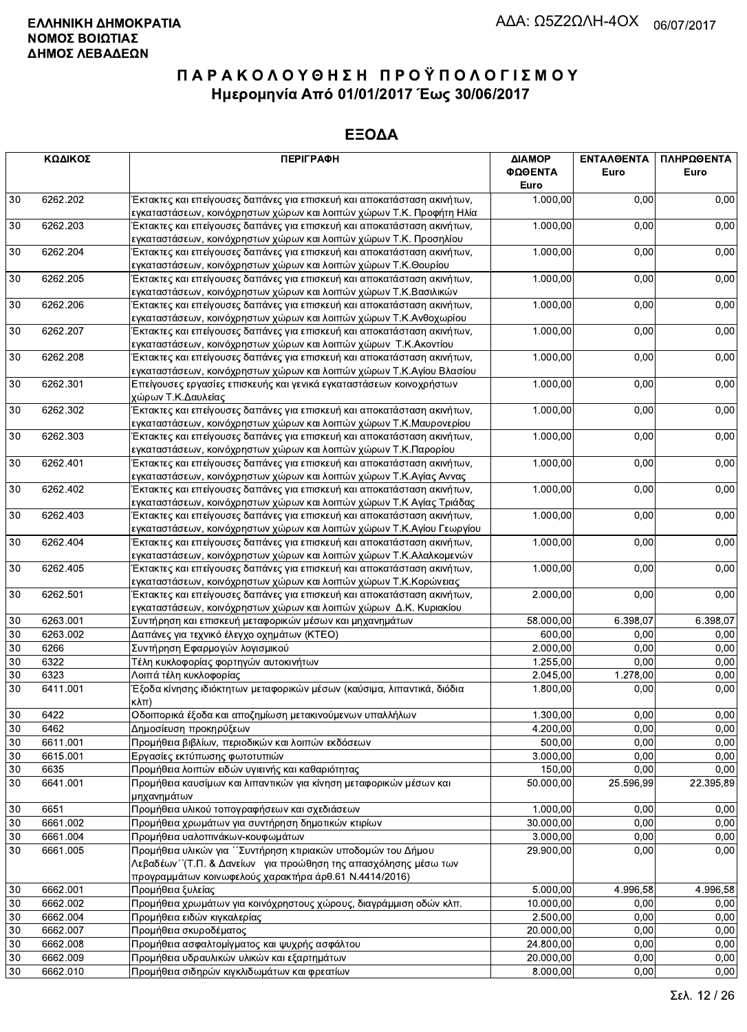**ΕΛΛΗΝΙΚΗ ΔΗΜΟΚΡΑΤΙΑ**
**ΝΟΜΟΣ ΒΟΙΩΤΙΑΣ**
**ΔΗΜΟΣ ΛΕΒΑΔΕΩΝ**

ΑΔΑ: Ω5Ζ2ΩΛΗ-4ΟΧ 06/07/2017

# ΠΑΡΑΚΟΛΟΥΘΗΣΗ ΠΡΟΫΠΟΛΟΓΙΣΜΟΥ

## Ημερομηνία Από 01/01/2017 Έως 30/06/2017

## ΕΞΟΔΑ

| ΚΩΔΙΚΟΣ | | ΠΕΡΙΓΡΑΦΗ | ΔΙΑΜΟΡ ΦΩΘΕΝΤΑ Euro | ΕΝΤΑΛΘΕΝΤΑ Euro | ΠΛΗΡΩΘΕΝΤΑ Euro |
|---|---|---|---|---|---|
| 30 | 6262.202 | Έκτακτες και επείγουσες δαπάνες για επισκευή και αποκατάσταση ακινήτων, εγκαταστάσεων, κοινόχρηστων χώρων και λοιπών χώρων Τ.Κ. Προφήτη Ηλία | 1.000,00 | 0,00 | 0,00 |
| 30 | 6262.203 | Έκτακτες και επείγουσες δαπάνες για επισκευή και αποκατάσταση ακινήτων, εγκαταστάσεων, κοινόχρηστων χώρων και λοιπών χώρων Τ.Κ. Προσηλίου | 1.000,00 | 0,00 | 0,00 |
| 30 | 6262.204 | Έκτακτες και επείγουσες δαπάνες για επισκευή και αποκατάσταση ακινήτων, εγκαταστάσεων, κοινόχρηστων χώρων και λοιπών χώρων Τ.Κ.Θουρίου | 1.000,00 | 0,00 | 0,00 |
| 30 | 6262.205 | Έκτακτες και επείγουσες δαπάνες για επισκευή και αποκατάσταση ακινήτων, εγκαταστάσεων, κοινόχρηστων χώρων και λοιπών χώρων Τ.Κ.Βασιλικών | 1.000,00 | 0,00 | 0,00 |
| 30 | 6262.206 | Έκτακτες και επείγουσες δαπάνες για επισκευή και αποκατάσταση ακινήτων, εγκαταστάσεων, κοινόχρηστων χώρων και λοιπών χώρων Τ.Κ.Ανθοχωρίου | 1.000,00 | 0,00 | 0,00 |
| 30 | 6262.207 | Έκτακτες και επείγουσες δαπάνες για επισκευή και αποκατάσταση ακινήτων, εγκαταστάσεων, κοινόχρηστων χώρων και λοιπών χώρων Τ.Κ.Ακοντίου | 1.000,00 | 0,00 | 0,00 |
| 30 | 6262.208 | Έκτακτες και επείγουσες δαπάνες για επισκευή και αποκατάσταση ακινήτων, εγκαταστάσεων, κοινόχρηστων χώρων και λοιπών χώρων Τ.Κ.Αγίου Βλασίου | 1.000,00 | 0,00 | 0,00 |
| 30 | 6262.301 | Επείγουσες εργασίες επισκευής και γενικά εγκαταστάσεων κοινοχρήστων χώρων Τ.Κ.Δαυλείας | 1.000,00 | 0,00 | 0,00 |
| 30 | 6262.302 | Έκτακτες και επείγουσες δαπάνες για επισκευή και αποκατάσταση ακινήτων, εγκαταστάσεων, κοινόχρηστων χώρων και λοιπών χώρων Τ.Κ.Μαυρονερίου | 1.000,00 | 0,00 | 0,00 |
| 30 | 6262.303 | Έκτακτες και επείγουσες δαπάνες για επισκευή και αποκατάσταση ακινήτων, εγκαταστάσεων, κοινόχρηστων χώρων και λοιπών χώρων Τ.Κ.Παρορίου | 1.000,00 | 0,00 | 0,00 |
| 30 | 6262.401 | Έκτακτες και επείγουσες δαπάνες για επισκευή και αποκατάσταση ακινήτων, εγκαταστάσεων, κοινόχρηστων χώρων και λοιπών χώρων Τ.Κ.Αγίας Αννας | 1.000,00 | 0,00 | 0,00 |
| 30 | 6262.402 | Έκτακτες και επείγουσες δαπάνες για επισκευή και αποκατάσταση ακινήτων, εγκαταστάσεων, κοινόχρηστων χώρων και λοιπών χώρων Τ.Κ Αγίας Τριάδας | 1.000,00 | 0,00 | 0,00 |
| 30 | 6262.403 | Έκτακτες και επείγουσες δαπάνες για επισκευή και αποκατάσταση ακινήτων, εγκαταστάσεων, κοινόχρηστων χώρων και λοιπών χώρων Τ.Κ.Αγίου Γεωργίου | 1.000,00 | 0,00 | 0,00 |
| 30 | 6262.404 | Έκτακτες και επείγουσες δαπάνες για επισκευή και αποκατάσταση ακινήτων, εγκαταστάσεων, κοινόχρηστων χώρων και λοιπών χώρων Τ.Κ.Αλαλκομενών | 1.000,00 | 0,00 | 0,00 |
| 30 | 6262.405 | Έκτακτες και επείγουσες δαπάνες για επισκευή και αποκατάσταση ακινήτων, εγκαταστάσεων, κοινόχρηστων χώρων και λοιπών χώρων Τ.Κ.Κορώνειας | 1.000,00 | 0,00 | 0,00 |
| 30 | 6262.501 | Έκτακτες και επείγουσες δαπάνες για επισκευή και αποκατάσταση ακινήτων, εγκαταστάσεων, κοινόχρηστων χώρων και λοιπών χώρων Δ.Κ. Κυριακίου | 2.000,00 | 0,00 | 0,00 |
| 30 | 6263.001 | Συντήρηση και επισκευή μεταφορικών μέσων και μηχανημάτων | 58.000,00 | 6.398,07 | 6.398,07 |
| 30 | 6263.002 | Δαπάνες για τεχνικό έλεγχο οχημάτων (ΚΤΕΟ) | 600,00 | 0,00 | 0,00 |
| 30 | 6266 | Συντήρηση Εφαρμογών λογισμικού | 2.000,00 | 0,00 | 0,00 |
| 30 | 6322 | Τέλη κυκλοφορίας φορτηγών αυτοκινήτων | 1.255,00 | 0,00 | 0,00 |
| 30 | 6323 | Λοιπά τέλη κυκλοφορίας | 2.045,00 | 1.278,00 | 0,00 |
| 30 | 6411.001 | Έξοδα κίνησης ιδιόκτητων μεταφορικών μέσων (καύσιμα, λιπαντικά, διόδια κλπ) | 1.800,00 | 0,00 | 0,00 |
| 30 | 6422 | Οδοιπορικά έξοδα και αποζημίωση μετακινούμενων υπαλλήλων | 1.300,00 | 0,00 | 0,00 |
| 30 | 6462 | Δημοσίευση προκηρύξεων | 4.200,00 | 0,00 | 0,00 |
| 30 | 6611.001 | Προμήθεια βιβλίων, περιοδικών και λοιπών εκδόσεων | 500,00 | 0,00 | 0,00 |
| 30 | 6615.001 | Εργασίες εκτύπωσης φωτοτυπιών | 3.000,00 | 0,00 | 0,00 |
| 30 | 6635 | Προμήθεια λοιπών ειδών υγιεινής και καθαριότητας | 150,00 | 0,00 | 0,00 |
| 30 | 6641.001 | Προμήθεια καυσίμων και λιπαντικών για κίνηση μεταφορικών μέσων και μηχανημάτων | 50.000,00 | 25.596,99 | 22.395,89 |
| 30 | 6651 | Προμήθεια υλικού τοπογραφήσεων και σχεδιάσεων | 1.000,00 | 0,00 | 0,00 |
| 30 | 6661.002 | Προμήθεια χρωμάτων για συντήρηση δημοτικών κτιρίων | 30.000,00 | 0,00 | 0,00 |
| 30 | 6661.004 | Προμήθεια υαλοπινάκων-κουφωμάτων | 3.000,00 | 0,00 | 0,00 |
| 30 | 6661.005 | Προμήθεια υλικών για ΄΄Συντήρηση κτιριακών υποδομών του Δήμου Λεβαδέων΄΄(Τ.Π. & Δανείων για προώθηση της απασχόλησης μέσω των προγραμμάτων κοινωφελούς χαρακτήρα άρθ.61 Ν.4414/2016) | 29.900,00 | 0,00 | 0,00 |
| 30 | 6662.001 | Προμήθεια ξυλείας | 5.000,00 | 4.996,58 | 4.996,58 |
| 30 | 6662.002 | Προμήθεια χρωμάτων για κοινόχρηστους χώρους, διαγράμμιση οδών κλπ. | 10.000,00 | 0,00 | 0,00 |
| 30 | 6662.004 | Προμήθεια ειδών κιγκαλερίας | 2.500,00 | 0,00 | 0,00 |
| 30 | 6662.007 | Προμήθεια σκυροδέματος | 20.000,00 | 0,00 | 0,00 |
| 30 | 6662.008 | Προμήθεια ασφαλτομίγματος και ψυχρής ασφάλτου | 24.800,00 | 0,00 | 0,00 |
| 30 | 6662.009 | Προμήθεια υδραυλικών υλικών και εξαρτημάτων | 20.000,00 | 0,00 | 0,00 |
| 30 | 6662.010 | Προμήθεια σιδηρών κιγκλιδωμάτων και φρεατίων | 8.000,00 | 0,00 | 0,00 |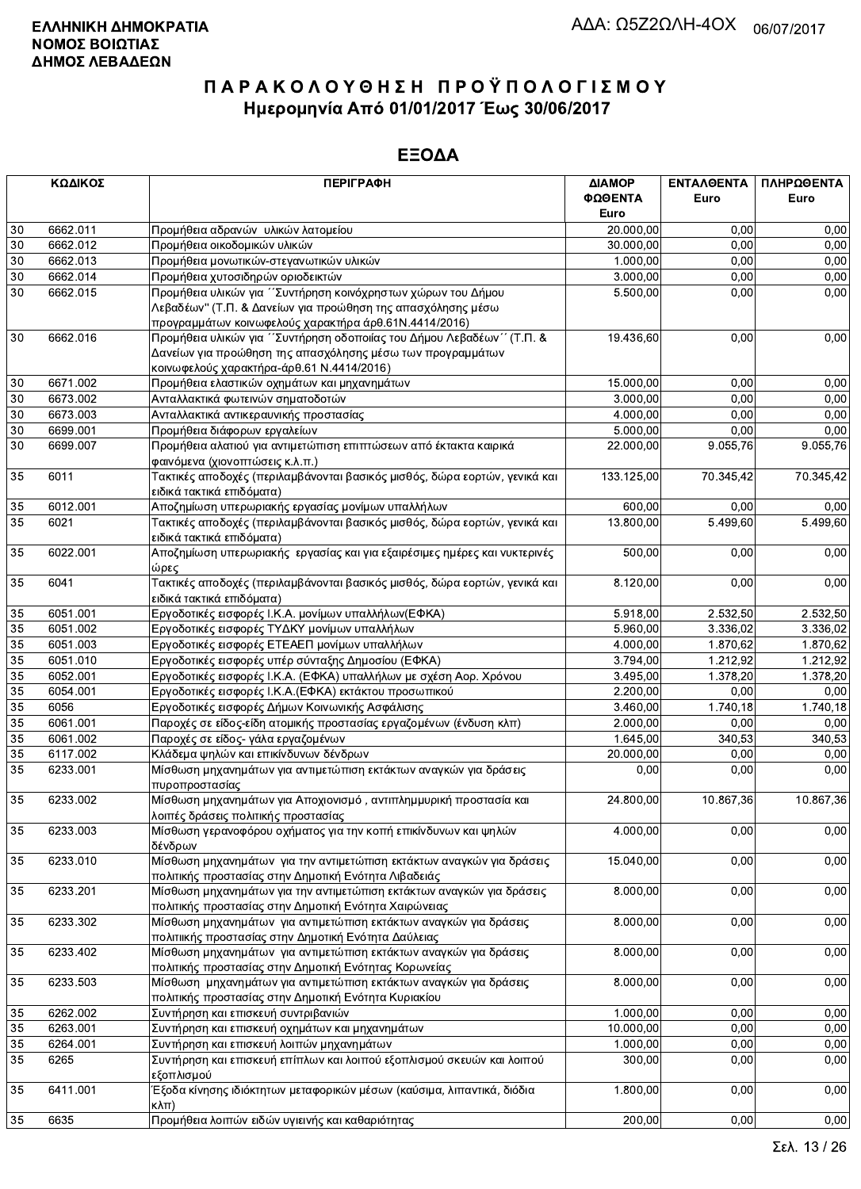**ΕΛΛΗΝΙΚΗ ΔΗΜΟΚΡΑΤΙΑ**
**ΝΟΜΟΣ ΒΟΙΩΤΙΑΣ**
**ΔΗΜΟΣ ΛΕΒΑΔΕΩΝ**

ΑΔΑ: Ω5Ζ2ΩΛΗ-4ΟΧ 06/07/2017

# ΠΑΡΑΚΟΛΟΥΘΗΣΗ ΠΡΟΫΠΟΛΟΓΙΣΜΟΥ
## Ημερομηνία Από 01/01/2017 Έως 30/06/2017

## ΕΞΟΔΑ

| ΚΩΔΙΚΟΣ | | ΠΕΡΙΓΡΑΦΗ | ΔΙΑΜΟΡΦΩΘΕΝΤΑ Euro | ΕΝΤΑΛΘΕΝΤΑ Euro | ΠΛΗΡΩΘΕΝΤΑ Euro |
|---|---|---|---|---|---|
| 30 | 6662.011 | Προμήθεια αδρανών υλικών λατομείου | 20.000,00 | 0,00 | 0,00 |
| 30 | 6662.012 | Προμήθεια οικοδομικών υλικών | 30.000,00 | 0,00 | 0,00 |
| 30 | 6662.013 | Προμήθεια μονωτικών-στεγανωτικών υλικών | 1.000,00 | 0,00 | 0,00 |
| 30 | 6662.014 | Προμήθεια χυτοσιδηρών οριοδεικτών | 3.000,00 | 0,00 | 0,00 |
| 30 | 6662.015 | Προμήθεια υλικών για ΄΄Συντήρηση κοινόχρηστων χώρων του Δήμου Λεβαδέων" (Τ.Π. & Δανείων για προώθηση της απασχόλησης μέσω προγραμμάτων κοινωφελούς χαρακτήρα άρθ.61Ν.4414/2016) | 5.500,00 | 0,00 | 0,00 |
| 30 | 6662.016 | Προμήθεια υλικών για ΄΄Συντήρηση οδοποιίας του Δήμου Λεβαδέων΄΄ (Τ.Π. & Δανείων για προώθηση της απασχόλησης μέσω των προγραμμάτων κοινωφελούς χαρακτήρα-άρθ.61 Ν.4414/2016) | 19.436,60 | 0,00 | 0,00 |
| 30 | 6671.002 | Προμήθεια ελαστικών οχημάτων και μηχανημάτων | 15.000,00 | 0,00 | 0,00 |
| 30 | 6673.002 | Ανταλλακτικά φωτεινών σηματοδοτών | 3.000,00 | 0,00 | 0,00 |
| 30 | 6673.003 | Ανταλλακτικά αντικεραυνικής προστασίας | 4.000,00 | 0,00 | 0,00 |
| 30 | 6699.001 | Προμήθεια διάφορων εργαλείων | 5.000,00 | 0,00 | 0,00 |
| 30 | 6699.007 | Προμήθεια αλατιού για αντιμετώπιση επιπτώσεων από έκτακτα καιρικά φαινόμενα (χιονοπτώσεις κ.λ.π.) | 22.000,00 | 9.055,76 | 9.055,76 |
| 35 | 6011 | Τακτικές αποδοχές (περιλαμβάνονται βασικός μισθός, δώρα εορτών, γενικά και ειδικά τακτικά επιδόματα) | 133.125,00 | 70.345,42 | 70.345,42 |
| 35 | 6012.001 | Αποζημίωση υπερωριακής εργασίας μονίμων υπαλλήλων | 600,00 | 0,00 | 0,00 |
| 35 | 6021 | Τακτικές αποδοχές (περιλαμβάνονται βασικός μισθός, δώρα εορτών, γενικά και ειδικά τακτικά επιδόματα) | 13.800,00 | 5.499,60 | 5.499,60 |
| 35 | 6022.001 | Αποζημίωση υπερωριακής εργασίας και για εξαιρέσιμες ημέρες και νυκτερινές ώρες | 500,00 | 0,00 | 0,00 |
| 35 | 6041 | Τακτικές αποδοχές (περιλαμβάνονται βασικός μισθός, δώρα εορτών, γενικά και ειδικά τακτικά επιδόματα) | 8.120,00 | 0,00 | 0,00 |
| 35 | 6051.001 | Εργοδοτικές εισφορές Ι.Κ.Α. μονίμων υπαλλήλων(ΕΦΚΑ) | 5.918,00 | 2.532,50 | 2.532,50 |
| 35 | 6051.002 | Εργοδοτικές εισφορές ΤΥΔΚΥ μονίμων υπαλλήλων | 5.960,00 | 3.336,02 | 3.336,02 |
| 35 | 6051.003 | Εργοδοτικές εισφορές ΕΤΕΑΕΠ μονίμων υπαλλήλων | 4.000,00 | 1.870,62 | 1.870,62 |
| 35 | 6051.010 | Εργοδοτικές εισφορές υπέρ σύνταξης Δημοσίου (ΕΦΚΑ) | 3.794,00 | 1.212,92 | 1.212,92 |
| 35 | 6052.001 | Εργοδοτικές εισφορές Ι.Κ.Α. (ΕΦΚΑ) υπαλλήλων με σχέση Αορ. Χρόνου | 3.495,00 | 1.378,20 | 1.378,20 |
| 35 | 6054.001 | Εργοδοτικές εισφορές Ι.Κ.Α.(ΕΦΚΑ) εκτάκτου προσωπικού | 2.200,00 | 0,00 | 0,00 |
| 35 | 6056 | Εργοδοτικές εισφορές Δήμων Κοινωνικής Ασφάλισης | 3.460,00 | 1.740,18 | 1.740,18 |
| 35 | 6061.001 | Παροχές σε είδος-είδη ατομικής προστασίας εργαζομένων (ένδυση κλπ) | 2.000,00 | 0,00 | 0,00 |
| 35 | 6061.002 | Παροχές σε είδος- γάλα εργαζομένων | 1.645,00 | 340,53 | 340,53 |
| 35 | 6117.002 | Κλάδεμα ψηλών και επικίνδυνων δένδρων | 20.000,00 | 0,00 | 0,00 |
| 35 | 6233.001 | Μίσθωση μηχανημάτων για αντιμετώπιση εκτάκτων αναγκών για δράσεις πυροπροστασίας | 0,00 | 0,00 | 0,00 |
| 35 | 6233.002 | Μίσθωση μηχανημάτων για Αποχιονισμό , αντιπλημμυρική προστασία και λοιπές δράσεις πολιτικής προστασίας | 24.800,00 | 10.867,36 | 10.867,36 |
| 35 | 6233.003 | Μίσθωση γερανοφόρου οχήματος για την κοπή επικίνδυνων και ψηλών δένδρων | 4.000,00 | 0,00 | 0,00 |
| 35 | 6233.010 | Μίσθωση μηχανημάτων για την αντιμετώπιση εκτάκτων αναγκών για δράσεις πολιτικής προστασίας στην Δημοτική Ενότητα Λιβαδειάς | 15.040,00 | 0,00 | 0,00 |
| 35 | 6233.201 | Μίσθωση μηχανημάτων για την αντιμετώπιση εκτάκτων αναγκών για δράσεις πολιτικής προστασίας στην Δημοτική Ενότητα Χαιρώνειας | 8.000,00 | 0,00 | 0,00 |
| 35 | 6233.302 | Μίσθωση μηχανημάτων για αντιμετώπιση εκτάκτων αναγκών για δράσεις πολιτιικής προστασίας στην Δημοτική Ενότητα Δαύλειας | 8.000,00 | 0,00 | 0,00 |
| 35 | 6233.402 | Μίσθωση μηχανημάτων για αντιμετώπιση εκτάκτων αναγκών για δράσεις πολιτικής προστασίας στην Δημοτική Ενότητας Κορωνείας | 8.000,00 | 0,00 | 0,00 |
| 35 | 6233.503 | Μίσθωση μηχανημάτων για αντιμετώπιση εκτάκτων αναγκών για δράσεις πολιτικής προστασίας στην Δημοτική Ενότητα Κυριακίου | 8.000,00 | 0,00 | 0,00 |
| 35 | 6262.002 | Συντήρηση και επισκευή συντριβανιών | 1.000,00 | 0,00 | 0,00 |
| 35 | 6263.001 | Συντήρηση και επισκευή οχημάτων και μηχανημάτων | 10.000,00 | 0,00 | 0,00 |
| 35 | 6264.001 | Συντήρηση και επισκευή λοιπών μηχανημάτων | 1.000,00 | 0,00 | 0,00 |
| 35 | 6265 | Συντήρηση και επισκευή επίπλων και λοιπού εξοπλισμού σκευών και λοιπού εξοπλισμού | 300,00 | 0,00 | 0,00 |
| 35 | 6411.001 | Έξοδα κίνησης ιδιόκτητων μεταφορικών μέσων (καύσιμα, λιπαντικά, διόδια κλπ) | 1.800,00 | 0,00 | 0,00 |
| 35 | 6635 | Προμήθεια λοιπών ειδών υγιεινής και καθαριότητας | 200,00 | 0,00 | 0,00 |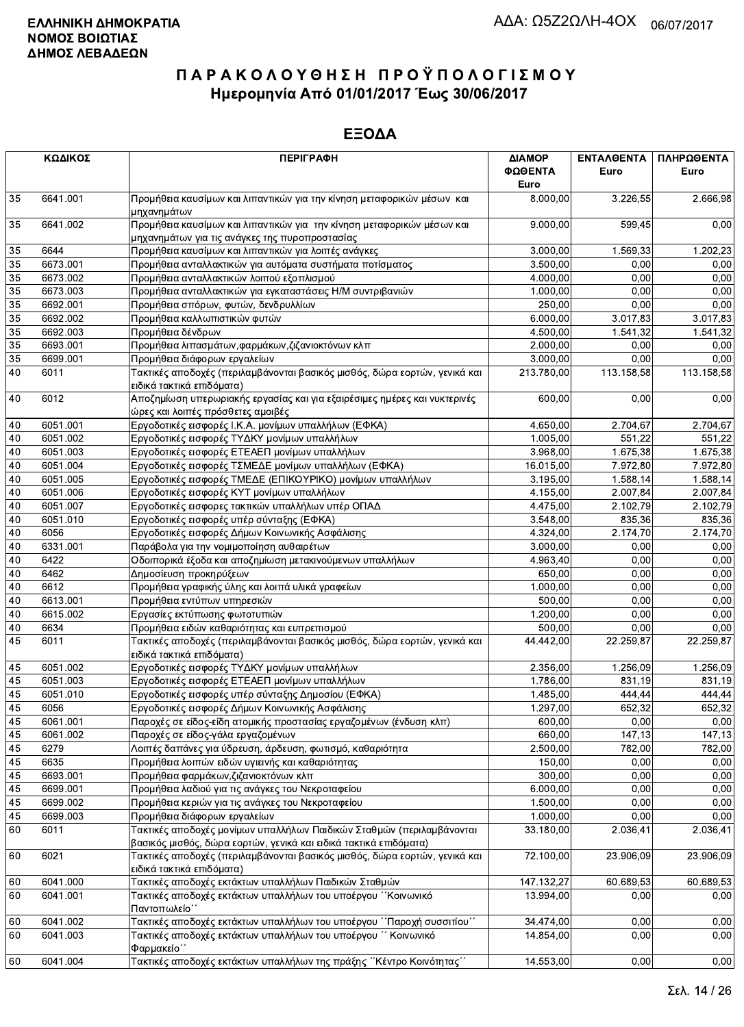**ΕΛΛΗΝΙΚΗ ΔΗΜΟΚΡΑΤΙΑ**
**ΝΟΜΟΣ ΒΟΙΩΤΙΑΣ**
**ΔΗΜΟΣ ΛΕΒΑΔΕΩΝ**

ΑΔΑ: Ω5Ζ2ΩΛΗ-4ΟΧ 06/07/2017

# Π Α Ρ Α Κ Ο Λ Ο Υ Θ Η Σ Η Π Ρ Ο Ϋ Π Ο Λ Ο Γ Ι Σ Μ Ο Υ
## Ημερομηνία Από 01/01/2017 Έως 30/06/2017

## ΕΞΟΔΑ

| ΚΩΔΙΚΟΣ | | ΠΕΡΙΓΡΑΦΗ | ΔΙΑΜΟΡ ΦΩΘΕΝΤΑ Euro | ΕΝΤΑΛΘΕΝΤΑ Euro | ΠΛΗΡΩΘΕΝΤΑ Euro |
|---|---|---|---|---|---|
| 35 | 6641.001 | Προμήθεια καυσίμων και λιπαντικών για την κίνηση μεταφορικών μέσων και μηχανημάτων | 8.000,00 | 3.226,55 | 2.666,98 |
| 35 | 6641.002 | Προμήθεια καυσίμων και λιπαντικών για την κίνηση μεταφορικών μέσων και μηχανημάτων για τις ανάγκες της πυροπροστασίας | 9.000,00 | 599,45 | 0,00 |
| 35 | 6644 | Προμήθεια καυσίμων και λιπαντικών για λοιπές ανάγκες | 3.000,00 | 1.569,33 | 1.202,23 |
| 35 | 6673.001 | Προμήθεια ανταλλακτικών για αυτόματα συστήματα ποτίσματος | 3.500,00 | 0,00 | 0,00 |
| 35 | 6673.002 | Προμήθεια ανταλλακτικών λοιπού εξοπλισμού | 4.000,00 | 0,00 | 0,00 |
| 35 | 6673.003 | Προμήθεια ανταλλακτικών για εγκαταστάσεις Η/Μ συντριβανιών | 1.000,00 | 0,00 | 0,00 |
| 35 | 6692.001 | Προμήθεια σπόρων, φυτών, δενδρυλλίων | 250,00 | 0,00 | 0,00 |
| 35 | 6692.002 | Προμήθεια καλλωπιστικών φυτών | 6.000,00 | 3.017,83 | 3.017,83 |
| 35 | 6692.003 | Προμήθεια δένδρων | 4.500,00 | 1.541,32 | 1.541,32 |
| 35 | 6693.001 | Προμήθεια λιπασμάτων,φαρμάκων,ζιζανιοκτόνων κλπ | 2.000,00 | 0,00 | 0,00 |
| 35 | 6699.001 | Προμήθεια διάφορων εργαλείων | 3.000,00 | 0,00 | 0,00 |
| 40 | 6011 | Τακτικές αποδοχές (περιλαμβάνονται βασικός μισθός, δώρα εορτών, γενικά και ειδικά τακτικά επιδόματα) | 213.780,00 | 113.158,58 | 113.158,58 |
| 40 | 6012 | Αποζημίωση υπερωριακής εργασίας και για εξαιρέσιμες ημέρες και νυκτερινές ώρες και λοιπές πρόσθετες αμοιβές | 600,00 | 0,00 | 0,00 |
| 40 | 6051.001 | Εργοδοτικές εισφορές Ι.Κ.Α. μονίμων υπαλλήλων (ΕΦΚΑ) | 4.650,00 | 2.704,67 | 2.704,67 |
| 40 | 6051.002 | Εργοδοτικές εισφορές ΤΥΔΚΥ μονίμων υπαλλήλων | 1.005,00 | 551,22 | 551,22 |
| 40 | 6051.003 | Εργοδοτικές εισφορές ΕΤΕΑΕΠ μονίμων υπαλλήλων | 3.968,00 | 1.675,38 | 1.675,38 |
| 40 | 6051.004 | Εργοδοτικές εισφορές ΤΣΜΕΔΕ μονίμων υπαλλήλων (ΕΦΚΑ) | 16.015,00 | 7.972,80 | 7.972,80 |
| 40 | 6051.005 | Εργοδοτικές εισφορές ΤΜΕΔΕ (ΕΠΙΚΟΥΡΙΚΟ) μονίμων υπαλλήλων | 3.195,00 | 1.588,14 | 1.588,14 |
| 40 | 6051.006 | Εργοδοτικές εισφορές ΚΥΤ μονίμων υπαλλήλων | 4.155,00 | 2.007,84 | 2.007,84 |
| 40 | 6051.007 | Εργοδοτικές εισφορες τακτικών υπαλλήλων υπέρ ΟΠΑΔ | 4.475,00 | 2.102,79 | 2.102,79 |
| 40 | 6051.010 | Εργοδοτικές εισφορές υπέρ σύνταξης (ΕΦΚΑ) | 3.548,00 | 835,36 | 835,36 |
| 40 | 6056 | Εργοδοτικές εισφορές Δήμων Κοινωνικής Ασφάλισης | 4.324,00 | 2.174,70 | 2.174,70 |
| 40 | 6331.001 | Παράβολα για την νομιμοποίηση αυθαιρέτων | 3.000,00 | 0,00 | 0,00 |
| 40 | 6422 | Οδοιπορικά έξοδα και αποζημίωση μετακινούμενων υπαλλήλων | 4.963,40 | 0,00 | 0,00 |
| 40 | 6462 | Δημοσίευση προκηρύξεων | 650,00 | 0,00 | 0,00 |
| 40 | 6612 | Προμήθεια γραφικής ύλης και λοιπά υλικά γραφείων | 1.000,00 | 0,00 | 0,00 |
| 40 | 6613.001 | Προμήθεια εντύπων υπηρεσιών | 500,00 | 0,00 | 0,00 |
| 40 | 6615.002 | Εργασίες εκτύπωσης φωτοτυπιών | 1.200,00 | 0,00 | 0,00 |
| 40 | 6634 | Προμήθεια ειδών καθαριότητας και ευπρεπισμού | 500,00 | 0,00 | 0,00 |
| 45 | 6011 | Τακτικές αποδοχές (περιλαμβάνονται βασικός μισθός, δώρα εορτών, γενικά και ειδικά τακτικά επιδόματα) | 44.442,00 | 22.259,87 | 22.259,87 |
| 45 | 6051.002 | Εργοδοτικές εισφορές ΤΥΔΚΥ μονίμων υπαλλήλων | 2.356,00 | 1.256,09 | 1.256,09 |
| 45 | 6051.003 | Εργοδοτικές εισφορές ΕΤΕΑΕΠ μονίμων υπαλλήλων | 1.786,00 | 831,19 | 831,19 |
| 45 | 6051.010 | Εργοδοτικές εισφορές υπέρ σύνταξης Δημοσίου (ΕΦΚΑ) | 1.485,00 | 444,44 | 444,44 |
| 45 | 6056 | Εργοδοτικές εισφορές Δήμων Κοινωνικής Ασφάλισης | 1.297,00 | 652,32 | 652,32 |
| 45 | 6061.001 | Παροχές σε είδος-είδη ατομικής προστασίας εργαζομένων (ένδυση κλπ) | 600,00 | 0,00 | 0,00 |
| 45 | 6061.002 | Παροχές σε είδος-γάλα εργαζομένων | 660,00 | 147,13 | 147,13 |
| 45 | 6279 | Λοιπές δαπάνες για ύδρευση, άρδευση, φωτισμό, καθαριότητα | 2.500,00 | 782,00 | 782,00 |
| 45 | 6635 | Προμήθεια λοιπών ειδών υγιεινής και καθαριότητας | 150,00 | 0,00 | 0,00 |
| 45 | 6693.001 | Προμήθεια φαρμάκων,ζιζανιοκτόνων κλπ | 300,00 | 0,00 | 0,00 |
| 45 | 6699.001 | Προμήθεια λαδιού για τις ανάγκες του Νεκροταφείου | 6.000,00 | 0,00 | 0,00 |
| 45 | 6699.002 | Προμήθεια κεριών για τις ανάγκες του Νεκροταφείου | 1.500,00 | 0,00 | 0,00 |
| 45 | 6699.003 | Προμήθεια διάφορων εργαλείων | 1.000,00 | 0,00 | 0,00 |
| 60 | 6011 | Τακτικές αποδοχές μονίμων υπαλλήλων Παιδικών Σταθμών (περιλαμβάνονται βασικός μισθός, δώρα εορτών, γενικά και ειδικά τακτικά επιδόματα) | 33.180,00 | 2.036,41 | 2.036,41 |
| 60 | 6021 | Τακτικές αποδοχές (περιλαμβάνονται βασικός μισθός, δώρα εορτών, γενικά και ειδικά τακτικά επιδόματα) | 72.100,00 | 23.906,09 | 23.906,09 |
| 60 | 6041.000 | Τακτικές αποδοχές εκτάκτων υπαλλήλων Παιδικών Σταθμών | 147.132,27 | 60.689,53 | 60.689,53 |
| 60 | 6041.001 | Τακτικές αποδοχές εκτάκτων υπαλλήλων του υποέργου ΄΄Κοινωνικό Παντοπωλείο΄΄ | 13.994,00 | 0,00 | 0,00 |
| 60 | 6041.002 | Τακτικές αποδοχές εκτάκτων υπαλλήλων του υποέργου ΄΄Παροχή συσσιτίου΄΄ | 34.474,00 | 0,00 | 0,00 |
| 60 | 6041.003 | Τακτικές αποδοχές εκτάκτων υπαλλήλων του υποέργου ΄΄ Κοινωνικό Φαρμακείο΄΄ | 14.854,00 | 0,00 | 0,00 |
| 60 | 6041.004 | Τακτικές αποδοχές εκτάκτων υπαλλήλων της πράξης ΄΄Κέντρο Κοινότητας΄΄ | 14.553,00 | 0,00 | 0,00 |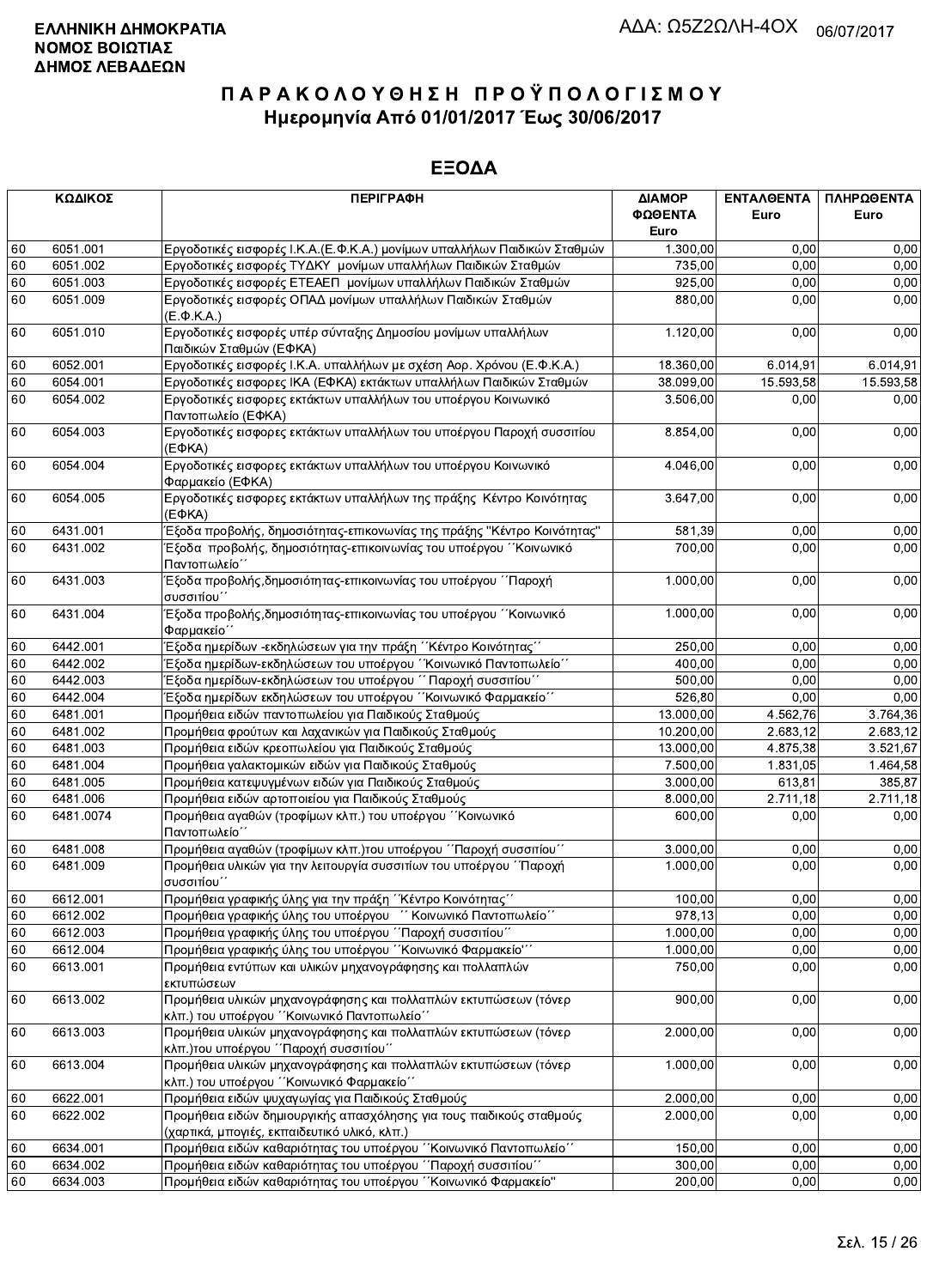**ΕΛΛΗΝΙΚΗ ΔΗΜΟΚΡΑΤΙΑ**
**ΝΟΜΟΣ ΒΟΙΩΤΙΑΣ**
**ΔΗΜΟΣ ΛΕΒΑΔΕΩΝ**

ΑΔΑ: Ω5Ζ2ΩΛΗ-4ΟΧ 06/07/2017

# ΠΑΡΑΚΟΛΟΥΘΗΣΗ ΠΡΟΫΠΟΛΟΓΙΣΜΟΥ
## Ημερομηνία Από 01/01/2017 Έως 30/06/2017

## ΕΞΟΔΑ

| ΚΩΔΙΚΟΣ | | ΠΕΡΙΓΡΑΦΗ | ΔΙΑΜΟΡΦΩΘΕΝΤΑ Euro | ΕΝΤΑΛΘΕΝΤΑ Euro | ΠΛΗΡΩΘΕΝΤΑ Euro |
|---|---|---|---|---|---|
| 60 | 6051.001 | Εργοδοτικές εισφορές Ι.Κ.Α.(Ε.Φ.Κ.Α.) μονίμων υπαλλήλων Παιδικών Σταθμών | 1.300,00 | 0,00 | 0,00 |
| 60 | 6051.002 | Εργοδοτικές εισφορές ΤΥΔΚΥ μονίμων υπαλλήλων Παιδικών Σταθμών | 735,00 | 0,00 | 0,00 |
| 60 | 6051.003 | Εργοδοτικές εισφορές ΕΤΕΑΕΠ μονίμων υπαλλήλων Παιδικών Σταθμών | 925,00 | 0,00 | 0,00 |
| 60 | 6051.009 | Εργοδοτικές εισφορές ΟΠΑΔ μονίμων υπαλλήλων Παιδικών Σταθμών (Ε.Φ.Κ.Α.) | 880,00 | 0,00 | 0,00 |
| 60 | 6051.010 | Εργοδοτικές εισφορές υπέρ σύνταξης Δημοσίου μονίμων υπαλλήλων Παιδικών Σταθμών (ΕΦΚΑ) | 1.120,00 | 0,00 | 0,00 |
| 60 | 6052.001 | Εργοδοτικές εισφορές Ι.Κ.Α. υπαλλήλων με σχέση Αορ. Χρόνου (Ε.Φ.Κ.Α.) | 18.360,00 | 6.014,91 | 6.014,91 |
| 60 | 6054.001 | Εργοδοτικές εισφορές ΙΚΑ (ΕΦΚΑ) εκτάκτων υπαλλήλων Παιδικών Σταθμών | 38.099,00 | 15.593,58 | 15.593,58 |
| 60 | 6054.002 | Εργοδοτικές εισφορές εκτάκτων υπαλλήλων του υποέργου Κοινωνικό Παντοπωλείο (ΕΦΚΑ) | 3.506,00 | 0,00 | 0,00 |
| 60 | 6054.003 | Εργοδοτικές εισφορες εκτάκτων υπαλλήλων του υποέργου Παροχή συσσιτίου (ΕΦΚΑ) | 8.854,00 | 0,00 | 0,00 |
| 60 | 6054.004 | Εργοδοτικές εισφορές εκτάκτων υπαλλήλων του υποέργου Κοινωνικό Φαρμακείο (ΕΦΚΑ) | 4.046,00 | 0,00 | 0,00 |
| 60 | 6054.005 | Εργοδοτικές εισφορές εκτάκτων υπαλλήλων της πράξης Κέντρο Κοινότητας (ΕΦΚΑ) | 3.647,00 | 0,00 | 0,00 |
| 60 | 6431.001 | Έξοδα προβολής, δημοσιότητας-επικοινωνίας της πράξης "Κέντρο Κοινότητας" | 581,39 | 0,00 | 0,00 |
| 60 | 6431.002 | Έξοδα προβολής, δημοσιότητας-επικοινωνίας του υποέργου ΄΄Κοινωνικό Παντοπωλείο΄΄ | 700,00 | 0,00 | 0,00 |
| 60 | 6431.003 | Έξοδα προβολής,δημοσιότητας-επικοινωνίας του υποέργου ΄΄Παροχή συσσιτίου΄΄ | 1.000,00 | 0,00 | 0,00 |
| 60 | 6431.004 | Έξοδα προβολής,δημοσιότητας-επικοινωνίας του υποέργου ΄΄Κοινωνικό Φαρμακείο΄΄ | 1.000,00 | 0,00 | 0,00 |
| 60 | 6442.001 | Έξοδα ημερίδων -εκδηλώσεων για την πράξη ΄΄Κέντρο Κοινότητας΄΄ | 250,00 | 0,00 | 0,00 |
| 60 | 6442.002 | Έξοδα ημερίδων-εκδηλώσεων του υποέργου ΄΄Κοινωνικό Παντοπωλείο΄΄ | 400,00 | 0,00 | 0,00 |
| 60 | 6442.003 | Έξοδα ημερίδων-εκδηλώσεων του υποέργου ΄΄ Παροχή συσσιτίου΄΄ | 500,00 | 0,00 | 0,00 |
| 60 | 6442.004 | Έξοδα ημερίδων εκδηλώσεων του υποέργου ΄΄Κοινωνικό Φαρμακείο΄΄ | 526,80 | 0,00 | 0,00 |
| 60 | 6481.001 | Προμήθεια ειδών παντοπωλείου για Παιδικούς Σταθμούς | 13.000,00 | 4.562,76 | 3.764,36 |
| 60 | 6481.002 | Προμήθεια φρούτων και λαχανικών για Παιδικούς Σταθμούς | 10.200,00 | 2.683,12 | 2.683,12 |
| 60 | 6481.003 | Προμήθεια ειδών κρεοπωλείου για Παιδικούς Σταθμούς | 13.000,00 | 4.875,38 | 3.521,67 |
| 60 | 6481.004 | Προμήθεια γαλακτομικών ειδών για Παιδικούς Σταθμούς | 7.500,00 | 1.831,05 | 1.464,58 |
| 60 | 6481.005 | Προμήθεια κατεψυγμένων ειδών για Παιδικούς Σταθμούς | 3.000,00 | 613,81 | 385,87 |
| 60 | 6481.006 | Προμήθεια ειδών αρτοποιείου για Παιδικούς Σταθμούς | 8.000,00 | 2.711,18 | 2.711,18 |
| 60 | 6481.0074 | Προμήθεια αγαθών (τροφίμων κλπ.) του υποέργου ΄΄Κοινωνικό Παντοπωλείο΄΄ | 600,00 | 0,00 | 0,00 |
| 60 | 6481.008 | Προμήθεια αγαθών (τροφίμων κλπ.)του υποέργου ΄΄Παροχή συσσιτίου΄΄ | 3.000,00 | 0,00 | 0,00 |
| 60 | 6481.009 | Προμήθεια υλικών για την λειτουργία συσσιτίων του υποέργου ΄΄Παροχή συσσιτίου΄΄ | 1.000,00 | 0,00 | 0,00 |
| 60 | 6612.001 | Προμήθεια γραφικής ύλης για την πράξη ΄΄Κέντρο Κοινότητας΄΄ | 100,00 | 0,00 | 0,00 |
| 60 | 6612.002 | Προμήθεια γραφικής ύλης του υποέργου ΄΄ Κοινωνικό Παντοπωλείο΄΄ | 978,13 | 0,00 | 0,00 |
| 60 | 6612.003 | Προμήθεια γραφικής ύλης του υποέργου ΄΄Παροχή συσσιτίου΄΄ | 1.000,00 | 0,00 | 0,00 |
| 60 | 6612.004 | Προμήθεια γραφικής ύλης του υποέργου ΄΄Κοινωνικό Φαρμακείο'΄΄ | 1.000,00 | 0,00 | 0,00 |
| 60 | 6613.001 | Προμήθεια εντύπων και υλικών μηχανογράφησης και πολλαπλών εκτυπώσεων | 750,00 | 0,00 | 0,00 |
| 60 | 6613.002 | Προμήθεια υλικών μηχανογράφησης και πολλαπλών εκτυπώσεων (τόνερ κλπ.) του υποέργου ΄΄Κοινωνικό Παντοπωλείο΄΄ | 900,00 | 0,00 | 0,00 |
| 60 | 6613.003 | Προμήθεια υλικών μηχανογράφησης και πολλαπλών εκτυπώσεων (τόνερ κλπ.)του υποέργου ΄΄Παροχή συσσιτίου΄΄ | 2.000,00 | 0,00 | 0,00 |
| 60 | 6613.004 | Προμήθεια υλικών μηχανογράφησης και πολλαπλών εκτυπώσεων (τόνερ κλπ.) του υποέργου ΄΄Κοινωνικό Φαρμακείο΄΄ | 1.000,00 | 0,00 | 0,00 |
| 60 | 6622.001 | Προμήθεια ειδών ψυχαγωγίας για Παιδικούς Σταθμούς | 2.000,00 | 0,00 | 0,00 |
| 60 | 6622.002 | Προμήθεια ειδών δημιουργικής απασχόλησης για τους παιδικούς σταθμούς (χαρτικά, μπογιές, εκπαιδευτικό υλικό, κλπ.) | 2.000,00 | 0,00 | 0,00 |
| 60 | 6634.001 | Προμήθεια ειδών καθαριότητας του υποέργου ΄΄Κοινωνικό Παντοπωλείο΄΄ | 150,00 | 0,00 | 0,00 |
| 60 | 6634.002 | Προμήθεια ειδών καθαριότητας του υποέργου ΄΄Παροχή συσσιτίου΄΄ | 300,00 | 0,00 | 0,00 |
| 60 | 6634.003 | Προμήθεια ειδών καθαριότητας του υποέργου ΄΄Κοινωνικό Φαρμακείο" | 200,00 | 0,00 | 0,00 |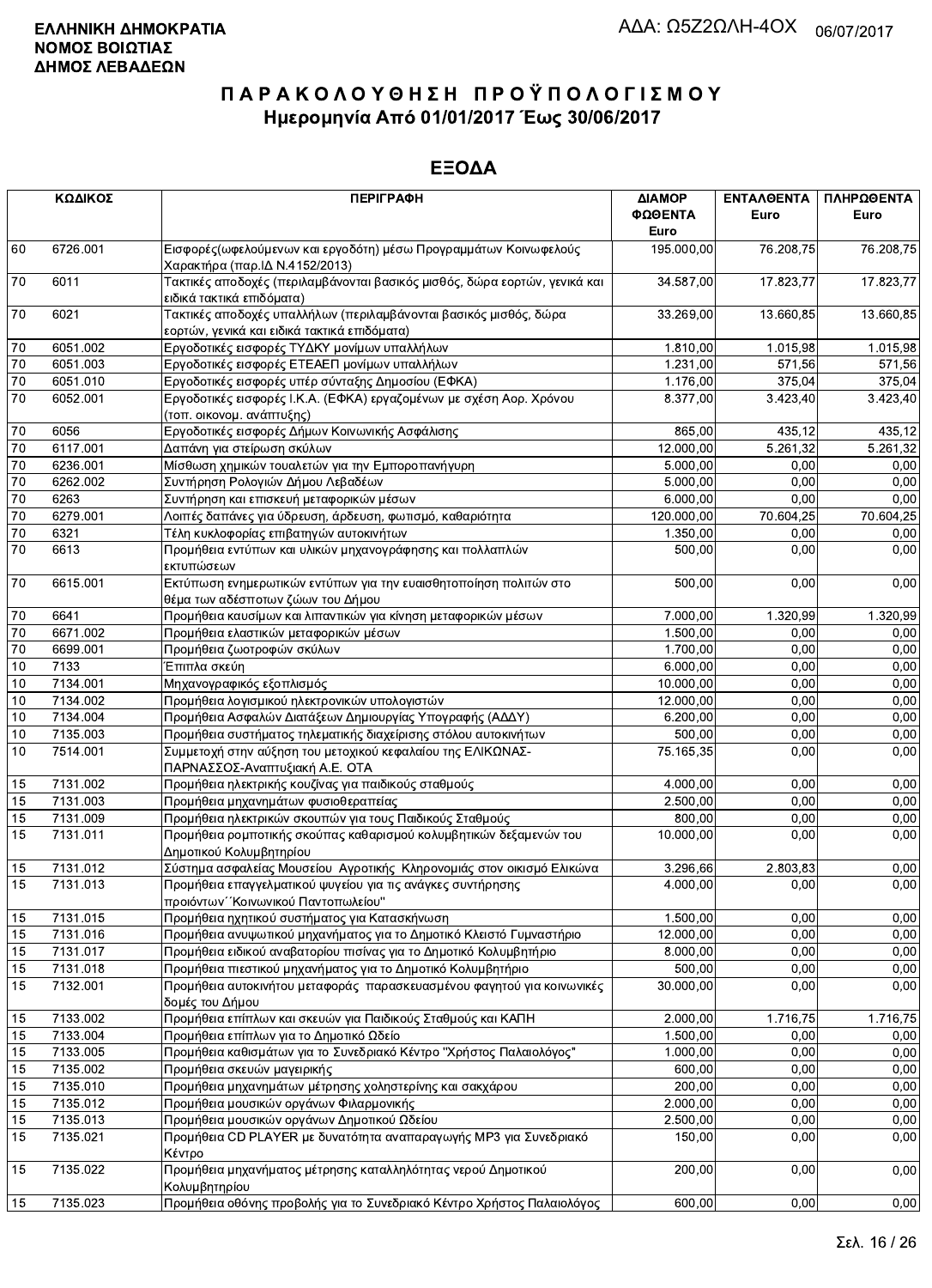**ΕΛΛΗΝΙΚΗ ΔΗΜΟΚΡΑΤΙΑ**
**ΝΟΜΟΣ ΒΟΙΩΤΙΑΣ**
**ΔΗΜΟΣ ΛΕΒΑΔΕΩΝ**

ΑΔΑ: Ω5Ζ2ΩΛΗ-4ΟΧ 06/07/2017

# ΠΑΡΑΚΟΛΟΥΘΗΣΗ ΠΡΟΫΠΟΛΟΓΙΣΜΟΥ
## Ημερομηνία Από 01/01/2017 Έως 30/06/2017

## ΕΞΟΔΑ

| ΚΩΔΙΚΟΣ | | ΠΕΡΙΓΡΑΦΗ | ΔΙΑΜΟΡΦΩΘΕΝΤΑ Euro | ΕΝΤΑΛΘΕΝΤΑ Euro | ΠΛΗΡΩΘΕΝΤΑ Euro |
|---|---|---|---|---|---|
| 60 | 6726.001 | Εισφορές(ωφελούμενων και εργοδότη) μέσω Προγραμμάτων Κοινωφελούς Χαρακτήρα (παρ.ΙΔ Ν.4152/2013) | 195.000,00 | 76.208,75 | 76.208,75 |
| 70 | 6011 | Τακτικές αποδοχές (περιλαμβάνονται βασικός μισθός, δώρα εορτών, γενικά και ειδικά τακτικά επιδόματα) | 34.587,00 | 17.823,77 | 17.823,77 |
| 70 | 6021 | Τακτικές αποδοχές υπαλλήλων (περιλαμβάνονται βασικός μισθός, δώρα εορτών, γενικά και ειδικά τακτικά επιδόματα) | 33.269,00 | 13.660,85 | 13.660,85 |
| 70 | 6051.002 | Εργοδοτικές εισφορές ΤΥΔΚΥ μονίμων υπαλλήλων | 1.810,00 | 1.015,98 | 1.015,98 |
| 70 | 6051.003 | Εργοδοτικές εισφορές ΕΤΕΑΕΠ μονίμων υπαλλήλων | 1.231,00 | 571,56 | 571,56 |
| 70 | 6051.010 | Εργοδοτικές εισφορές υπέρ σύνταξης Δημοσίου (ΕΦΚΑ) | 1.176,00 | 375,04 | 375,04 |
| 70 | 6052.001 | Εργοδοτικές εισφορές Ι.Κ.Α. (ΕΦΚΑ) εργαζομένων με σχέση Αορ. Χρόνου (τοπ. οικονομ. ανάπτυξης) | 8.377,00 | 3.423,40 | 3.423,40 |
| 70 | 6056 | Εργοδοτικές εισφορές Δήμων Κοινωνικής Ασφάλισης | 865,00 | 435,12 | 435,12 |
| 70 | 6117.001 | Δαπάνη για στείρωση σκύλων | 12.000,00 | 5.261,32 | 5.261,32 |
| 70 | 6236.001 | Μίσθωση χημικών τουαλετών για την Εμποροπανήγυρη | 5.000,00 | 0,00 | 0,00 |
| 70 | 6262.002 | Συντήρηση Ρολογιών Δήμου Λεβαδέων | 5.000,00 | 0,00 | 0,00 |
| 70 | 6263 | Συντήρηση και επισκευή μεταφορικών μέσων | 6.000,00 | 0,00 | 0,00 |
| 70 | 6279.001 | Λοιπές δαπάνες για ύδρευση, άρδευση, φωτισμό, καθαριότητα | 120.000,00 | 70.604,25 | 70.604,25 |
| 70 | 6321 | Τέλη κυκλοφορίας επιβατηγών αυτοκινήτων | 1.350,00 | 0,00 | 0,00 |
| 70 | 6613 | Προμήθεια εντύπων και υλικών μηχανογράφησης και πολλαπλών εκτυπώσεων | 500,00 | 0,00 | 0,00 |
| 70 | 6615.001 | Εκτύπωση ενημερωτικών εντύπων για την ευαισθητοποίηση πολιτών στο θέμα των αδέσποτων ζώων του Δήμου | 500,00 | 0,00 | 0,00 |
| 70 | 6641 | Προμήθεια καυσίμων και λιπαντικών για κίνηση μεταφορικών μέσων | 7.000,00 | 1.320,99 | 1.320,99 |
| 70 | 6671.002 | Προμήθεια ελαστικών μεταφορικών μέσων | 1.500,00 | 0,00 | 0,00 |
| 70 | 6699.001 | Προμήθεια ζωοτροφών σκύλων | 1.700,00 | 0,00 | 0,00 |
| 10 | 7133 | Έπιπλα σκεύη | 6.000,00 | 0,00 | 0,00 |
| 10 | 7134.001 | Μηχανογραφικός εξοπλισμός | 10.000,00 | 0,00 | 0,00 |
| 10 | 7134.002 | Προμήθεια λογισμικού ηλεκτρονικών υπολογιστών | 12.000,00 | 0,00 | 0,00 |
| 10 | 7134.004 | Προμήθεια Ασφαλών Διατάξεων Δημιουργίας Υπογραφής (ΑΔΔΥ) | 6.200,00 | 0,00 | 0,00 |
| 10 | 7135.003 | Προμήθεια συστήματος τηλεματικής διαχείρισης στόλου αυτοκινήτων | 500,00 | 0,00 | 0,00 |
| 10 | 7514.001 | Συμμετοχή στην αύξηση του μετοχικού κεφαλαίου της ΕΛΙΚΩΝΑΣ-ΠΑΡΝΑΣΣΟΣ-Αναπτυξιακή Α.Ε. ΟΤΑ | 75.165,35 | 0,00 | 0,00 |
| 15 | 7131.002 | Προμήθεια ηλεκτρικής κουζίνας για παιδικούς σταθμούς | 4.000,00 | 0,00 | 0,00 |
| 15 | 7131.003 | Προμήθεια μηχανημάτων φυσιοθεραπείας | 2.500,00 | 0,00 | 0,00 |
| 15 | 7131.009 | Προμήθεια ηλεκτρικών σκουπών για τους Παιδικούς Σταθμούς | 800,00 | 0,00 | 0,00 |
| 15 | 7131.011 | Προμήθεια ρομποτικής σκούπας καθαρισμού κολυμβητικών δεξαμενών του Δημοτικού Κολυμβητηρίου | 10.000,00 | 0,00 | 0,00 |
| 15 | 7131.012 | Σύστημα ασφαλείας Μουσείου Αγροτικής Κληρονομιάς στον οικισμό Ελικώνα | 3.296,66 | 2.803,83 | 0,00 |
| 15 | 7131.013 | Προμήθεια επαγγελματικού ψυγείου για τις ανάγκες συντήρησης προιόντων΄΄Κοινωνικού Παντοπωλείου" | 4.000,00 | 0,00 | 0,00 |
| 15 | 7131.015 | Προμήθεια ηχητικού συστήματος για Κατασκήνωση | 1.500,00 | 0,00 | 0,00 |
| 15 | 7131.016 | Προμήθεια ανυψωτικού μηχανήματος για το Δημοτικό Κλειστό Γυμναστήριο | 12.000,00 | 0,00 | 0,00 |
| 15 | 7131.017 | Προμήθεια ειδικού αναβατορίου πισίνας για το Δημοτικό Κολυμβητήριο | 8.000,00 | 0,00 | 0,00 |
| 15 | 7131.018 | Προμήθεια πιεστικού μηχανήματος για το Δημοτικό Κολυμβητήριο | 500,00 | 0,00 | 0,00 |
| 15 | 7132.001 | Προμήθεια αυτοκινήτου μεταφοράς παρασκευασμένου φαγητού για κοινωνικές δομές του Δήμου | 30.000,00 | 0,00 | 0,00 |
| 15 | 7133.002 | Προμήθεια επίπλων και σκευών για Παιδικούς Σταθμούς και ΚΑΠΗ | 2.000,00 | 1.716,75 | 1.716,75 |
| 15 | 7133.004 | Προμήθεια επίπλων για το Δημοτικό Ωδείο | 1.500,00 | 0,00 | 0,00 |
| 15 | 7133.005 | Προμήθεια καθισμάτων για το Συνεδριακό Κέντρο "Χρήστος Παλαιολόγος" | 1.000,00 | 0,00 | 0,00 |
| 15 | 7135.002 | Προμήθεια σκευών μαγειρικής | 600,00 | 0,00 | 0,00 |
| 15 | 7135.010 | Προμήθεια μηχανημάτων μέτρησης χοληστερίνης και σακχάρου | 200,00 | 0,00 | 0,00 |
| 15 | 7135.012 | Προμήθεια μουσικών οργάνων Φιλαρμονικής | 2.000,00 | 0,00 | 0,00 |
| 15 | 7135.013 | Προμήθεια μουσικών οργάνων Δημοτικού Ωδείου | 2.500,00 | 0,00 | 0,00 |
| 15 | 7135.021 | Προμήθεια CD PLAYER με δυνατότητα αναπαραγωγής MP3 για Συνεδριακό Κέντρο | 150,00 | 0,00 | 0,00 |
| 15 | 7135.022 | Προμήθεια μηχανήματος μέτρησης καταλληλότητας νερού Δημοτικού Κολυμβητηρίου | 200,00 | 0,00 | 0,00 |
| 15 | 7135.023 | Προμήθεια οθόνης προβολής για το Συνεδριακό Κέντρο Χρήστος Παλαιολόγος | 600,00 | 0,00 | 0,00 |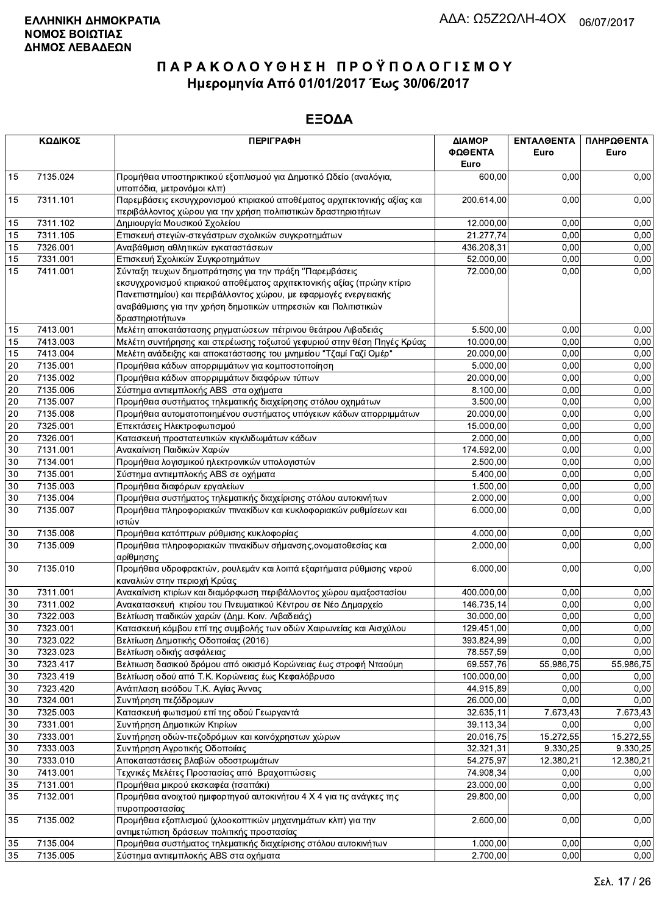**ΕΛΛΗΝΙΚΗ ΔΗΜΟΚΡΑΤΙΑ**
**ΝΟΜΟΣ ΒΟΙΩΤΙΑΣ**
**ΔΗΜΟΣ ΛΕΒΑΔΕΩΝ**

ΑΔΑ: Ω5Ζ2ΩΛΗ-4ΟΧ 06/07/2017

# ΠΑΡΑΚΟΛΟΥΘΗΣΗ ΠΡΟΫΠΟΛΟΓΙΣΜΟΥ
## Ημερομηνία Από 01/01/2017 Έως 30/06/2017

## ΕΞΟΔΑ

| ΚΩΔΙΚΟΣ | | ΠΕΡΙΓΡΑΦΗ | ΔΙΑΜΟΡΦΩΘΕΝΤΑ Euro | ΕΝΤΑΛΘΕΝΤΑ Euro | ΠΛΗΡΩΘΕΝΤΑ Euro |
|---|---|---|---|---|---|
| 15 | 7135.024 | Προμήθεια υποστηρικτικού εξοπλισμού για Δημοτικό Ωδείο (αναλόγια, υποπόδια, μετρονόμοι κλπ) | 600,00 | 0,00 | 0,00 |
| 15 | 7311.101 | Παρεμβάσεις εκσυγχρονισμού κτιριακού αποθέματος αρχιτεκτονικής αξίας και περιβάλλοντος χώρου για την χρήση πολιτιστικών δραστηριοτήτων | 200.614,00 | 0,00 | 0,00 |
| 15 | 7311.102 | Δημιουργία Μουσικού Σχολείου | 12.000,00 | 0,00 | 0,00 |
| 15 | 7311.105 | Επισκευή στεγών-στεγάστρων σχολικών συγκροτημάτων | 21.277,74 | 0,00 | 0,00 |
| 15 | 7326.001 | Αναβάθμιση αθλητικών εγκαταστάσεων | 436.208,31 | 0,00 | 0,00 |
| 15 | 7331.001 | Επισκευή Σχολικών Συγκροτημάτων | 52.000,00 | 0,00 | 0,00 |
| 15 | 7411.001 | Σύνταξη τευχων δημοπράτησης για την πράξη "Παρεμβάσεις εκσυγχρονισμού κτιριακού αποθέματος αρχιτεκτονικής αξίας (πρώην κτίριο Πανεπιστημίου) και περιβάλλοντος χώρου, με εφαρμογές ενεργειακής αναβάθμισης για την χρήση δημοτικών υπηρεσιών και Πολιτιστικών δραστηριοτήτων» | 72.000,00 | 0,00 | 0,00 |
| 15 | 7413.001 | Μελέτη αποκατάστασης ρηγματώσεων πέτρινου θεάτρου Λιβαδειάς | 5.500,00 | 0,00 | 0,00 |
| 15 | 7413.003 | Μελέτη συντήρησης και στερέωσης τοξωτού γεφυριού στην θέση Πηγές Κρύας | 10.000,00 | 0,00 | 0,00 |
| 15 | 7413.004 | Μελέτη ανάδειξης και αποκατάστασης του μνημείου "Τζαμί Γαζί Ομέρ" | 20.000,00 | 0,00 | 0,00 |
| 20 | 7135.001 | Προμήθεια κάδων απορριμμάτων για κομποστοποίηση | 5.000,00 | 0,00 | 0,00 |
| 20 | 7135.002 | Προμήθεια κάδων απορριμμάτων διαφόρων τύπων | 20.000,00 | 0,00 | 0,00 |
| 20 | 7135.006 | Σύστημα αντιεμπλοκής ABS στα οχήματα | 8.100,00 | 0,00 | 0,00 |
| 20 | 7135.007 | Προμήθεια συστήματος τηλεματικής διαχείρησης στόλου οχημάτων | 3.500,00 | 0,00 | 0,00 |
| 20 | 7135.008 | Προμήθεια αυτοματοποιημένου συστήματος υπόγειων κάδων απορριμμάτων | 20.000,00 | 0,00 | 0,00 |
| 20 | 7325.001 | Επεκτάσεις Ηλεκτροφωτισμού | 15.000,00 | 0,00 | 0,00 |
| 20 | 7326.001 | Κατασκευή προστατευτικών κιγκλιδωμάτων κάδων | 2.000,00 | 0,00 | 0,00 |
| 30 | 7131.001 | Ανακαίνιση Παιδικών Χαρών | 174.592,00 | 0,00 | 0,00 |
| 30 | 7134.001 | Προμήθεια λογισμικού ηλεκτρονικών υπολογιστών | 2.500,00 | 0,00 | 0,00 |
| 30 | 7135.001 | Σύστημα αντιεμπλοκής ABS σε οχήματα | 5.400,00 | 0,00 | 0,00 |
| 30 | 7135.003 | Προμήθεια διαφόρων εργαλείων | 1.500,00 | 0,00 | 0,00 |
| 30 | 7135.004 | Προμήθεια συστήματος τηλεματικής διαχείρισης στόλου αυτοκινήτων | 2.000,00 | 0,00 | 0,00 |
| 30 | 7135.007 | Προμήθεια πληροφοριακών πινακίδων και κυκλοφοριακών ρυθμίσεων και ιστών | 6.000,00 | 0,00 | 0,00 |
| 30 | 7135.008 | Προμήθεια κατόπτρων ρύθμισης κυκλοφορίας | 4.000,00 | 0,00 | 0,00 |
| 30 | 7135.009 | Προμήθεια πληροφοριακών πινακίδων σήμανσης,ονοματοθεσίας και αρίθμησης | 2.000,00 | 0,00 | 0,00 |
| 30 | 7135.010 | Προμήθεια υδροφρακτών, ρουλεμάν και λοιπά εξαρτήματα ρύθμισης νερού καναλιών στην περιοχή Κρύας | 6.000,00 | 0,00 | 0,00 |
| 30 | 7311.001 | Ανακαίνιση κτιρίων και διαμόρφωση περιβάλλοντος χώρου αμαξοστασίου | 400.000,00 | 0,00 | 0,00 |
| 30 | 7311.002 | Ανακατασκευή κτιρίου του Πνευματικού Κέντρου σε Νέο Δημαρχείο | 146.735,14 | 0,00 | 0,00 |
| 30 | 7322.003 | Βελτίωση παιδικών χαρών (Δημ. Κοιν. Λιβαδειάς) | 30.000,00 | 0,00 | 0,00 |
| 30 | 7323.001 | Κατασκευή κόμβου επί της συμβολής των οδών Χαιρωνείας και Αισχύλου | 129.451,00 | 0,00 | 0,00 |
| 30 | 7323.022 | Βελτίωση Δημοτικής Οδοποιίας (2016) | 393.824,99 | 0,00 | 0,00 |
| 30 | 7323.023 | Βελτίωση οδικής ασφάλειας | 78.557,59 | 0,00 | 0,00 |
| 30 | 7323.417 | Βελτιωση δασικού δρόμου από οικισμό Κορώνειας έως στροφή Νταούμη | 69.557,76 | 55.986,75 | 55.986,75 |
| 30 | 7323.419 | Βελτίωση οδού από Τ.Κ. Κορώνειας έως Κεφαλόβρυσο | 100.000,00 | 0,00 | 0,00 |
| 30 | 7323.420 | Ανάπλαση εισόδου Τ.Κ. Αγίας Άννας | 44.915,89 | 0,00 | 0,00 |
| 30 | 7324.001 | Συντήρηση πεζόδρομων | 26.000,00 | 0,00 | 0,00 |
| 30 | 7325.003 | Κατασκευή φωτισμού επί της οδού Γεωργαντά | 32.635,11 | 7.673,43 | 7.673,43 |
| 30 | 7331.001 | Συντήρηση Δημοτικών Κτιρίων | 39.113,34 | 0,00 | 0,00 |
| 30 | 7333.001 | Συντήρηση οδών-πεζοδρόμων και κοινόχρηστων χώρων | 20.016,75 | 15.272,55 | 15.272,55 |
| 30 | 7333.003 | Συντήρηση Αγροτικής Οδοποιίας | 32.321,31 | 9.330,25 | 9.330,25 |
| 30 | 7333.010 | Αποκαταστάσεις βλαβών οδοστρωμάτων | 54.275,97 | 12.380,21 | 12.380,21 |
| 30 | 7413.001 | Τεχνικές Μελέτες Προστασίας από Βραχοπτώσεις | 74.908,34 | 0,00 | 0,00 |
| 35 | 7131.001 | Προμήθεια μικρού εκσκαφέα (τσαπάκι) | 23.000,00 | 0,00 | 0,00 |
| 35 | 7132.001 | Προμήθεια ανοιχτού ημιφορτηγού αυτοκινήτου 4 Χ 4 για τις ανάγκες της πυροπροστασίας | 29.800,00 | 0,00 | 0,00 |
| 35 | 7135.002 | Προμήθεια εξοπλισμού (χλοοκοπτικών μηχανημάτων κλπ) για την αντιμετώπιση δράσεων πολιτικής προστασίας | 2.600,00 | 0,00 | 0,00 |
| 35 | 7135.004 | Προμήθεια συστήματος τηλεματικής διαχείρισης στόλου αυτοκινήτων | 1.000,00 | 0,00 | 0,00 |
| 35 | 7135.005 | Σύστημα αντιεμπλοκής ABS στα οχήματα | 2.700,00 | 0,00 | 0,00 |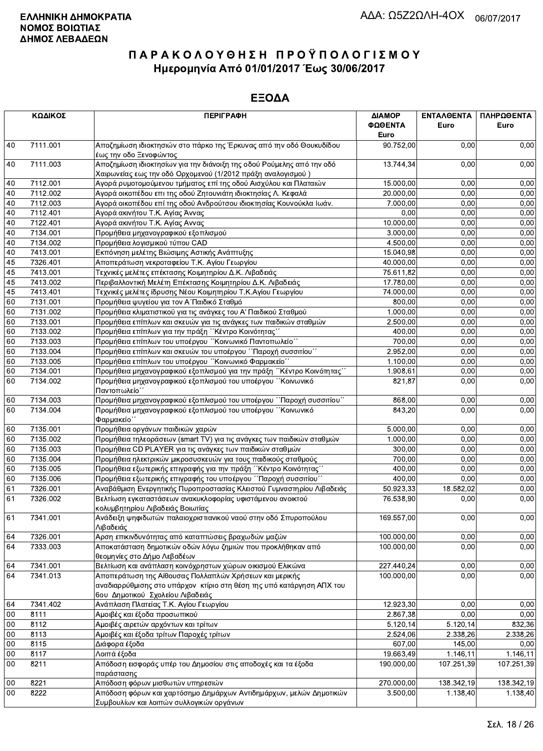**ΕΛΛΗΝΙΚΗ ΔΗΜΟΚΡΑΤΙΑ**
**ΝΟΜΟΣ ΒΟΙΩΤΙΑΣ**
**ΔΗΜΟΣ ΛΕΒΑΔΕΩΝ**

ΑΔΑ: Ω5Ζ2ΩΛΗ-4ΟΧ 06/07/2017

# Π Α Ρ Α Κ Ο Λ Ο Υ Θ Η Σ Η   Π Ρ Ο Ϋ Π Ο Λ Ο Γ Ι Σ Μ Ο Υ

## Ημερομηνία Από 01/01/2017 Έως 30/06/2017

## ΕΞΟΔΑ

| ΚΩΔΙΚΟΣ | | ΠΕΡΙΓΡΑΦΗ | ΔΙΑΜΟΡΦΩΘΕΝΤΑ Euro | ΕΝΤΑΛΘΕΝΤΑ Euro | ΠΛΗΡΩΘΕΝΤΑ Euro |
|---|---|---|---|---|---|
| 40 | 7111.001 | Αποζημίωση ιδιοκτησιών στο πάρκο της Έρκυνας από την οδό Θουκυδίδου έως την οδο Ξενοφώντος | 90.752,00 | 0,00 | 0,00 |
| 40 | 7111.003 | Αποζημίωση ιδιοκτησίων για την διάνοιξη της οδού Ρούμελης από την οδό Χαιρωνείας εως την οδό Ορχομενού (1/2012 πράξη αναλογισμού ) | 13.744,34 | 0,00 | 0,00 |
| 40 | 7112.001 | Αγορά ρυμοτομούμενου τμήματος επί της οδού Αισχύλου και Πλαταιών | 15.000,00 | 0,00 | 0,00 |
| 40 | 7112.002 | Αγορά οικοπέδου επι της οδού Ζητουνιάτη ιδιοκτησίας Λ. Κεφαλά | 20.000,00 | 0,00 | 0,00 |
| 40 | 7112.003 | Αγορά οικοπέδου επί της οδού Ανδρούτσου ιδιοκτησίας Κουνούκλα Ιωάν. | 7.000,00 | 0,00 | 0,00 |
| 40 | 7112.401 | Αγορά ακινήτου Τ.Κ. Αγίας Άννας | 0,00 | 0,00 | 0,00 |
| 40 | 7122.401 | Αγορά ακινήτου Τ.Κ. Αγίας Αννας | 10.000,00 | 0,00 | 0,00 |
| 40 | 7134.001 | Προμήθεια μηχανογραφικού εξοπλισμού | 3.000,00 | 0,00 | 0,00 |
| 40 | 7134.002 | Προμήθεια λογισμικού τύπου CAD | 4.500,00 | 0,00 | 0,00 |
| 40 | 7413.001 | Εκπόνηση μελέτης Βιώσιμης Αστικής Ανάπτυξης | 15.040,98 | 0,00 | 0,00 |
| 45 | 7326.401 | Αποπεράτωση νεκροταφείου Τ.Κ. Αγίου Γεωργίου | 40.000,00 | 0,00 | 0,00 |
| 45 | 7413.001 | Τεχνικές μελέτες επέκτασης Κοιμητηρίου Δ.Κ. Λιβαδειάς | 75.611,82 | 0,00 | 0,00 |
| 45 | 7413.002 | Περιβαλλοντική Μελέτη Επέκτασης Κοιμητηρίου Δ.Κ. Λιβαδειάς | 17.780,00 | 0,00 | 0,00 |
| 45 | 7413.401 | Τεχνικές μελέτες ίδρυσης Νέου Κοιμητηρίου Τ.Κ.Αγίου Γεωργίου | 74.000,00 | 0,00 | 0,00 |
| 60 | 7131.001 | Προμήθεια ψυγείου για τον Α΄Παιδικό Σταθμό | 800,00 | 0,00 | 0,00 |
| 60 | 7131.002 | Προμήθεια κλιματιστικού για τις ανάγκες του Α' Παιδικού Σταθμού | 1.000,00 | 0,00 | 0,00 |
| 60 | 7133.001 | Προμήθεια επίπλων και σκευών για τις ανάγκες των παιδικών σταθμών | 2.500,00 | 0,00 | 0,00 |
| 60 | 7133.002 | Προμήθεια επίπλων για την πράξη ΄΄Κέντρο Κοινότητας΄΄ | 400,00 | 0,00 | 0,00 |
| 60 | 7133.003 | Προμήθεια επίπλων του υποέργου ΄΄Κοινωνικό Παντοπωλείο΄΄ | 700,00 | 0,00 | 0,00 |
| 60 | 7133.004 | Προμήθεια επίπλων και σκευών του υποέργου ΄΄Παροχή συσσιτίου΄΄ | 2.952,00 | 0,00 | 0,00 |
| 60 | 7133.005 | Προμήθεια επίπλων του υποέργου ΄΄Κοινωνικό Φαρμακείο΄΄ | 1.100,00 | 0,00 | 0,00 |
| 60 | 7134.001 | Προμήθεια μηχανογραφικού εξοπλισμού για την πράξη ΄΄Κέντρο Κοινότητας΄΄ | 1.908,61 | 0,00 | 0,00 |
| 60 | 7134.002 | Προμήθεια μηχανογραφικού εξοπλισμού του υποέργου ΄΄Κοινωνικό Παντοπωλείο΄΄ | 821,87 | 0,00 | 0,00 |
| 60 | 7134.003 | Προμήθεια μηχανογραφικού εξοπλισμού του υποέργου ΄΄Παροχή συσσιτίου΄΄ | 868,00 | 0,00 | 0,00 |
| 60 | 7134.004 | Προμήθεια μηχανογραφικού εξοπλισμού του υποέργου ΄΄Κοινωνικό Φαρμακείο΄΄ | 843,20 | 0,00 | 0,00 |
| 60 | 7135.001 | Προμήθεια οργάνων παιδικών χαρών | 5.000,00 | 0,00 | 0,00 |
| 60 | 7135.002 | Προμήθεια τηλεοράσεων (smart TV) για τις ανάγκες των παιδικών σταθμών | 1.000,00 | 0,00 | 0,00 |
| 60 | 7135.003 | Προμήθεια CD PLAYER για τις ανάγκες των παιδικών σταθμών | 300,00 | 0,00 | 0,00 |
| 60 | 7135.004 | Προμήθεια ηλεκτρικών μικροσυσκευών για τους παιδικούς σταθμούς | 700,00 | 0,00 | 0,00 |
| 60 | 7135.005 | Προμήθεια εξωτερικής επιγραφής για την πράξη ΄΄Κέντρο Κοινότητας΄΄ | 400,00 | 0,00 | 0,00 |
| 60 | 7135.006 | Προμήθεια εξωτερικής επιγραφής του υποέργου ΄΄Παροχή συσσιτίου΄΄ | 400,00 | 0,00 | 0,00 |
| 61 | 7326.001 | Αναβάθμιση Ενεργητικής Πυροπροστασίας Κλειστού Γυμναστηρίου Λιβαδειάς | 50.923,33 | 18.582,02 | 0,00 |
| 61 | 7326.002 | Βελτίωση εγκαταστάσεων ανακυκλοφορίας υφιστάμενου ανοικτού κολυμβητηρίου Λιβαδειάς Βοιωτίας | 76.538,90 | 0,00 | 0,00 |
| 61 | 7341.001 | Ανάδειξη ψηφιδωτών παλαιοχριστιανικού ναού στην οδό Σπυροπούλου Λιβαδειάς | 169.557,00 | 0,00 | 0,00 |
| 64 | 7326.001 | Αρση επικινδυνότητας από καταπτώσεις βραχωδών μαζών | 100.000,00 | 0,00 | 0,00 |
| 64 | 7333.003 | Αποκατάσταση δημοτικών οδών λόγω ζημιών που προκλήθηκαν από θεομηνίες στο Δήμο Λεβαδέων | 100.000,00 | 0,00 | 0,00 |
| 64 | 7341.001 | Βελτίωση και ανάπλαση κοινόχρηστων χώρων οικισμού Ελικώνα | 227.440,24 | 0,00 | 0,00 |
| 64 | 7341.013 | Αποπεράτωση της Αίθουσας Πολλαπλών Χρήσεων και μερικής αναδιαρρύθμισης στο υπάρχον κτίριο στη θέση της υπό κατάργηση ΑΠΧ του 6ου Δημοτικού Σχολείου Λιβαδειάς | 100.000,00 | 0,00 | 0,00 |
| 64 | 7341.402 | Ανάπλαση Πλατείας Τ.Κ. Αγίου Γεωργίου | 12.923,30 | 0,00 | 0,00 |
| 00 | 8111 | Αμοιβές και έξοδα προσωπικού | 2.867,38 | 0,00 | 0,00 |
| 00 | 8112 | Αμοιβές αιρετών αρχόντων και τρίτων | 5.120,14 | 5.120,14 | 832,36 |
| 00 | 8113 | Αμοιβές και έξοδα τρίτων Παροχές τρίτων | 2.524,06 | 2.338,26 | 2.338,26 |
| 00 | 8115 | Διάφορα έξοδα | 607,00 | 145,00 | 0,00 |
| 00 | 8117 | Λοιπά έξοδα | 19.663,49 | 1.146,11 | 1.146,11 |
| 00 | 8211 | Απόδοση εισφοράς υπέρ του Δημοσίου στις αποδοχές και τα έξοδα παράστασης | 190.000,00 | 107.251,39 | 107.251,39 |
| 00 | 8221 | Απόδοση φόρων μισθωτών υπηρεσιών | 270.000,00 | 138.342,19 | 138.342,19 |
| 00 | 8222 | Απόδοση φόρων και χαρτόσημο Δημάρχων Αντιδημάρχων, μελών Δημοτικών Συμβουλίων και λοιπών συλλογικών οργάνων | 3.500,00 | 1.138,40 | 1.138,40 |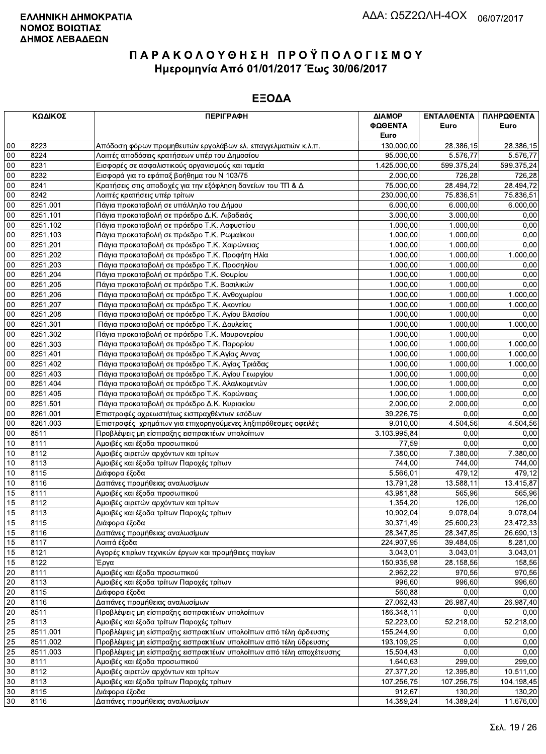**ΕΛΛΗΝΙΚΗ ΔΗΜΟΚΡΑΤΙΑ**
**ΝΟΜΟΣ ΒΟΙΩΤΙΑΣ**
**ΔΗΜΟΣ ΛΕΒΑΔΕΩΝ**

ΑΔΑ: Ω5Ζ2ΩΛΗ-4ΟΧ 06/07/2017

# Π Α Ρ Α Κ Ο Λ Ο Υ Θ Η Σ Η  Π Ρ Ο Ϋ Π Ο Λ Ο Γ Ι Σ Μ Ο Υ
## Ημερομηνία Από 01/01/2017 Έως 30/06/2017

## ΕΞΟΔΑ

| ΚΩΔΙΚΟΣ | | ΠΕΡΙΓΡΑΦΗ | ΔΙΑΜΟΡΦΩΘΕΝΤΑ Euro | ΕΝΤΑΛΘΕΝΤΑ Euro | ΠΛΗΡΩΘΕΝΤΑ Euro |
|---|---|---|---|---|---|
| 00 | 8223 | Απόδοση φόρων προμηθευτών εργολάβων ελ. επαγγελματιών κ.λ.π. | 130.000,00 | 28.386,15 | 28.386,15 |
| 00 | 8224 | Λοιπές αποδόσεις κρατήσεων υπέρ του Δημοσίου | 95.000,00 | 5.576,77 | 5.576,77 |
| 00 | 8231 | Εισφορές σε ασφαλιστικούς οργανισμούς και ταμεία | 1.425.000,00 | 599.375,24 | 599.375,24 |
| 00 | 8232 | Εισφορά για το εφάπαξ βοήθημα του Ν 103/75 | 2.000,00 | 726,28 | 726,28 |
| 00 | 8241 | Κρατήσεις στις αποδοχές για την εξόφληση δανείων του ΤΠ & Δ | 75.000,00 | 28.494,72 | 28.494,72 |
| 00 | 8242 | Λοιπές κρατήσεις υπέρ τρίτων | 230.000,00 | 75.836,51 | 75.836,51 |
| 00 | 8251.001 | Πάγια προκαταβολή σε υπάλληλο του Δήμου | 6.000,00 | 6.000,00 | 6.000,00 |
| 00 | 8251.101 | Πάγια προκαταβολή σε πρόεδρο Δ.Κ. Λιβαδειάς | 3.000,00 | 3.000,00 | 0,00 |
| 00 | 8251.102 | Πάγια προκαταβολή σε πρόεδρο Τ.Κ. Λαφυστίου | 1.000,00 | 1.000,00 | 0,00 |
| 00 | 8251.103 | Πάγια προκαταβολή σε πρόεδρο Τ.Κ. Ρωμαίικου | 1.000,00 | 1.000,00 | 0,00 |
| 00 | 8251.201 | Πάγια προκαταβολή σε πρόεδρο Τ.Κ. Χαιρώνειας | 1.000,00 | 1.000,00 | 0,00 |
| 00 | 8251.202 | Πάγια προκαταβολή σε πρόεδρο Τ.Κ. Προφήτη Ηλία | 1.000,00 | 1.000,00 | 1.000,00 |
| 00 | 8251.203 | Πάγια προκαταβολή σε πρόεδρο Τ.Κ. Προσηλίου | 1.000,00 | 1.000,00 | 0,00 |
| 00 | 8251.204 | Πάγια προκαταβολή σε πρόεδρο Τ.Κ. Θουρίου | 1.000,00 | 1.000,00 | 0,00 |
| 00 | 8251.205 | Πάγια προκαταβολή σε πρόεδρο Τ.Κ. Βασιλικών | 1.000,00 | 1.000,00 | 0,00 |
| 00 | 8251.206 | Πάγια προκαταβολή σε πρόεδρο Τ.Κ. Ανθοχωρίου | 1.000,00 | 1.000,00 | 1.000,00 |
| 00 | 8251.207 | Πάγια προκαταβολή σε πρόεδρο Τ.Κ. Ακοντίου | 1.000,00 | 1.000,00 | 1.000,00 |
| 00 | 8251.208 | Πάγια προκαταβολή σε πρόεδρο Τ.Κ. Αγίου Βλασίου | 1.000,00 | 1.000,00 | 0,00 |
| 00 | 8251.301 | Πάγια προκαταβολή σε πρόεδρο Τ.Κ. Δαυλείας | 1.000,00 | 1.000,00 | 1.000,00 |
| 00 | 8251.302 | Πάγια προκαταβολή σε πρόεδρο Τ.Κ. Μαυρονερίου | 1.000,00 | 1.000,00 | 0,00 |
| 00 | 8251.303 | Πάγια προκαταβολή σε πρόεδρο Τ.Κ. Παρορίου | 1.000,00 | 1.000,00 | 1.000,00 |
| 00 | 8251.401 | Πάγια προκαταβολή σε πρόεδρο Τ.Κ.Αγίας Αννας | 1.000,00 | 1.000,00 | 1.000,00 |
| 00 | 8251.402 | Πάγια προκαταβολή σε πρόεδρο Τ.Κ. Αγίας Τριάδας | 1.000,00 | 1.000,00 | 1.000,00 |
| 00 | 8251.403 | Πάγια προκαταβολή σε πρόεδρο Τ.Κ. Αγίου Γεωργίου | 1.000,00 | 1.000,00 | 0,00 |
| 00 | 8251.404 | Πάγια προκαταβολή σε πρόεδρο Τ.Κ. Αλαλκομενών | 1.000,00 | 1.000,00 | 0,00 |
| 00 | 8251.405 | Πάγια προκαταβολή σε πρόεδρο Τ.Κ. Κορώνειας | 1.000,00 | 1.000,00 | 0,00 |
| 00 | 8251.501 | Πάγια προκαταβολή σε πρόεδρο Δ.Κ. Κυριακίου | 2.000,00 | 2.000,00 | 0,00 |
| 00 | 8261.001 | Επιστροφές αχρεωστήτως εισπραχθέντων εσόδων | 39.226,75 | 0,00 | 0,00 |
| 00 | 8261.003 | Επιστροφές χρημάτων για επιχορηγούμενες ληξιπρόθεσμες οφειλές | 9.010,00 | 4.504,56 | 4.504,56 |
| 00 | 8511 | Προβλέψεις μη είσπραξης εισπρακτέων υπολοίπων | 3.103.995,84 | 0,00 | 0,00 |
| 10 | 8111 | Αμοιβές και έξοδα προσωπικού | 77,59 | 0,00 | 0,00 |
| 10 | 8112 | Αμοιβές αιρετών αρχόντων και τρίτων | 7.380,00 | 7.380,00 | 7.380,00 |
| 10 | 8113 | Αμοιβές και έξοδα τρίτων Παροχές τρίτων | 744,00 | 744,00 | 744,00 |
| 10 | 8115 | Διάφορα έξοδα | 5.566,01 | 479,12 | 479,12 |
| 10 | 8116 | Δαπάνες προμήθειας αναλωσίμων | 13.791,28 | 13.588,11 | 13.415,87 |
| 15 | 8111 | Αμοιβές και έξοδα προσωπικού | 43.981,88 | 565,96 | 565,96 |
| 15 | 8112 | Αμοιβές αιρετών αρχόντων και τρίτων | 1.354,20 | 126,00 | 126,00 |
| 15 | 8113 | Αμοιβές και έξοδα τρίτων Παροχές τρίτων | 10.902,04 | 9.078,04 | 9.078,04 |
| 15 | 8115 | Διάφορα έξοδα | 30.371,49 | 25.600,23 | 23.472,33 |
| 15 | 8116 | Δαπάνες προμήθειας αναλωσίμων | 28.347,85 | 28.347,85 | 26.690,13 |
| 15 | 8117 | Λοιπά έξοδα | 224.907,95 | 39.484,05 | 8.281,00 |
| 15 | 8121 | Αγορές κτιρίων τεχνικών έργων και προμήθειες παγίων | 3.043,01 | 3.043,01 | 3.043,01 |
| 15 | 8122 | Έργα | 150.935,98 | 28.158,56 | 158,56 |
| 20 | 8111 | Αμοιβές και έξοδα προσωπικού | 2.962,22 | 970,56 | 970,56 |
| 20 | 8113 | Αμοιβές και έξοδα τρίτων Παροχές τρίτων | 996,60 | 996,60 | 996,60 |
| 20 | 8115 | Διάφορα έξοδα | 560,88 | 0,00 | 0,00 |
| 20 | 8116 | Δαπάνες προμήθειας αναλωσίμων | 27.062,43 | 26.987,40 | 26.987,40 |
| 20 | 8511 | Προβλέψεις μη είσπραξης εισπρακτέων υπολοίπων | 186.348,11 | 0,00 | 0,00 |
| 25 | 8113 | Αμοιβές και έξοδα τρίτων Παροχές τρίτων | 52.223,00 | 52.218,00 | 52.218,00 |
| 25 | 8511.001 | Προβλέψεις μη είσπραξης εισπρακτέων υπολοίπων από τέλη άρδευσης | 155.244,90 | 0,00 | 0,00 |
| 25 | 8511.002 | Προβλέψεις μη είσπραξης εισπρακτέων υπολοίπων από τέλη ύδρευσης | 193.109,25 | 0,00 | 0,00 |
| 25 | 8511.003 | Προβλέψεις μη είσπραξης εισπρακτέων υπολοίπων από τέλη αποχέτευσης | 15.504,43 | 0,00 | 0,00 |
| 30 | 8111 | Αμοιβές και έξοδα προσωπικού | 1.640,63 | 299,00 | 299,00 |
| 30 | 8112 | Αμοιβές αιρετών αρχόντων και τρίτων | 27.377,20 | 12.395,80 | 10.511,00 |
| 30 | 8113 | Αμοιβές και έξοδα τρίτων Παροχές τρίτων | 107.256,75 | 107.256,75 | 104.198,45 |
| 30 | 8115 | Διάφορα έξοδα | 912,67 | 130,20 | 130,20 |
| 30 | 8116 | Δαπάνες προμήθειας αναλωσίμων | 14.389,24 | 14.389,24 | 11.676,00 |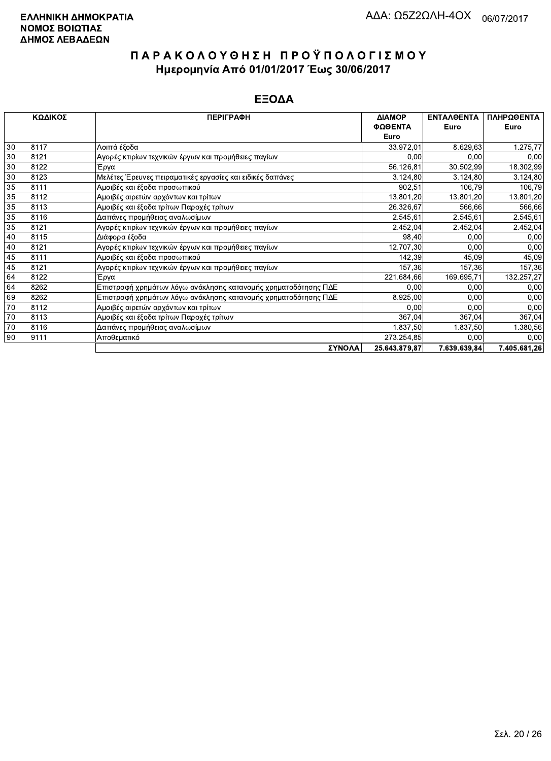**ΕΛΛΗΝΙΚΗ ΔΗΜΟΚΡΑΤΙΑ**
**ΝΟΜΟΣ ΒΟΙΩΤΙΑΣ**
**ΔΗΜΟΣ ΛΕΒΑΔΕΩΝ**

ΑΔΑ: Ω5Ζ2ΩΛΗ-4ΟΧ 06/07/2017

# ΠΑΡΑΚΟΛΟΥΘΗΣΗ ΠΡΟΫΠΟΛΟΓΙΣΜΟΥ

## Ημερομηνία Από 01/01/2017 Έως 30/06/2017

## ΕΞΟΔΑ

| ΚΩΔΙΚΟΣ | | ΠΕΡΙΓΡΑΦΗ | ΔΙΑΜΟΡ ΦΩΘΕΝΤΑ Euro | ΕΝΤΑΛΘΕΝΤΑ Euro | ΠΛΗΡΩΘΕΝΤΑ Euro |
|---|---|---|---|---|---|
| 30 | 8117 | Λοιπά έξοδα | 33.972,01 | 8.629,63 | 1.275,77 |
| 30 | 8121 | Αγορές κτιρίων τεχνικών έργων και προμήθειες παγίων | 0,00 | 0,00 | 0,00 |
| 30 | 8122 | Έργα | 56.126,81 | 30.502,99 | 18.302,99 |
| 30 | 8123 | Μελέτες Έρευνες πειραματικές εργασίες και ειδικές δαπάνες | 3.124,80 | 3.124,80 | 3.124,80 |
| 35 | 8111 | Αμοιβές και έξοδα προσωπικού | 902,51 | 106,79 | 106,79 |
| 35 | 8112 | Αμοιβές αιρετών αρχόντων και τρίτων | 13.801,20 | 13.801,20 | 13.801,20 |
| 35 | 8113 | Αμοιβές και έξοδα τρίτων Παροχές τρίτων | 26.326,67 | 566,66 | 566,66 |
| 35 | 8116 | Δαπάνες προμήθειας αναλωσίμων | 2.545,61 | 2.545,61 | 2.545,61 |
| 35 | 8121 | Αγορές κτιρίων τεχνικών έργων και προμήθειες παγίων | 2.452,04 | 2.452,04 | 2.452,04 |
| 40 | 8115 | Διάφορα έξοδα | 98,40 | 0,00 | 0,00 |
| 40 | 8121 | Αγορές κτιρίων τεχνικών έργων και προμήθειες παγίων | 12.707,30 | 0,00 | 0,00 |
| 45 | 8111 | Αμοιβές και έξοδα προσωπικού | 142,39 | 45,09 | 45,09 |
| 45 | 8121 | Αγορές κτιρίων τεχνικών έργων και προμήθειες παγίων | 157,36 | 157,36 | 157,36 |
| 64 | 8122 | Έργα | 221.684,66 | 169.695,71 | 132.257,27 |
| 64 | 8262 | Επιστροφή χρημάτων λόγω ανάκλησης κατανομής χρηματοδότησης ΠΔΕ | 0,00 | 0,00 | 0,00 |
| 69 | 8262 | Επιστροφή χρημάτων λόγω ανάκλησης κατανομής χρηματοδότησης ΠΔΕ | 8.925,00 | 0,00 | 0,00 |
| 70 | 8112 | Αμοιβές αιρετών αρχόντων και τρίτων | 0,00 | 0,00 | 0,00 |
| 70 | 8113 | Αμοιβές και έξοδα τρίτων Παροχές τρίτων | 367,04 | 367,04 | 367,04 |
| 70 | 8116 | Δαπάνες προμήθειας αναλωσίμων | 1.837,50 | 1.837,50 | 1.380,56 |
| 90 | 9111 | Αποθεματικό | 273.254,85 | 0,00 | 0,00 |
| | | **ΣΥΝΟΛΑ** | **25.643.879,87** | **7.639.639,84** | **7.405.681,26** |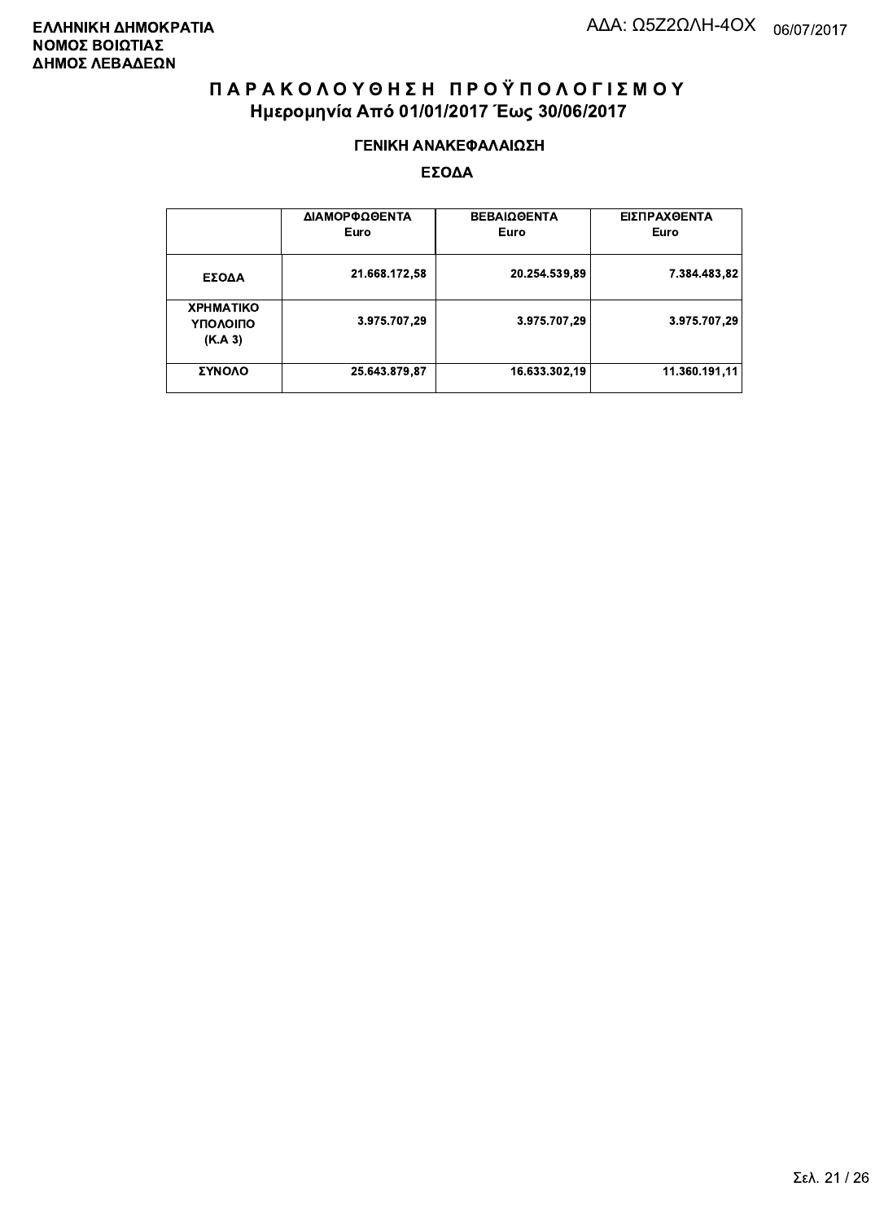**ΕΛΛΗΝΙΚΗ ΔΗΜΟΚΡΑΤΙΑ**
**ΝΟΜΟΣ ΒΟΙΩΤΙΑΣ**
**ΔΗΜΟΣ ΛΕΒΑΔΕΩΝ**

ΑΔΑ: Ω5Ζ2ΩΛΗ-4ΟΧ 06/07/2017

# ΠΑΡΑΚΟΛΟΥΘΗΣΗ ΠΡΟΫΠΟΛΟΓΙΣΜΟΥ

## Ημερομηνία Από 01/01/2017 Έως 30/06/2017

### ΓΕΝΙΚΗ ΑΝΑΚΕΦΑΛΑΙΩΣΗ

### ΕΣΟΔΑ

| | ΔΙΑΜΟΡΦΩΘΕΝΤΑ Euro | ΒΕΒΑΙΩΘΕΝΤΑ Euro | ΕΙΣΠΡΑΧΘΕΝΤΑ Euro |
|---|---|---|---|
| ΕΣΟΔΑ | 21.668.172,58 | 20.254.539,89 | 7.384.483,82 |
| ΧΡΗΜΑΤΙΚΟ ΥΠΟΛΟΙΠΟ (Κ.Α 3) | 3.975.707,29 | 3.975.707,29 | 3.975.707,29 |
| ΣΥΝΟΛΟ | 25.643.879,87 | 16.633.302,19 | 11.360.191,11 |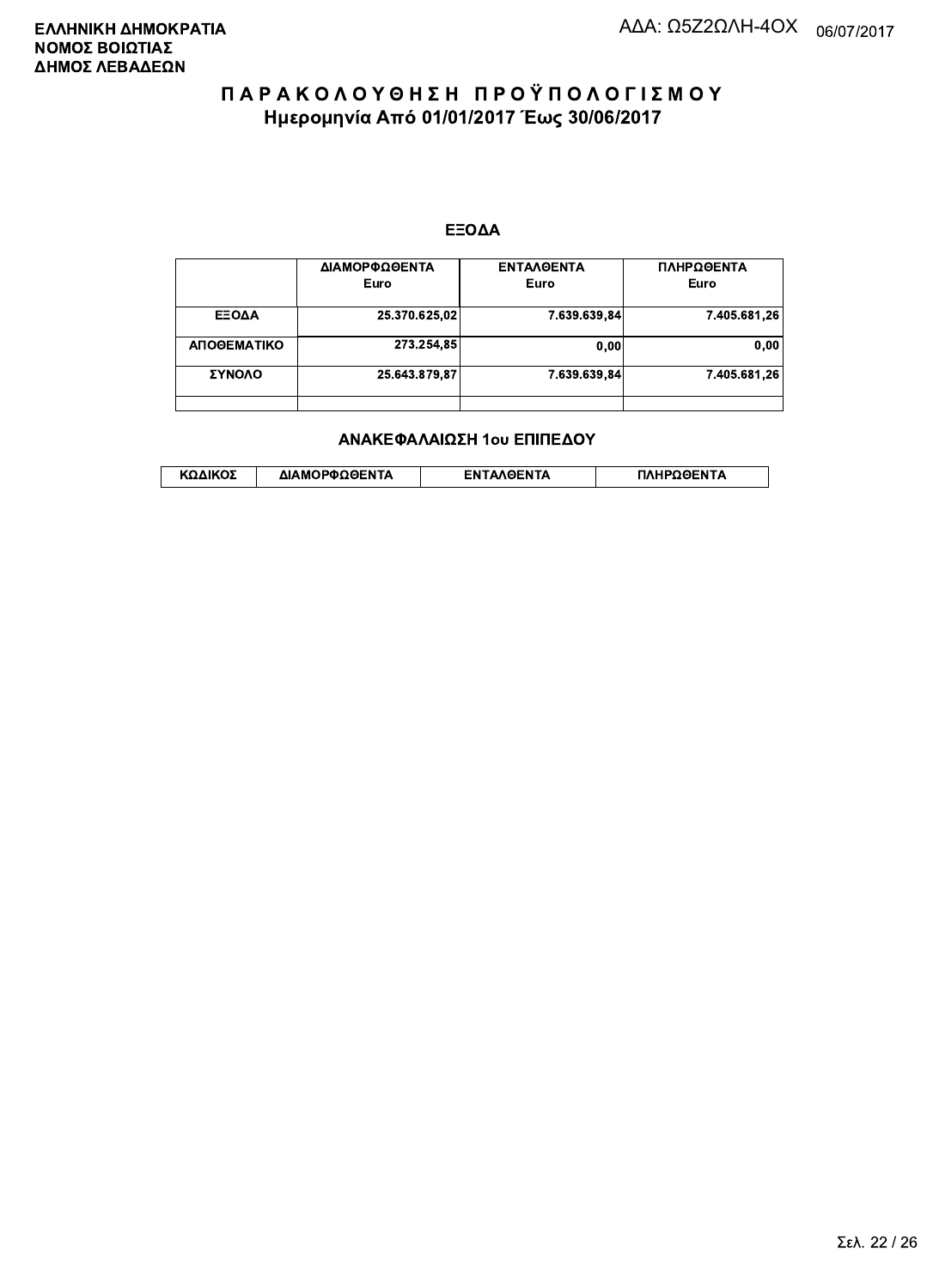**ΕΛΛΗΝΙΚΗ ΔΗΜΟΚΡΑΤΙΑ**
**ΝΟΜΟΣ ΒΟΙΩΤΙΑΣ**
**ΔΗΜΟΣ ΛΕΒΑΔΕΩΝ**

ΑΔΑ: Ω5Ζ2ΩΛΗ-4ΟΧ 06/07/2017

# ΠΑΡΑΚΟΛΟΥΘΗΣΗ ΠΡΟΫΠΟΛΟΓΙΣΜΟΥ

## Ημερομηνία Από 01/01/2017 Έως 30/06/2017

### ΕΞΟΔΑ

| | ΔΙΑΜΟΡΦΩΘΕΝΤΑ Euro | ΕΝΤΑΛΘΕΝΤΑ Euro | ΠΛΗΡΩΘΕΝΤΑ Euro |
|---|---|---|---|
| ΕΞΟΔΑ | 25.370.625,02 | 7.639.639,84 | 7.405.681,26 |
| ΑΠΟΘΕΜΑΤΙΚΟ | 273.254,85 | 0,00 | 0,00 |
| ΣΥΝΟΛΟ | 25.643.879,87 | 7.639.639,84 | 7.405.681,26 |
| | | | |

### ΑΝΑΚΕΦΑΛΑΙΩΣΗ 1ου ΕΠΙΠΕΔΟΥ

| ΚΩΔΙΚΟΣ | ΔΙΑΜΟΡΦΩΘΕΝΤΑ | ΕΝΤΑΛΘΕΝΤΑ | ΠΛΗΡΩΘΕΝΤΑ |
|---|---|---|---|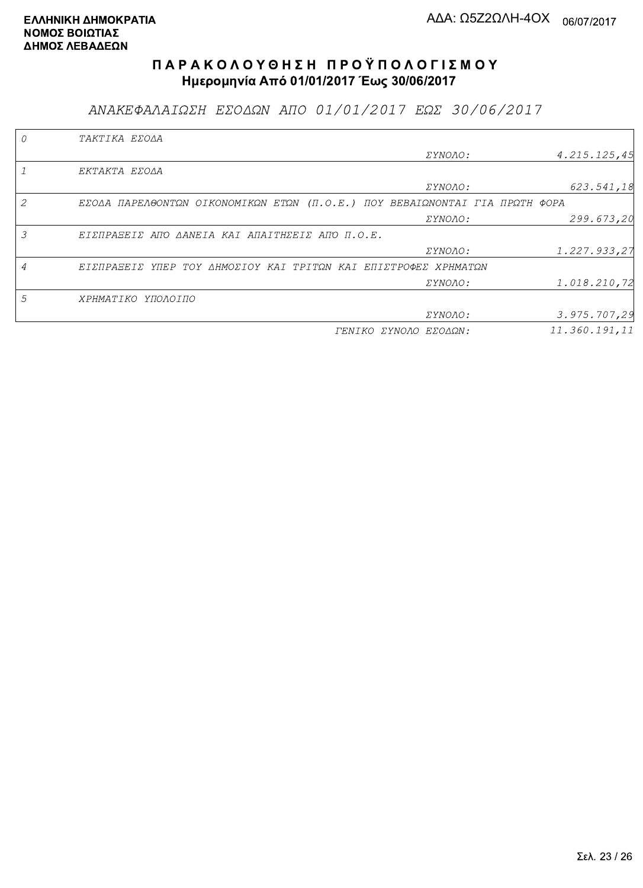**ΕΛΛΗΝΙΚΗ ΔΗΜΟΚΡΑΤΙΑ**
**ΝΟΜΟΣ ΒΟΙΩΤΙΑΣ**
**ΔΗΜΟΣ ΛΕΒΑΔΕΩΝ**

ΑΔΑ: Ω5Ζ2ΩΛΗ-4ΟΧ 06/07/2017

# Π Α Ρ Α Κ Ο Λ Ο Υ Θ Η Σ Η   Π Ρ Ο Ϋ Π Ο Λ Ο Γ Ι Σ Μ Ο Υ

**Ημερομηνία Από 01/01/2017 Έως 30/06/2017**

## *ΑΝΑΚΕΦΑΛΑΙΩΣΗ ΕΣΟΔΩΝ ΑΠΟ 01/01/2017 ΕΩΣ 30/06/2017*

| Κωδ. | Περιγραφή | | Ποσό |
|---|---|---|---|
| 0 | ΤΑΚΤΙΚΑ ΕΣΟΔΑ | | |
| | | ΣΥΝΟΛΟ: | 4.215.125,45 |
| 1 | ΕΚΤΑΚΤΑ ΕΣΟΔΑ | | |
| | | ΣΥΝΟΛΟ: | 623.541,18 |
| 2 | ΕΣΟΔΑ ΠΑΡΕΛΘΟΝΤΩΝ ΟΙΚΟΝΟΜΙΚΩΝ ΕΤΩΝ (Π.Ο.Ε.) ΠΟΥ ΒΕΒΑΙΩΝΟΝΤΑΙ ΓΙΑ ΠΡΩΤΗ ΦΟΡΑ | | |
| | | ΣΥΝΟΛΟ: | 299.673,20 |
| 3 | ΕΙΣΠΡΑΞΕΙΣ ΑΠΌ ΔΑΝΕΙΑ ΚΑΙ ΑΠΑΙΤΗΣΕΙΣ ΑΠΌ Π.Ο.Ε. | | |
| | | ΣΥΝΟΛΟ: | 1.227.933,27 |
| 4 | ΕΙΣΠΡΑΞΕΙΣ ΥΠΕΡ ΤΟΥ ΔΗΜΟΣΙΟΥ ΚΑΙ ΤΡΙΤΩΝ ΚΑΙ ΕΠΙΣΤΡΟΦΕΣ ΧΡΗΜΑΤΩΝ | | |
| | | ΣΥΝΟΛΟ: | 1.018.210,72 |
| 5 | ΧΡΗΜΑΤΙΚΟ ΥΠΟΛΟΙΠΟ | | |
| | | ΣΥΝΟΛΟ: | 3.975.707,29 |
| | | ΓΕΝΙΚΟ ΣΥΝΟΛΟ ΕΣΟΔΩΝ: | 11.360.191,11 |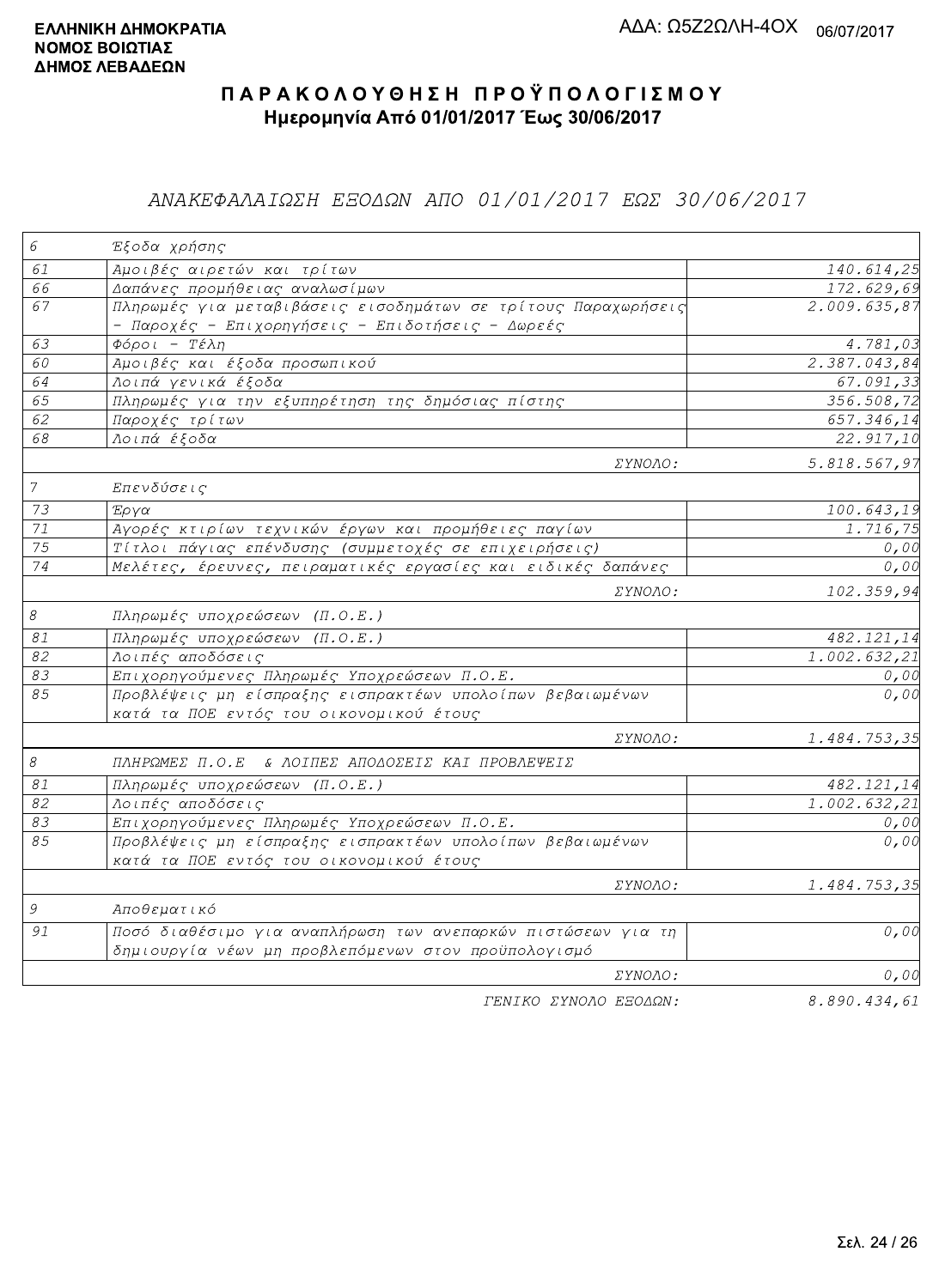**ΕΛΛΗΝΙΚΗ ΔΗΜΟΚΡΑΤΙΑ**
**ΝΟΜΟΣ ΒΟΙΩΤΙΑΣ**
**ΔΗΜΟΣ ΛΕΒΑΔΕΩΝ**

ΑΔΑ: Ω5Ζ2ΩΛΗ-4ΟΧ 06/07/2017

# ΠΑΡΑΚΟΛΟΥΘΗΣΗ ΠΡΟΫΠΟΛΟΓΙΣΜΟΥ

**Ημερομηνία Από 01/01/2017 Έως 30/06/2017**

## ΑΝΑΚΕΦΑΛΑΙΩΣΗ ΕΞΟΔΩΝ ΑΠΟ 01/01/2017 ΕΩΣ 30/06/2017

| Κωδ. | Περιγραφή | Ποσό |
|---|---|---|
| 6 | Έξοδα χρήσης | |
| 61 | Αμοιβές αιρετών και τρίτων | 140.614,25 |
| 66 | Δαπάνες προμήθειας αναλωσίμων | 172.629,69 |
| 67 | Πληρωμές για μεταβιβάσεις εισοδημάτων σε τρίτους Παραχωρήσεις - Παροχές - Επιχορηγήσεις - Επιδοτήσεις - Δωρεές | 2.009.635,87 |
| 63 | Φόροι - Τέλη | 4.781,03 |
| 60 | Αμοιβές και έξοδα προσωπικού | 2.387.043,84 |
| 64 | Λοιπά γενικά έξοδα | 67.091,33 |
| 65 | Πληρωμές για την εξυπηρέτηση της δημόσιας πίστης | 356.508,72 |
| 62 | Παροχές τρίτων | 657.346,14 |
| 68 | Λοιπά έξοδα | 22.917,10 |
| | ΣΥΝΟΛΟ: | 5.818.567,97 |
| 7 | Επενδύσεις | |
| 73 | Έργα | 100.643,19 |
| 71 | Αγορές κτιρίων τεχνικών έργων και προμήθειες παγίων | 1.716,75 |
| 75 | Τίτλοι πάγιας επένδυσης (συμμετοχές σε επιχειρήσεις) | 0,00 |
| 74 | Μελέτες, έρευνες, πειραματικές εργασίες και ειδικές δαπάνες | 0,00 |
| | ΣΥΝΟΛΟ: | 102.359,94 |
| 8 | Πληρωμές υποχρεώσεων (Π.Ο.Ε.) | |
| 81 | Πληρωμές υποχρεώσεων (Π.Ο.Ε.) | 482.121,14 |
| 82 | Λοιπές αποδόσεις | 1.002.632,21 |
| 83 | Επιχορηγούμενες Πληρωμές Υποχρεώσεων Π.Ο.Ε. | 0,00 |
| 85 | Προβλέψεις μη είσπραξης εισπρακτέων υπολοίπων βεβαιωμένων κατά τα ΠΟΕ εντός του οικονομικού έτους | 0,00 |
| | ΣΥΝΟΛΟ: | 1.484.753,35 |
| 8 | ΠΛΗΡΩΜΕΣ Π.Ο.Ε & ΛΟΙΠΕΣ ΑΠΟΔΟΣΕΙΣ ΚΑΙ ΠΡΟΒΛΕΨΕΙΣ | |
| 81 | Πληρωμές υποχρεώσεων (Π.Ο.Ε.) | 482.121,14 |
| 82 | Λοιπές αποδόσεις | 1.002.632,21 |
| 83 | Επιχορηγούμενες Πληρωμές Υποχρεώσεων Π.Ο.Ε. | 0,00 |
| 85 | Προβλέψεις μη είσπραξης εισπρακτέων υπολοίπων βεβαιωμένων κατά τα ΠΟΕ εντός του οικονομικού έτους | 0,00 |
| | ΣΥΝΟΛΟ: | 1.484.753,35 |
| 9 | Αποθεματικό | |
| 91 | Ποσό διαθέσιμο για αναπλήρωση των ανεπαρκών πιστώσεων για τη δημιουργία νέων μη προβλεπόμενων στον προϋπολογισμό | 0,00 |
| | ΣΥΝΟΛΟ: | 0,00 |
| | ΓΕΝΙΚΟ ΣΥΝΟΛΟ ΕΞΟΔΩΝ: | 8.890.434,61 |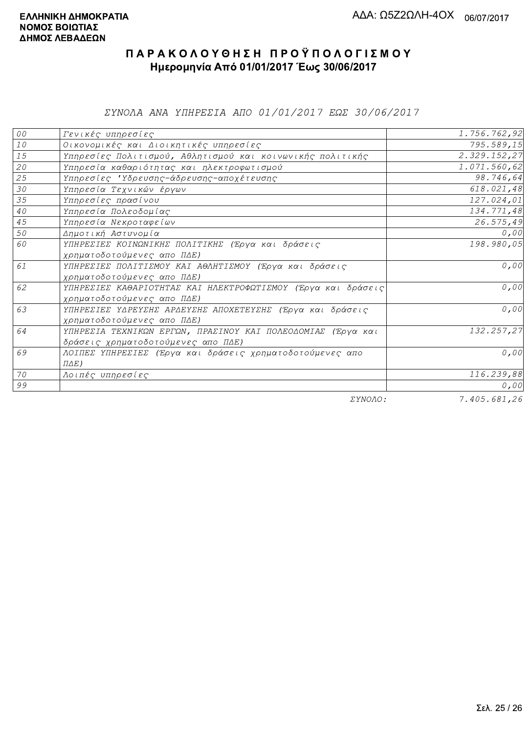**ΕΛΛΗΝΙΚΗ ΔΗΜΟΚΡΑΤΙΑ**
**ΝΟΜΟΣ ΒΟΙΩΤΙΑΣ**
**ΔΗΜΟΣ ΛΕΒΑΔΕΩΝ**

ΑΔΑ: Ω5Ζ2ΩΛΗ-4ΟΧ 06/07/2017

# ΠΑΡΑΚΟΛΟΥΘΗΣΗ ΠΡΟΫΠΟΛΟΓΙΣΜΟΥ

## Ημερομηνία Από 01/01/2017 Έως 30/06/2017

*ΣΥΝΟΛΑ ΑΝΑ ΥΠΗΡΕΣΙΑ ΑΠΟ 01/01/2017 ΕΩΣ 30/06/2017*

| | | |
|---|---|---|
| 00 | Γενικές υπηρεσίες | 1.756.762,92 |
| 10 | Οικονομικές και Διοικητικές υπηρεσίες | 795.589,15 |
| 15 | Υπηρεσίες Πολιτισμού, Αθλητισμού και κοινωνικής πολιτικής | 2.329.152,27 |
| 20 | Υπηρεσία καθαριότητας και ηλεκτροφωτισμού | 1.071.560,62 |
| 25 | Υπηρεσίες 'Υδρευσης-άδρευσης-αποχέτευσης | 98.746,64 |
| 30 | Υπηρεσία Τεχνικών έργων | 618.021,48 |
| 35 | Υπηρεσίες πρασίνου | 127.024,01 |
| 40 | Υπηρεσία Πολεοδομίας | 134.771,48 |
| 45 | Υπηρεσία Νεκροταφείων | 26.575,49 |
| 50 | Δημοτική Αστυνομία | 0,00 |
| 60 | ΥΠΗΡΕΣΙΕΣ ΚΟΙΝΩΝΙΚΗΣ ΠΟΛΙΤΙΚΗΣ (Έργα και δράσεις χρηματοδοτούμενες απο ΠΔΕ) | 198.980,05 |
| 61 | ΥΠΗΡΕΣΙΕΣ ΠΟΛΙΤΙΣΜΟΥ ΚΑΙ ΑΘΛΗΤΙΣΜΟΥ (Έργα και δράσεις χρηματοδοτούμενες απο ΠΔΕ) | 0,00 |
| 62 | ΥΠΗΡΕΣΙΕΣ ΚΑΘΑΡΙΟΤΗΤΑΣ ΚΑΙ ΗΛΕΚΤΡΟΦΩΤΙΣΜΟΥ (Έργα και δράσεις χρηματοδοτούμενες απο ΠΔΕ) | 0,00 |
| 63 | ΥΠΗΡΕΣΙΕΣ ΥΔΡΕΥΣΗΣ ΑΡΔΕΥΣΗΣ ΑΠΟΧΕΤΕΥΣΗΣ (Έργα και δράσεις χρηματοδοτούμενες απο ΠΔΕ) | 0,00 |
| 64 | ΥΠΗΡΕΣΙΑ ΤΕΧΝΙΚΩΝ ΕΡΓΩΝ, ΠΡΑΣΙΝΟΥ ΚΑΙ ΠΟΛΕΟΔΟΜΙΑΣ (Έργα και δράσεις χρηματοδοτούμενες απο ΠΔΕ) | 132.257,27 |
| 69 | ΛΟΙΠΕΣ ΥΠΗΡΕΣΙΕΣ (Έργα και δράσεις χρηματοδοτούμενες απο ΠΔΕ) | 0,00 |
| 70 | Λοιπές υπηρεσίες | 116.239,88 |
| 99 | | 0,00 |
| | ΣΥΝΟΛΟ: | 7.405.681,26 |